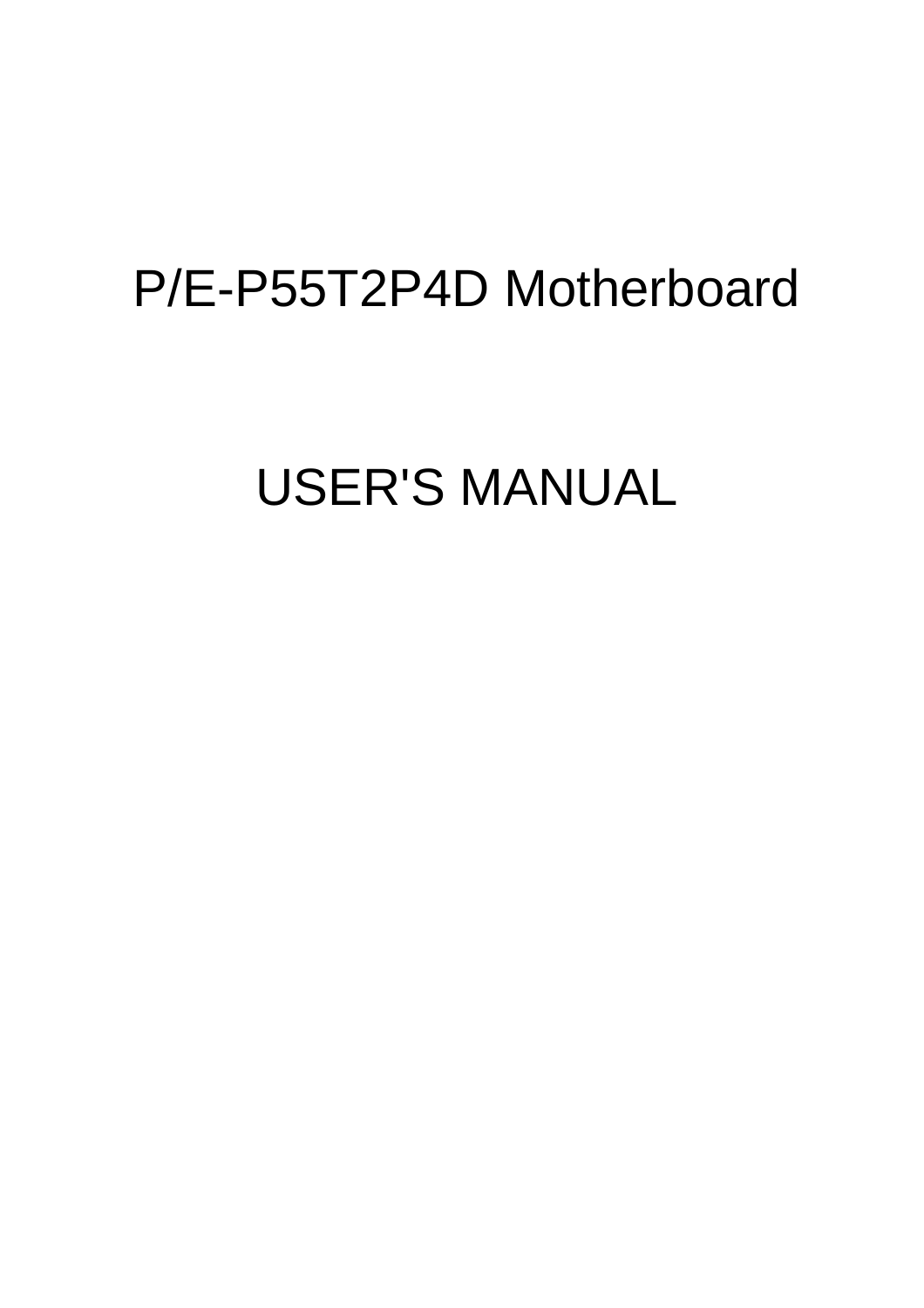# P/E-P55T2P4D Motherboard

# USER'S MANUAL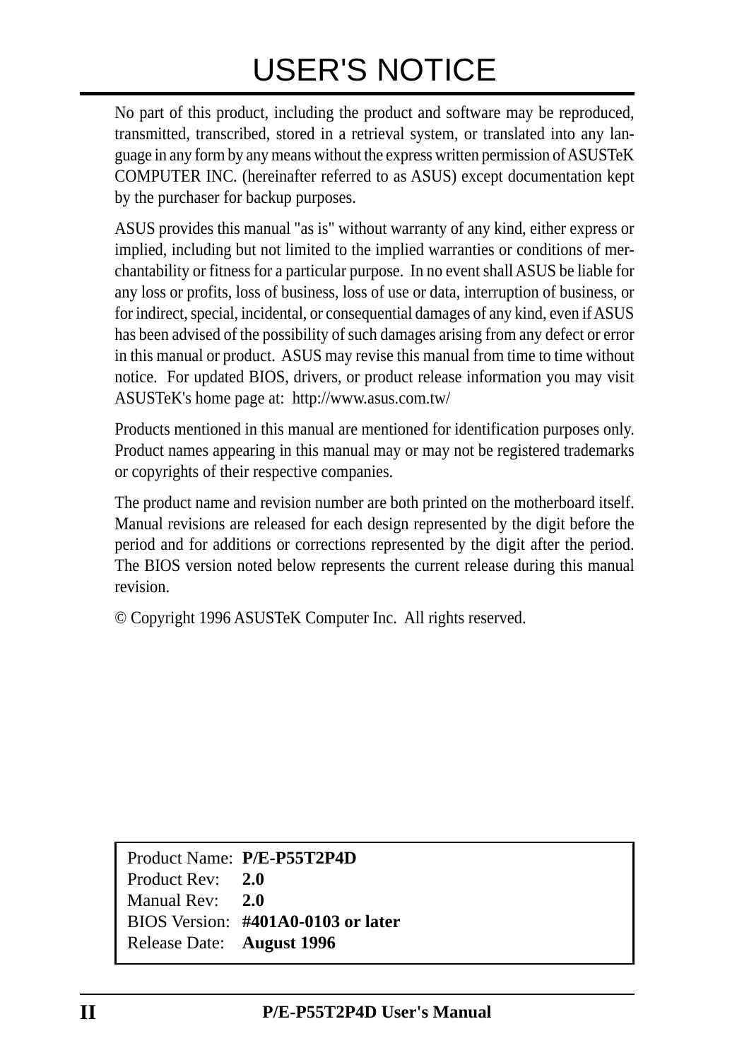# USER'S NOTICE

No part of this product, including the product and software may be reproduced, transmitted, transcribed, stored in a retrieval system, or translated into any language in any form by any means without the express written permission of ASUSTeK COMPUTER INC. (hereinafter referred to as ASUS) except documentation kept by the purchaser for backup purposes.

ASUS provides this manual "as is" without warranty of any kind, either express or implied, including but not limited to the implied warranties or conditions of merchantability or fitness for a particular purpose. In no event shall ASUS be liable for any loss or profits, loss of business, loss of use or data, interruption of business, or for indirect, special, incidental, or consequential damages of any kind, even if ASUS has been advised of the possibility of such damages arising from any defect or error in this manual or product. ASUS may revise this manual from time to time without notice. For updated BIOS, drivers, or product release information you may visit ASUSTeK's home page at: http://www.asus.com.tw/

Products mentioned in this manual are mentioned for identification purposes only. Product names appearing in this manual may or may not be registered trademarks or copyrights of their respective companies.

The product name and revision number are both printed on the motherboard itself. Manual revisions are released for each design represented by the digit before the period and for additions or corrections represented by the digit after the period. The BIOS version noted below represents the current release during this manual revision.

© Copyright 1996 ASUSTeK Computer Inc. All rights reserved.

| | |
|---|---|
| Product Name: | **P/E-P55T2P4D** |
| Product Rev: | **2.0** |
| Manual Rev: | **2.0** |
| BIOS Version: | **#401A0-0103 or later** |
| Release Date: | **August 1996** |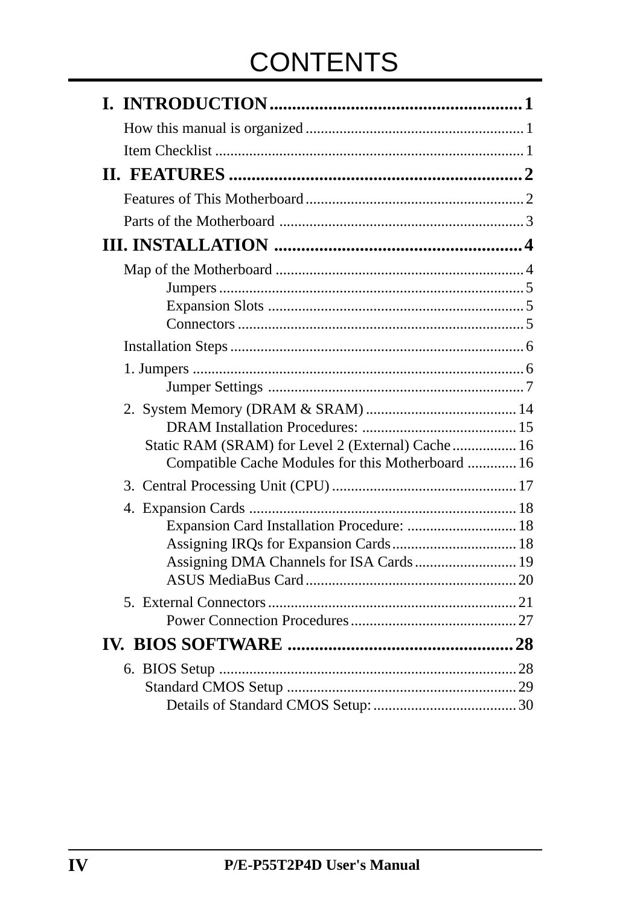# CONTENTS

**I. INTRODUCTION........................................................1**

How this manual is organized .......................................................... 1

Item Checklist ................................................................................. 1

**II. FEATURES .................................................................2**

Features of This Motherboard .......................................................... 2

Parts of the Motherboard ................................................................. 3

**III. INSTALLATION .......................................................4**

Map of the Motherboard .................................................................. 4

Jumpers ................................................................................ 5

Expansion Slots .................................................................... 5

Connectors ............................................................................ 5

Installation Steps ............................................................................. 6

1. Jumpers ........................................................................................ 6

Jumper Settings .................................................................... 7

2. System Memory (DRAM & SRAM) ........................................ 14

DRAM Installation Procedures: ......................................... 15

Static RAM (SRAM) for Level 2 (External) Cache ................. 16

Compatible Cache Modules for this Motherboard ............. 16

3. Central Processing Unit (CPU) ................................................. 17

4. Expansion Cards ....................................................................... 18

Expansion Card Installation Procedure: ............................. 18

Assigning IRQs for Expansion Cards ................................. 18

Assigning DMA Channels for ISA Cards ........................... 19

ASUS MediaBus Card ........................................................ 20

5. External Connectors ................................................................. 21

Power Connection Procedures ............................................ 27

**IV. BIOS SOFTWARE ..................................................28**

6. BIOS Setup ............................................................................... 28

Standard CMOS Setup ............................................................. 29

Details of Standard CMOS Setup: ...................................... 30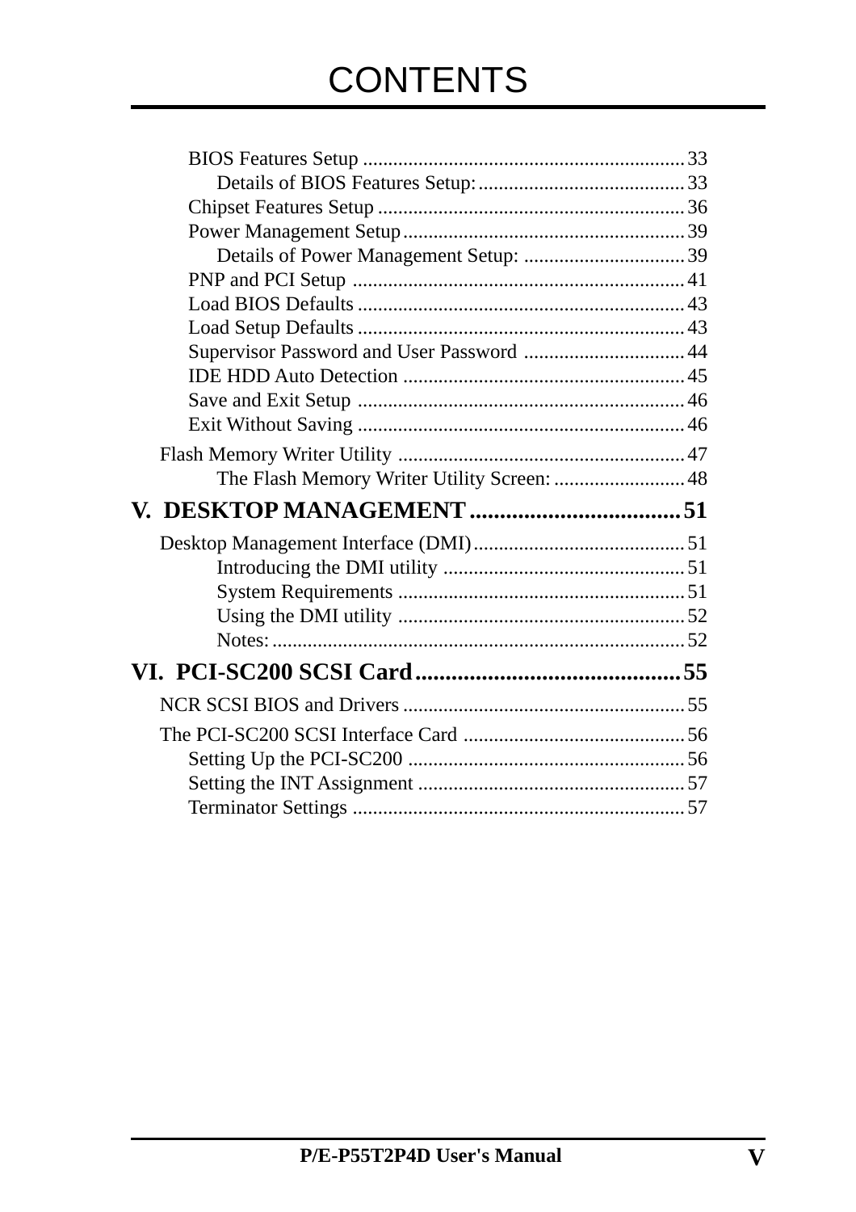# CONTENTS

- BIOS Features Setup ............................................................... 33
  - Details of BIOS Features Setup: ......................................... 33
- Chipset Features Setup ............................................................ 36
- Power Management Setup ........................................................ 39
  - Details of Power Management Setup: ................................ 39
- PNP and PCI Setup ................................................................. 41
- Load BIOS Defaults ................................................................ 43
- Load Setup Defaults ................................................................ 43
- Supervisor Password and User Password ................................ 44
- IDE HDD Auto Detection ........................................................ 45
- Save and Exit Setup ................................................................ 46
- Exit Without Saving ................................................................ 46

Flash Memory Writer Utility ........................................................ 47
- The Flash Memory Writer Utility Screen: .......................... 48

## V. DESKTOP MANAGEMENT .................................. 51

Desktop Management Interface (DMI) .......................................... 51
- Introducing the DMI utility ............................................... 51
- System Requirements ........................................................ 51
- Using the DMI utility ........................................................ 52
- Notes: ................................................................................. 52

## VI. PCI-SC200 SCSI Card ............................................ 55

NCR SCSI BIOS and Drivers ....................................................... 55

The PCI-SC200 SCSI Interface Card ........................................... 56
- Setting Up the PCI-SC200 ...................................................... 56
- Setting the INT Assignment .................................................... 57
- Terminator Settings ................................................................. 57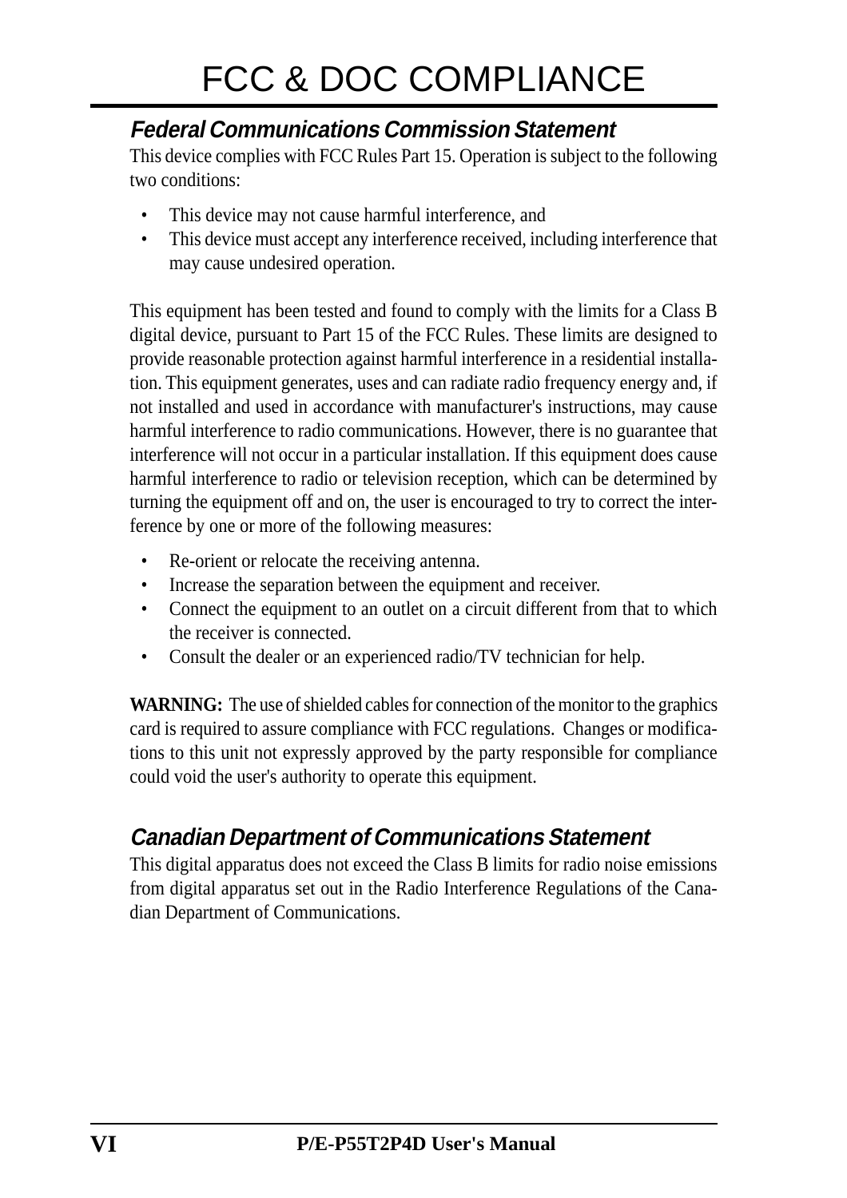# FCC & DOC COMPLIANCE

## *Federal Communications Commission Statement*

This device complies with FCC Rules Part 15. Operation is subject to the following two conditions:

- This device may not cause harmful interference, and
- This device must accept any interference received, including interference that may cause undesired operation.

This equipment has been tested and found to comply with the limits for a Class B digital device, pursuant to Part 15 of the FCC Rules. These limits are designed to provide reasonable protection against harmful interference in a residential installation. This equipment generates, uses and can radiate radio frequency energy and, if not installed and used in accordance with manufacturer's instructions, may cause harmful interference to radio communications. However, there is no guarantee that interference will not occur in a particular installation. If this equipment does cause harmful interference to radio or television reception, which can be determined by turning the equipment off and on, the user is encouraged to try to correct the interference by one or more of the following measures:

- Re-orient or relocate the receiving antenna.
- Increase the separation between the equipment and receiver.
- Connect the equipment to an outlet on a circuit different from that to which the receiver is connected.
- Consult the dealer or an experienced radio/TV technician for help.

**WARNING:** The use of shielded cables for connection of the monitor to the graphics card is required to assure compliance with FCC regulations. Changes or modifications to this unit not expressly approved by the party responsible for compliance could void the user's authority to operate this equipment.

## *Canadian Department of Communications Statement*

This digital apparatus does not exceed the Class B limits for radio noise emissions from digital apparatus set out in the Radio Interference Regulations of the Canadian Department of Communications.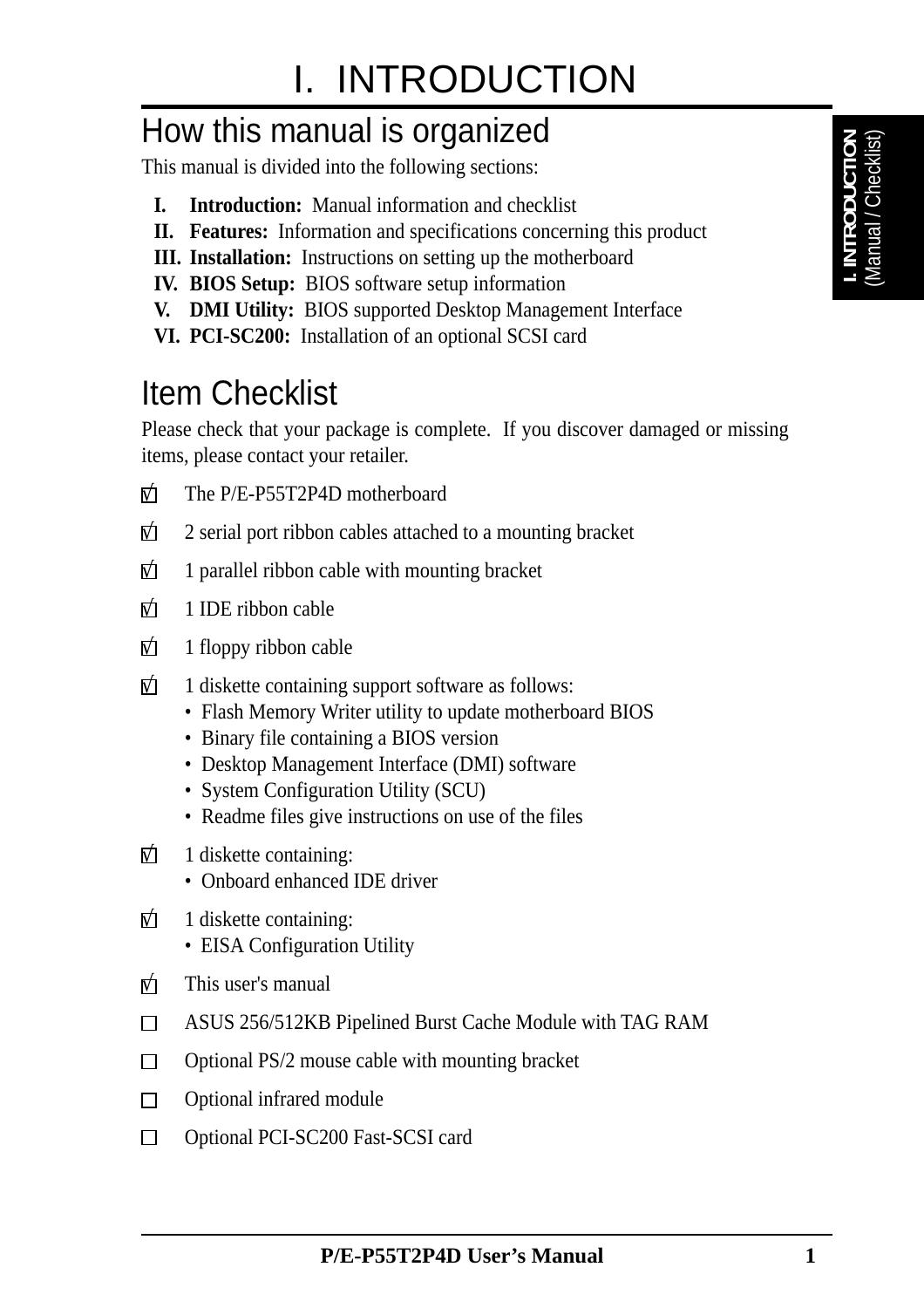# I. INTRODUCTION

## How this manual is organized

This manual is divided into the following sections:

- **I. Introduction:** Manual information and checklist
- **II. Features:** Information and specifications concerning this product
- **III. Installation:** Instructions on setting up the motherboard
- **IV. BIOS Setup:** BIOS software setup information
- **V. DMI Utility:** BIOS supported Desktop Management Interface
- **VI. PCI-SC200:** Installation of an optional SCSI card

## Item Checklist

Please check that your package is complete. If you discover damaged or missing items, please contact your retailer.

- [x] The P/E-P55T2P4D motherboard
- [x] 2 serial port ribbon cables attached to a mounting bracket
- [x] 1 parallel ribbon cable with mounting bracket
- [x] 1 IDE ribbon cable
- [x] 1 floppy ribbon cable
- [x] 1 diskette containing support software as follows:
  - Flash Memory Writer utility to update motherboard BIOS
  - Binary file containing a BIOS version
  - Desktop Management Interface (DMI) software
  - System Configuration Utility (SCU)
  - Readme files give instructions on use of the files
- [x] 1 diskette containing:
  - Onboard enhanced IDE driver
- [x] 1 diskette containing:
  - EISA Configuration Utility
- [x] This user's manual
- [ ] ASUS 256/512KB Pipelined Burst Cache Module with TAG RAM
- [ ] Optional PS/2 mouse cable with mounting bracket
- [ ] Optional infrared module
- [ ] Optional PCI-SC200 Fast-SCSI card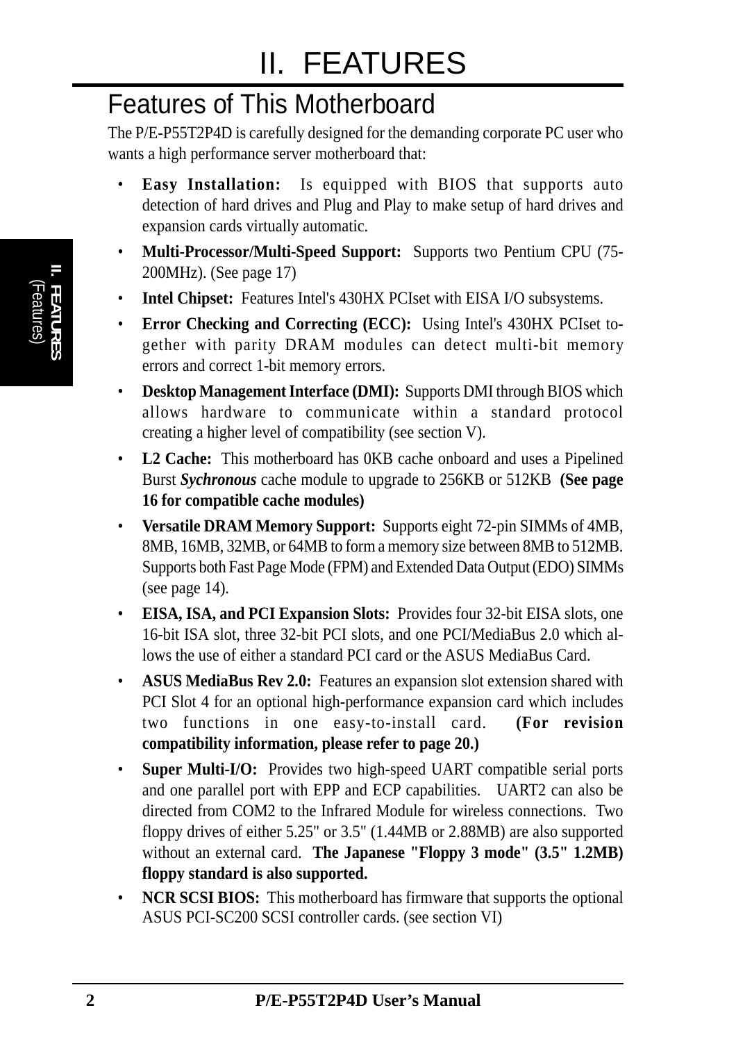# II. FEATURES

## Features of This Motherboard

The P/E-P55T2P4D is carefully designed for the demanding corporate PC user who wants a high performance server motherboard that:

- **Easy Installation:** Is equipped with BIOS that supports auto detection of hard drives and Plug and Play to make setup of hard drives and expansion cards virtually automatic.
- **Multi-Processor/Multi-Speed Support:** Supports two Pentium CPU (75-200MHz). (See page 17)
- **Intel Chipset:** Features Intel's 430HX PCIset with EISA I/O subsystems.
- **Error Checking and Correcting (ECC):** Using Intel's 430HX PCIset together with parity DRAM modules can detect multi-bit memory errors and correct 1-bit memory errors.
- **Desktop Management Interface (DMI):** Supports DMI through BIOS which allows hardware to communicate within a standard protocol creating a higher level of compatibility (see section V).
- **L2 Cache:** This motherboard has 0KB cache onboard and uses a Pipelined Burst ***Sychronous*** cache module to upgrade to 256KB or 512KB **(See page 16 for compatible cache modules)**
- **Versatile DRAM Memory Support:** Supports eight 72-pin SIMMs of 4MB, 8MB, 16MB, 32MB, or 64MB to form a memory size between 8MB to 512MB. Supports both Fast Page Mode (FPM) and Extended Data Output (EDO) SIMMs (see page 14).
- **EISA, ISA, and PCI Expansion Slots:** Provides four 32-bit EISA slots, one 16-bit ISA slot, three 32-bit PCI slots, and one PCI/MediaBus 2.0 which allows the use of either a standard PCI card or the ASUS MediaBus Card.
- **ASUS MediaBus Rev 2.0:** Features an expansion slot extension shared with PCI Slot 4 for an optional high-performance expansion card which includes two functions in one easy-to-install card. **(For revision compatibility information, please refer to page 20.)**
- **Super Multi-I/O:** Provides two high-speed UART compatible serial ports and one parallel port with EPP and ECP capabilities. UART2 can also be directed from COM2 to the Infrared Module for wireless connections. Two floppy drives of either 5.25" or 3.5" (1.44MB or 2.88MB) are also supported without an external card. **The Japanese "Floppy 3 mode" (3.5" 1.2MB) floppy standard is also supported.**
- **NCR SCSI BIOS:** This motherboard has firmware that supports the optional ASUS PCI-SC200 SCSI controller cards. (see section VI)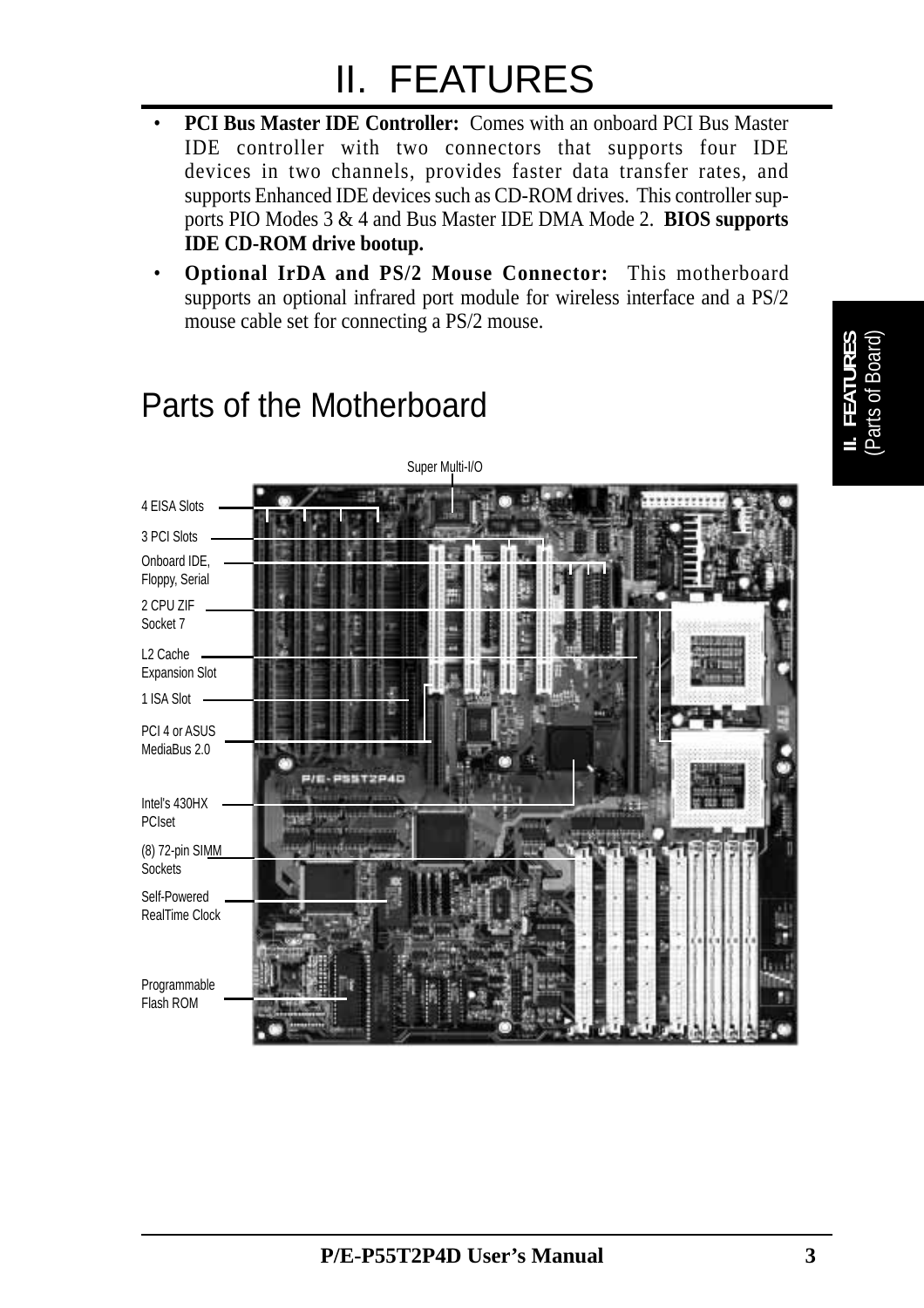# II. FEATURES

- **PCI Bus Master IDE Controller:** Comes with an onboard PCI Bus Master IDE controller with two connectors that supports four IDE devices in two channels, provides faster data transfer rates, and supports Enhanced IDE devices such as CD-ROM drives. This controller supports PIO Modes 3 & 4 and Bus Master IDE DMA Mode 2. **BIOS supports IDE CD-ROM drive bootup.**
- **Optional IrDA and PS/2 Mouse Connector:** This motherboard supports an optional infrared port module for wireless interface and a PS/2 mouse cable set for connecting a PS/2 mouse.

## Parts of the Motherboard

Super Multi-I/O

4 EISA Slots

3 PCI Slots

Onboard IDE, Floppy, Serial

2 CPU ZIF Socket 7

L2 Cache Expansion Slot

1 ISA Slot

PCI 4 or ASUS MediaBus 2.0

Intel's 430HX PCIset

(8) 72-pin SIMM Sockets

Self-Powered RealTime Clock

Programmable Flash ROM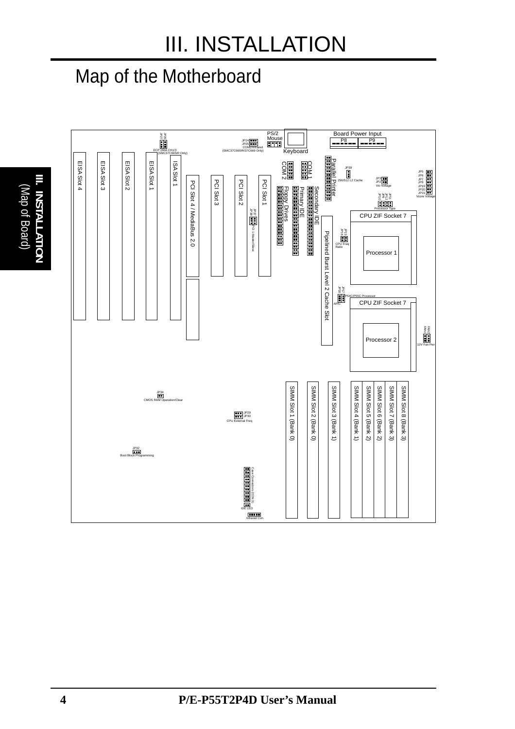# III. INSTALLATION

## Map of the Motherboard

PS/2 Mouse

Keyboard

Board Power Input

P8 P9

JP26
JP27
ECP DMA CH1/3
(SMC37C665IR Only)

JP24
JP25
COM2/Infrared
(SMC37C665IR/37C669 Only)

COM 2

COM 1

Parallel Printer

Floppy Drives

Primary IDE

Secondary IDE

JP39

JP3
JP2
256/512 L2 Cache

Vio Voltage

JP5
JP6
JP7
JP8
JP19
JP20
JP21
Vcore Voltage

JP9
JP10
JP11
JP12
Processor Type

EISA Slot 4

EISA Slot 3

EISA Slot 2

EISA Slot 1

ISA Slot 1

PCI Slot 4 / MediaBus 2.0

PCI Slot 3

PCI Slot 2

PCI Slot 1

JP37
JP38
PCI 1 Master/Slave

Pipelined Burst Level 2 Cache Slot

CPU ZIF Socket 7

JP15
JP16
CPU Freq Ratio

Processor 1

JP17
JP18
P54C/P55C Processor

APIC

CPU ZIF Socket 7

Processor 2

FAN2
FAN1
12V Fan Pwr

JP34
CMOS RAM Operation/Clear

JP29
JP30
CPU External Freq

JP32
Boot Block Programming

Case Connectors (CON 1)

IDE LED

Infrared Con.

SIMM Slot 1 (Bank 0)

SIMM Slot 2 (Bank 0)

SIMM Slot 3 (Bank 1)

SIMM Slot 4 (Bank 1)

SIMM Slot 5 (Bank 2)

SIMM Slot 6 (Bank 2)

SIMM Slot 7 (Bank 3)

SIMM Slot 8 (Bank 3)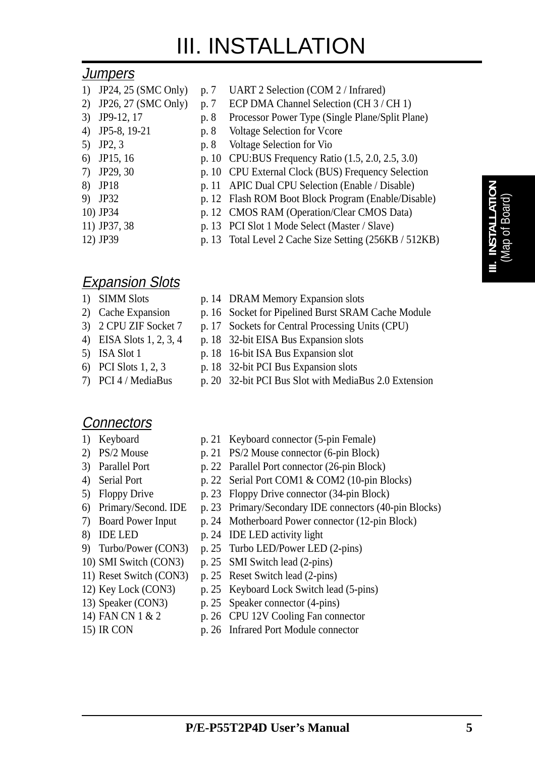# III. INSTALLATION

## Jumpers

| | | |
|---|---|---|
| 1) JP24, 25 (SMC Only) | p. 7 | UART 2 Selection (COM 2 / Infrared) |
| 2) JP26, 27 (SMC Only) | p. 7 | ECP DMA Channel Selection (CH 3 / CH 1) |
| 3) JP9-12, 17 | p. 8 | Processor Power Type (Single Plane/Split Plane) |
| 4) JP5-8, 19-21 | p. 8 | Voltage Selection for Vcore |
| 5) JP2, 3 | p. 8 | Voltage Selection for Vio |
| 6) JP15, 16 | p. 10 | CPU:BUS Frequency Ratio (1.5, 2.0, 2.5, 3.0) |
| 7) JP29, 30 | p. 10 | CPU External Clock (BUS) Frequency Selection |
| 8) JP18 | p. 11 | APIC Dual CPU Selection (Enable / Disable) |
| 9) JP32 | p. 12 | Flash ROM Boot Block Program (Enable/Disable) |
| 10) JP34 | p. 12 | CMOS RAM (Operation/Clear CMOS Data) |
| 11) JP37, 38 | p. 13 | PCI Slot 1 Mode Select (Master / Slave) |
| 12) JP39 | p. 13 | Total Level 2 Cache Size Setting (256KB / 512KB) |

## Expansion Slots

| | | |
|---|---|---|
| 1) SIMM Slots | p. 14 | DRAM Memory Expansion slots |
| 2) Cache Expansion | p. 16 | Socket for Pipelined Burst SRAM Cache Module |
| 3) 2 CPU ZIF Socket 7 | p. 17 | Sockets for Central Processing Units (CPU) |
| 4) EISA Slots 1, 2, 3, 4 | p. 18 | 32-bit EISA Bus Expansion slots |
| 5) ISA Slot 1 | p. 18 | 16-bit ISA Bus Expansion slot |
| 6) PCI Slots 1, 2, 3 | p. 18 | 32-bit PCI Bus Expansion slots |
| 7) PCI 4 / MediaBus | p. 20 | 32-bit PCI Bus Slot with MediaBus 2.0 Extension |

## Connectors

| | | |
|---|---|---|
| 1) Keyboard | p. 21 | Keyboard connector (5-pin Female) |
| 2) PS/2 Mouse | p. 21 | PS/2 Mouse connector (6-pin Block) |
| 3) Parallel Port | p. 22 | Parallel Port connector (26-pin Block) |
| 4) Serial Port | p. 22 | Serial Port COM1 & COM2 (10-pin Blocks) |
| 5) Floppy Drive | p. 23 | Floppy Drive connector (34-pin Block) |
| 6) Primary/Second. IDE | p. 23 | Primary/Secondary IDE connectors (40-pin Blocks) |
| 7) Board Power Input | p. 24 | Motherboard Power connector (12-pin Block) |
| 8) IDE LED | p. 24 | IDE LED activity light |
| 9) Turbo/Power (CON3) | p. 25 | Turbo LED/Power LED (2-pins) |
| 10) SMI Switch (CON3) | p. 25 | SMI Switch lead (2-pins) |
| 11) Reset Switch (CON3) | p. 25 | Reset Switch lead (2-pins) |
| 12) Key Lock (CON3) | p. 25 | Keyboard Lock Switch lead (5-pins) |
| 13) Speaker (CON3) | p. 25 | Speaker connector (4-pins) |
| 14) FAN CN 1 & 2 | p. 26 | CPU 12V Cooling Fan connector |
| 15) IR CON | p. 26 | Infrared Port Module connector |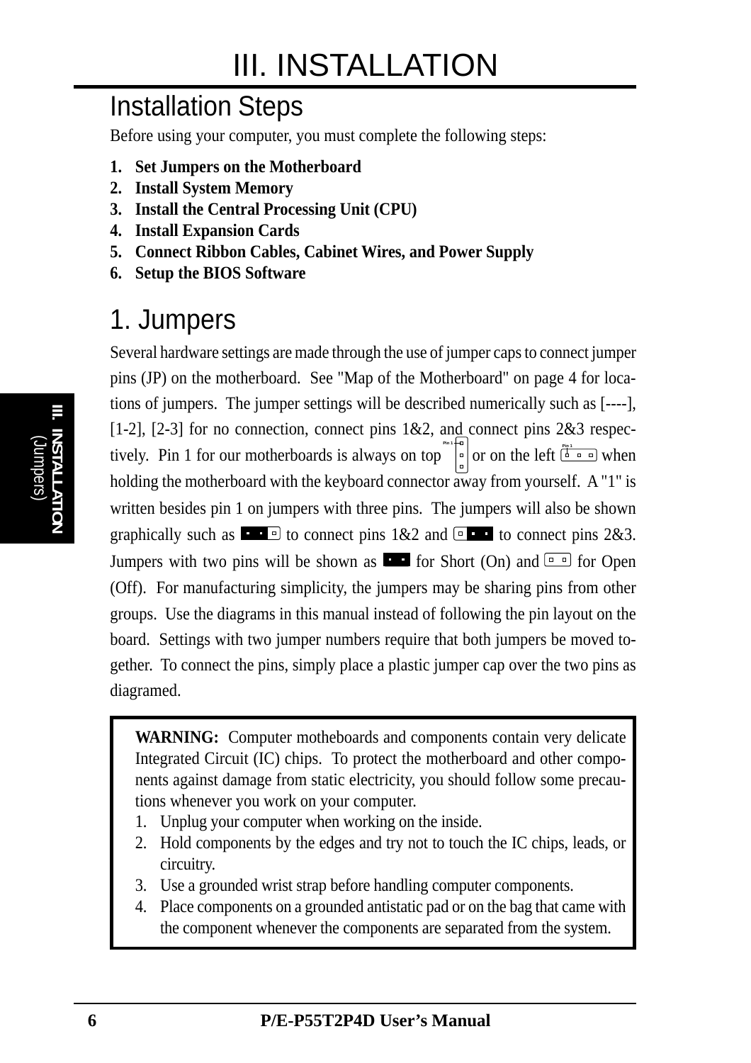# III. INSTALLATION

## Installation Steps

Before using your computer, you must complete the following steps:

1. **Set Jumpers on the Motherboard**
2. **Install System Memory**
3. **Install the Central Processing Unit (CPU)**
4. **Install Expansion Cards**
5. **Connect Ribbon Cables, Cabinet Wires, and Power Supply**
6. **Setup the BIOS Software**

## 1. Jumpers

Several hardware settings are made through the use of jumper caps to connect jumper pins (JP) on the motherboard. See "Map of the Motherboard" on page 4 for locations of jumpers. The jumper settings will be described numerically such as [----], [1-2], [2-3] for no connection, connect pins 1&2, and connect pins 2&3 respectively. Pin 1 for our motherboards is always on top or on the left when holding the motherboard with the keyboard connector away from yourself. A "1" is written besides pin 1 on jumpers with three pins. The jumpers will also be shown graphically such as to connect pins 1&2 and to connect pins 2&3. Jumpers with two pins will be shown as for Short (On) and for Open (Off). For manufacturing simplicity, the jumpers may be sharing pins from other groups. Use the diagrams in this manual instead of following the pin layout on the board. Settings with two jumper numbers require that both jumpers be moved together. To connect the pins, simply place a plastic jumper cap over the two pins as diagramed.

**WARNING:** Computer motheboards and components contain very delicate Integrated Circuit (IC) chips. To protect the motherboard and other components against damage from static electricity, you should follow some precautions whenever you work on your computer.

1. Unplug your computer when working on the inside.
2. Hold components by the edges and try not to touch the IC chips, leads, or circuitry.
3. Use a grounded wrist strap before handling computer components.
4. Place components on a grounded antistatic pad or on the bag that came with the component whenever the components are separated from the system.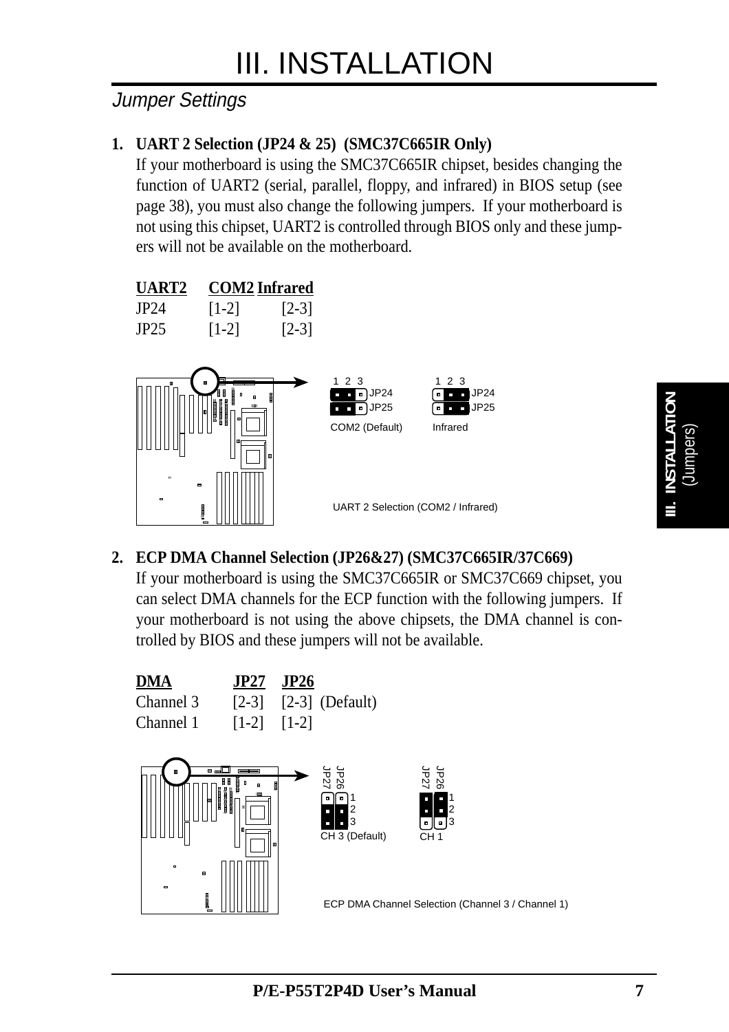# III. INSTALLATION

## *Jumper Settings*

**1. UART 2 Selection (JP24 & 25) (SMC37C665IR Only)**

If your motherboard is using the SMC37C665IR chipset, besides changing the function of UART2 (serial, parallel, floppy, and infrared) in BIOS setup (see page 38), you must also change the following jumpers. If your motherboard is not using this chipset, UART2 is controlled through BIOS only and these jumpers will not be available on the motherboard.

| UART2 | COM2 | Infrared |
|---|---|---|
| JP24 | [1-2] | [2-3] |
| JP25 | [1-2] | [2-3] |

1 2 3 JP24 JP25 COM2 (Default)

1 2 3 JP24 JP25 Infrared

UART 2 Selection (COM2 / Infrared)

**2. ECP DMA Channel Selection (JP26&27) (SMC37C665IR/37C669)**

If your motherboard is using the SMC37C665IR or SMC37C669 chipset, you can select DMA channels for the ECP function with the following jumpers. If your motherboard is not using the above chipsets, the DMA channel is controlled by BIOS and these jumpers will not be available.

| DMA | JP27 | JP26 | |
|---|---|---|---|
| Channel 3 | [2-3] | [2-3] | (Default) |
| Channel 1 | [1-2] | [1-2] | |

JP27 JP26 1 2 3 CH 3 (Default)

JP27 JP26 1 2 3 CH 1

ECP DMA Channel Selection (Channel 3 / Channel 1)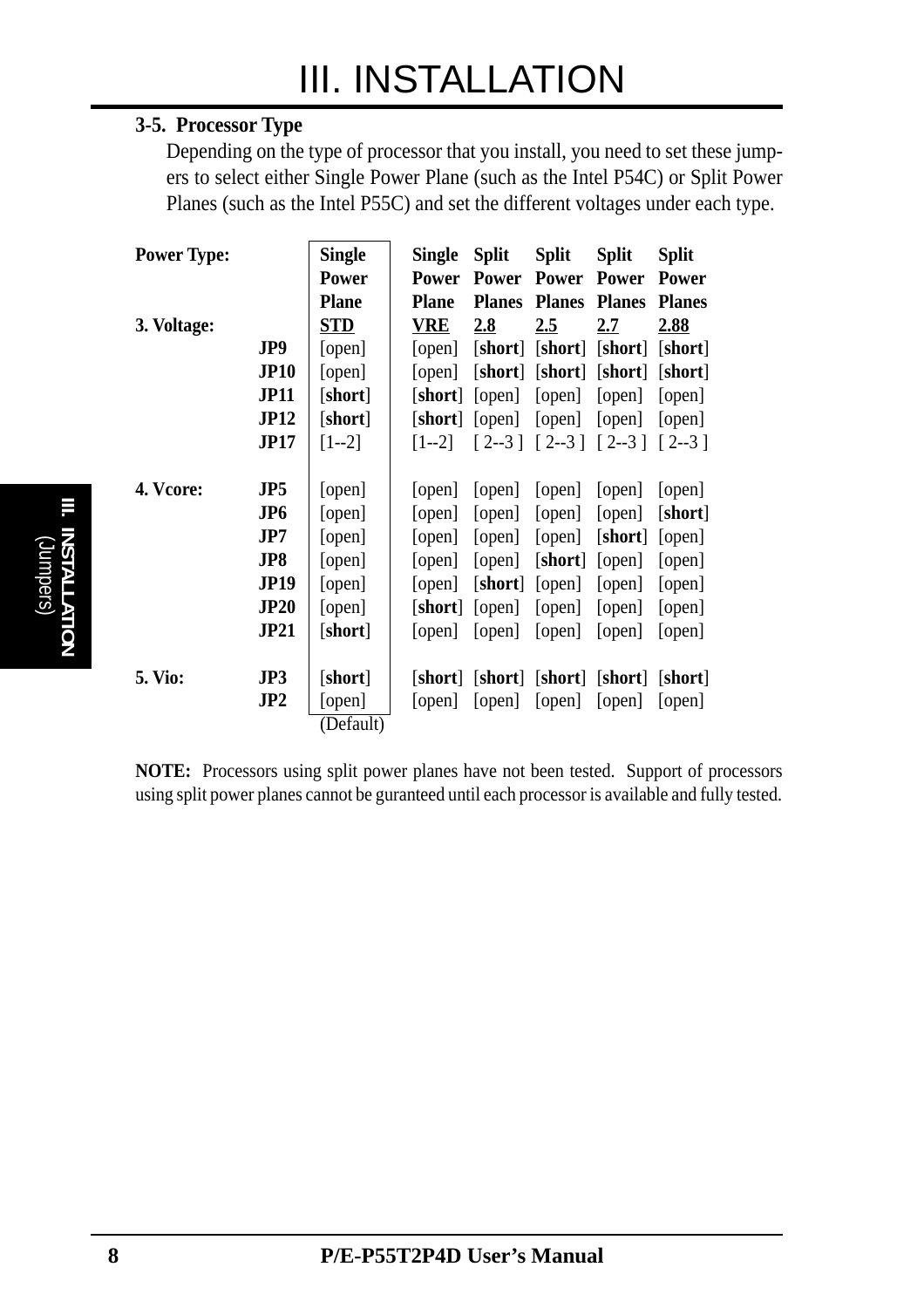### 3-5. Processor Type

Depending on the type of processor that you install, you need to set these jumpers to select either Single Power Plane (such as the Intel P54C) or Split Power Planes (such as the Intel P55C) and set the different voltages under each type.

| **Power Type:** | | **Single Power Plane** | **Single Power Plane** | **Split Power Planes** | **Split Power Planes** | **Split Power Planes** | **Split Power Planes** |
|---|---|---|---|---|---|---|---|
| **3. Voltage:** | | **STD** | **VRE** | **2.8** | **2.5** | **2.7** | **2.88** |
| | **JP9** | [open] | [open] | [**short**] | [**short**] | [**short**] | [**short**] |
| | **JP10** | [open] | [open] | [**short**] | [**short**] | [**short**] | [**short**] |
| | **JP11** | [**short**] | [**short**] | [open] | [open] | [open] | [open] |
| | **JP12** | [**short**] | [**short**] | [open] | [open] | [open] | [open] |
| | **JP17** | [1--2] | [1--2] | [ 2--3 ] | [ 2--3 ] | [ 2--3 ] | [ 2--3 ] |
| **4. Vcore:** | **JP5** | [open] | [open] | [open] | [open] | [open] | [open] |
| | **JP6** | [open] | [open] | [open] | [open] | [open] | [**short**] |
| | **JP7** | [open] | [open] | [open] | [open] | [**short**] | [open] |
| | **JP8** | [open] | [open] | [open] | [**short**] | [open] | [open] |
| | **JP19** | [open] | [open] | [**short**] | [open] | [open] | [open] |
| | **JP20** | [open] | [**short**] | [open] | [open] | [open] | [open] |
| | **JP21** | [**short**] | [open] | [open] | [open] | [open] | [open] |
| **5. Vio:** | **JP3** | [**short**] | [**short**] | [**short**] | [**short**] | [**short**] | [**short**] |
| | **JP2** | [open] | [open] | [open] | [open] | [open] | [open] |
| | | (Default) | | | | | |

**NOTE:** Processors using split power planes have not been tested. Support of processors using split power planes cannot be guranteed until each processor is available and fully tested.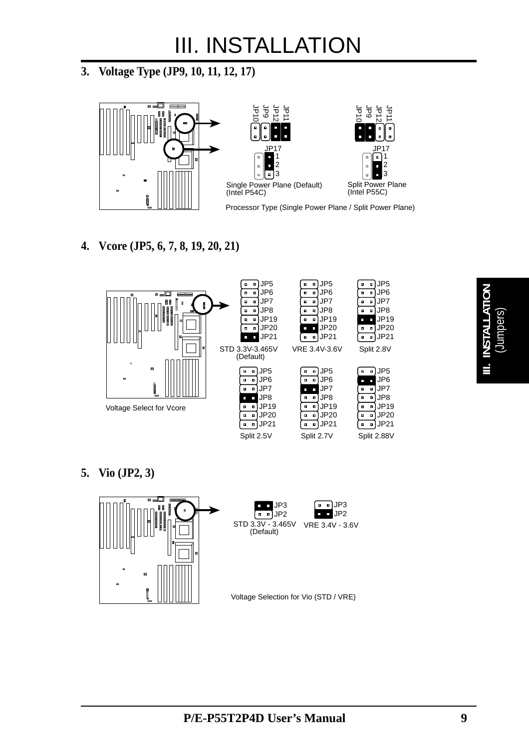# III. INSTALLATION

## 3. Voltage Type (JP9, 10, 11, 12, 17)

JP10 JP9 JP12 JP11

JP17 1 2 3

Single Power Plane (Default)
(Intel P54C)

Split Power Plane
(Intel P55C)

Processor Type (Single Power Plane / Split Power Plane)

## 4. Vcore (JP5, 6, 7, 8, 19, 20, 21)

Voltage Select for Vcore

JP5 JP6 JP7 JP8 JP19 JP20 JP21

STD 3.3V-3.465V (Default) | VRE 3.4V-3.6V | Split 2.8V

Split 2.5V | Split 2.7V | Split 2.88V

## 5. Vio (JP2, 3)

JP3 JP2

STD 3.3V - 3.465V (Default) | VRE 3.4V - 3.6V

Voltage Selection for Vio (STD / VRE)

III. INSTALLATION (Jumpers)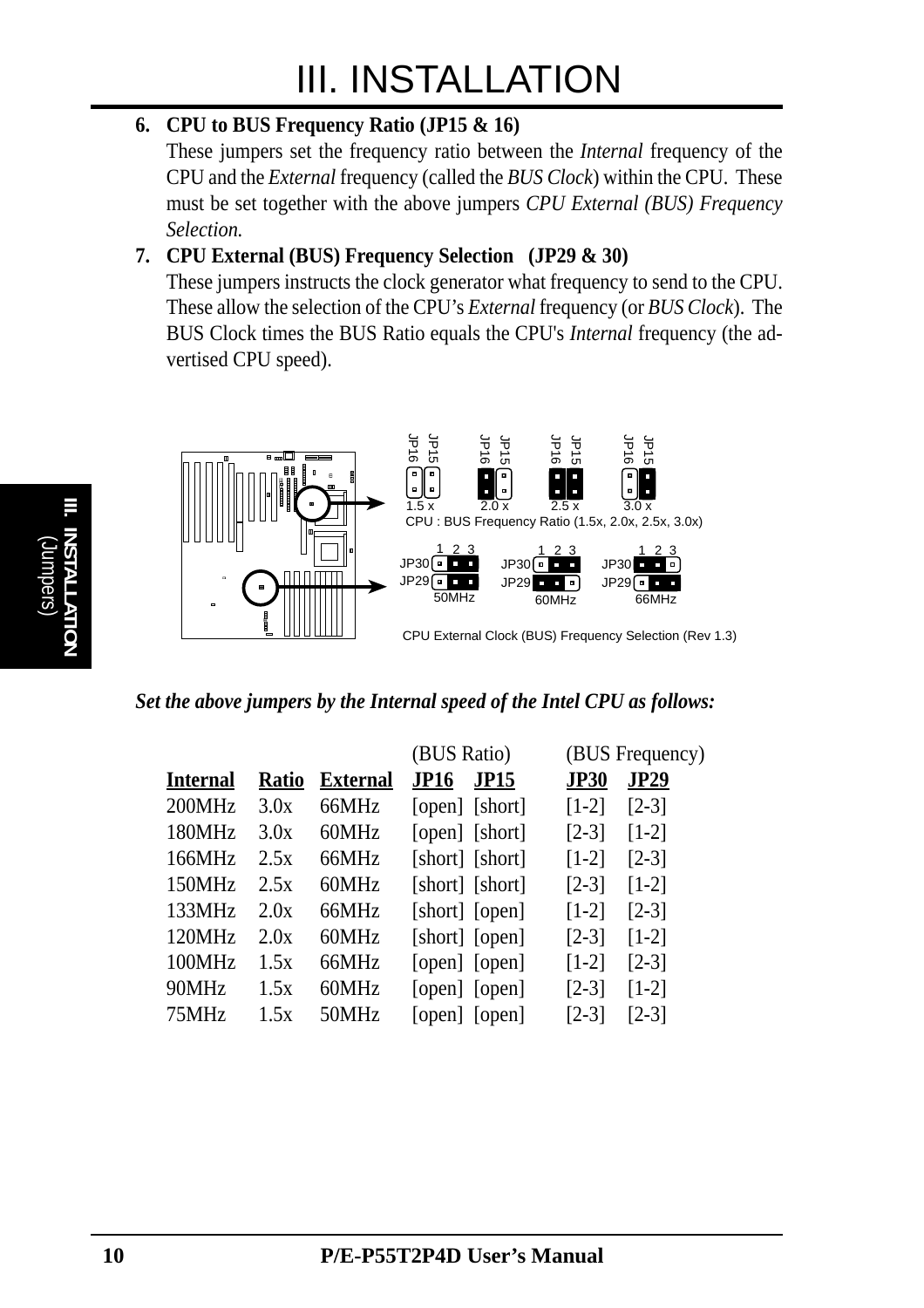6. **CPU to BUS Frequency Ratio (JP15 & 16)**
   These jumpers set the frequency ratio between the *Internal* frequency of the CPU and the *External* frequency (called the *BUS Clock*) within the CPU. These must be set together with the above jumpers *CPU External (BUS) Frequency Selection.*

7. **CPU External (BUS) Frequency Selection (JP29 & 30)**
   These jumpers instructs the clock generator what frequency to send to the CPU. These allow the selection of the CPU's *External* frequency (or *BUS Clock*). The BUS Clock times the BUS Ratio equals the CPU's *Internal* frequency (the advertised CPU speed).

CPU : BUS Frequency Ratio (1.5x, 2.0x, 2.5x, 3.0x)

CPU External Clock (BUS) Frequency Selection (Rev 1.3)

***Set the above jumpers by the Internal speed of the Intel CPU as follows:***

| | | | (BUS Ratio) | | (BUS Frequency) | |
|---|---|---|---|---|---|---|
| **Internal** | **Ratio** | **External** | **JP16** | **JP15** | **JP30** | **JP29** |
| 200MHz | 3.0x | 66MHz | [open] | [short] | [1-2] | [2-3] |
| 180MHz | 3.0x | 60MHz | [open] | [short] | [2-3] | [1-2] |
| 166MHz | 2.5x | 66MHz | [short] | [short] | [1-2] | [2-3] |
| 150MHz | 2.5x | 60MHz | [short] | [short] | [2-3] | [1-2] |
| 133MHz | 2.0x | 66MHz | [short] | [open] | [1-2] | [2-3] |
| 120MHz | 2.0x | 60MHz | [short] | [open] | [2-3] | [1-2] |
| 100MHz | 1.5x | 66MHz | [open] | [open] | [1-2] | [2-3] |
| 90MHz | 1.5x | 60MHz | [open] | [open] | [2-3] | [1-2] |
| 75MHz | 1.5x | 50MHz | [open] | [open] | [2-3] | [2-3] |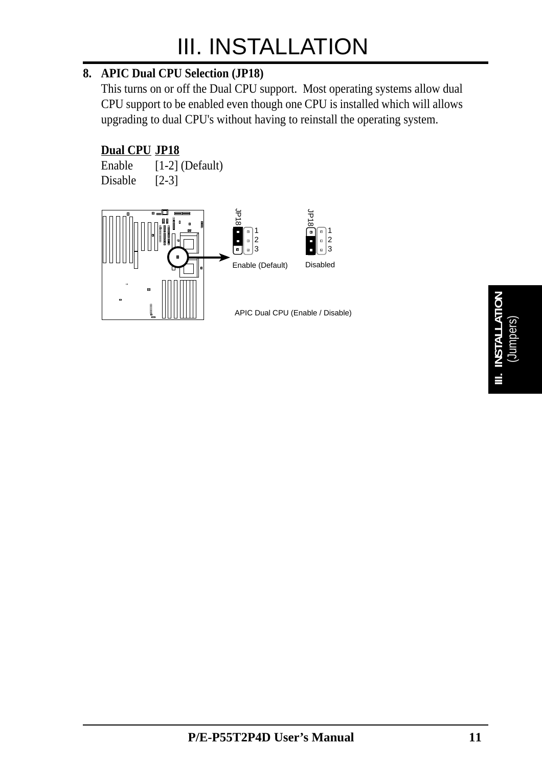# III. INSTALLATION

**8. APIC Dual CPU Selection (JP18)**

This turns on or off the Dual CPU support. Most operating systems allow dual CPU support to be enabled even though one CPU is installed which will allows upgrading to dual CPU's without having to reinstall the operating system.

| Dual CPU | JP18 |
|---|---|
| Enable | [1-2] (Default) |
| Disable | [2-3] |

JP18 1 2 3 Enable (Default)

JP18 1 2 3 Disabled

APIC Dual CPU (Enable / Disable)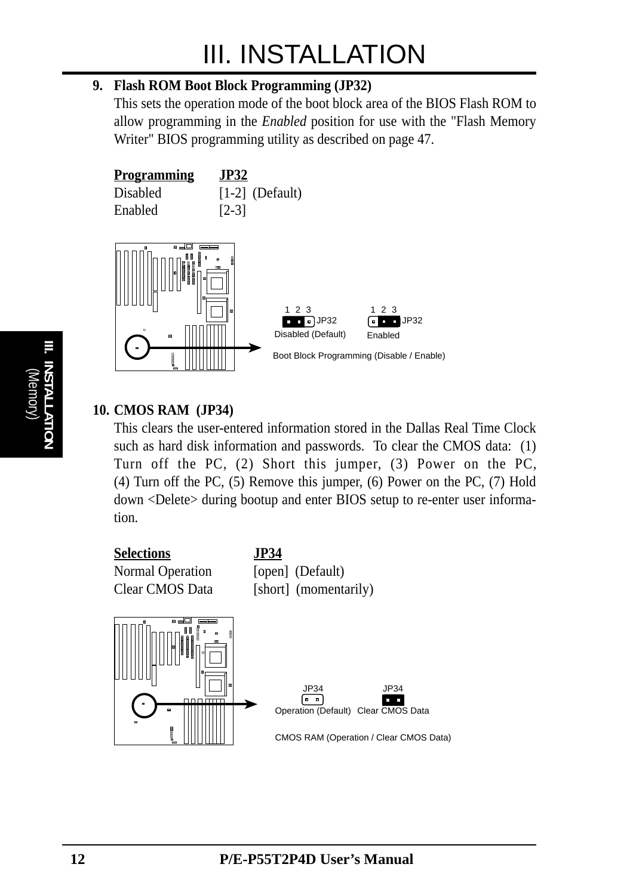**9. Flash ROM Boot Block Programming (JP32)**

This sets the operation mode of the boot block area of the BIOS Flash ROM to allow programming in the *Enabled* position for use with the "Flash Memory Writer" BIOS programming utility as described on page 47.

| Programming | JP32 |
|---|---|
| Disabled | [1-2] (Default) |
| Enabled | [2-3] |

1 2 3 JP32
Disabled (Default)

1 2 3 JP32
Enabled

Boot Block Programming (Disable / Enable)

**10. CMOS RAM (JP34)**

This clears the user-entered information stored in the Dallas Real Time Clock such as hard disk information and passwords. To clear the CMOS data: (1) Turn off the PC, (2) Short this jumper, (3) Power on the PC, (4) Turn off the PC, (5) Remove this jumper, (6) Power on the PC, (7) Hold down <Delete> during bootup and enter BIOS setup to re-enter user information.

| Selections | JP34 |
|---|---|
| Normal Operation | [open] (Default) |
| Clear CMOS Data | [short] (momentarily) |

JP34
Operation (Default)

JP34
Clear CMOS Data

CMOS RAM (Operation / Clear CMOS Data)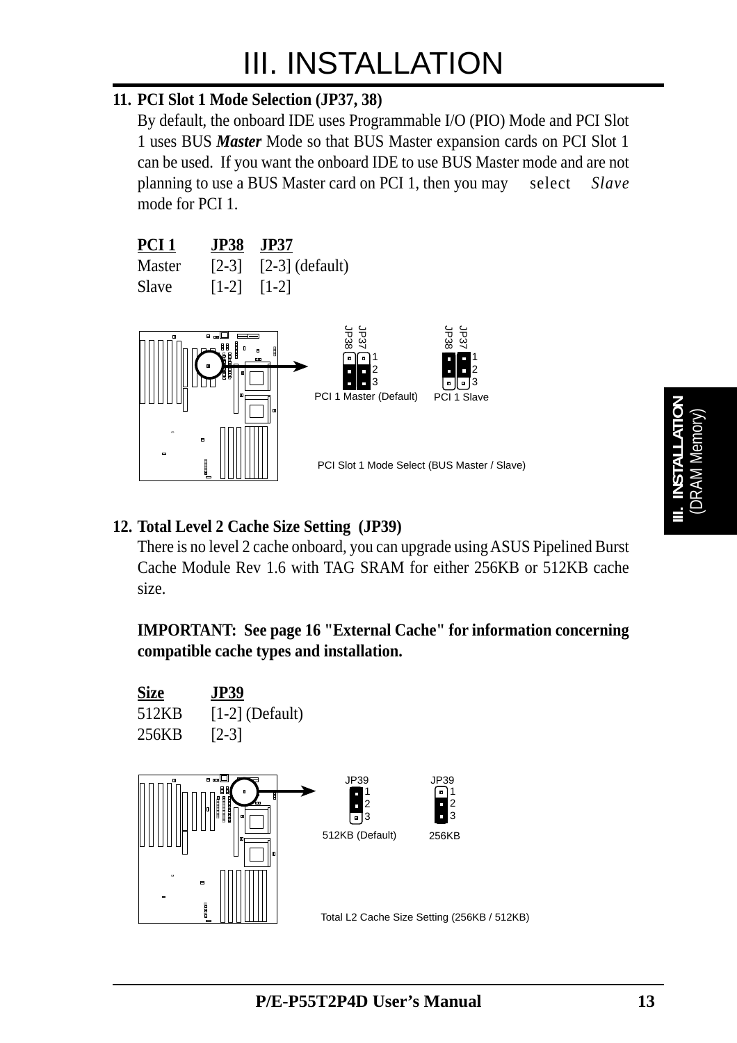### 11. PCI Slot 1 Mode Selection (JP37, 38)

By default, the onboard IDE uses Programmable I/O (PIO) Mode and PCI Slot 1 uses BUS ***Master*** Mode so that BUS Master expansion cards on PCI Slot 1 can be used. If you want the onboard IDE to use BUS Master mode and are not planning to use a BUS Master card on PCI 1, then you may select *Slave* mode for PCI 1.

| PCI 1 | JP38 | JP37 |
|---|---|---|
| Master | [2-3] | [2-3] (default) |
| Slave | [1-2] | [1-2] |

PCI 1 Master (Default) PCI 1 Slave

PCI Slot 1 Mode Select (BUS Master / Slave)

### 12. Total Level 2 Cache Size Setting (JP39)

There is no level 2 cache onboard, you can upgrade using ASUS Pipelined Burst Cache Module Rev 1.6 with TAG SRAM for either 256KB or 512KB cache size.

**IMPORTANT: See page 16 "External Cache" for information concerning compatible cache types and installation.**

| Size | JP39 |
|---|---|
| 512KB | [1-2] (Default) |
| 256KB | [2-3] |

512KB (Default) 256KB

Total L2 Cache Size Setting (256KB / 512KB)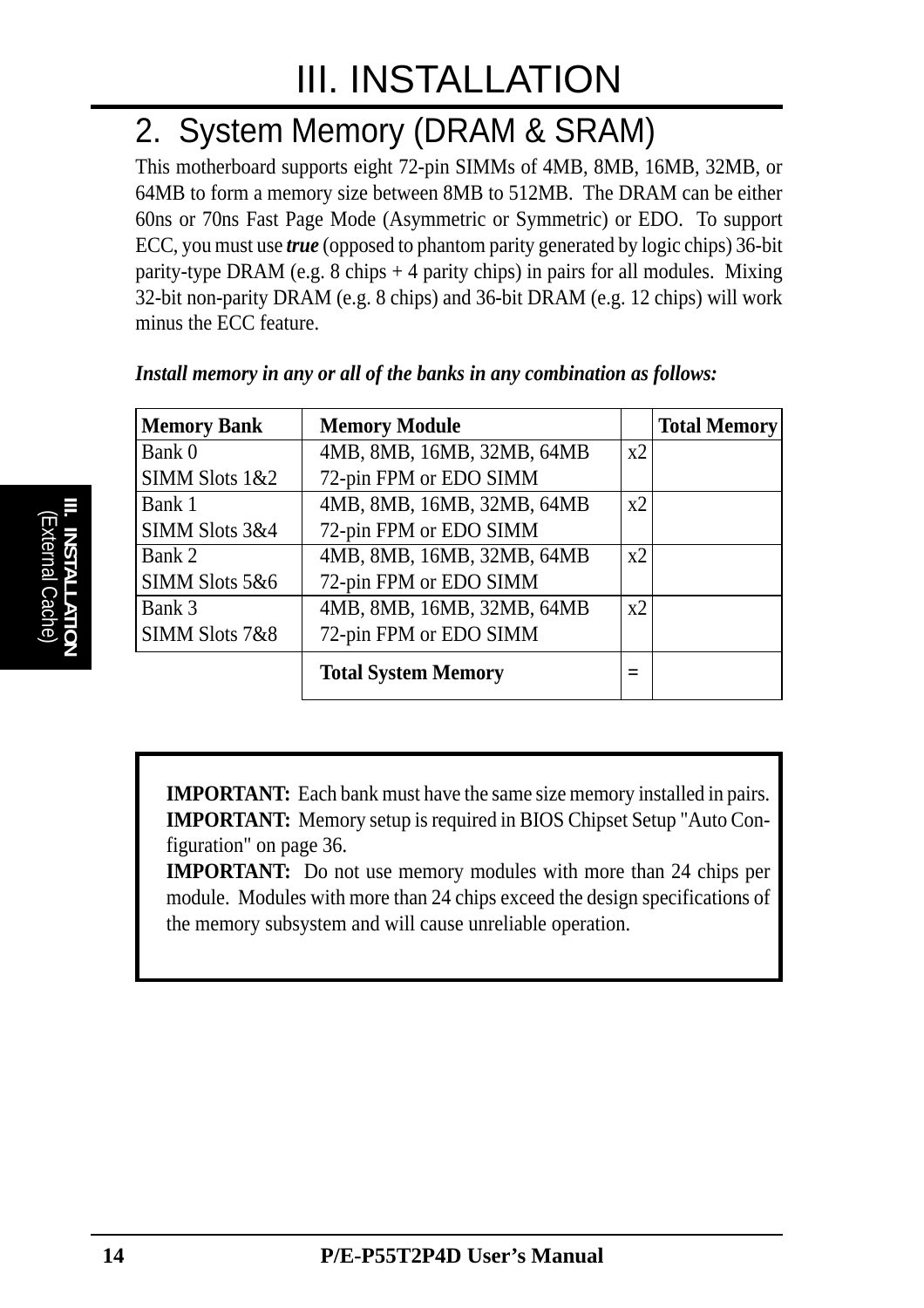# III. INSTALLATION

## 2. System Memory (DRAM & SRAM)

This motherboard supports eight 72-pin SIMMs of 4MB, 8MB, 16MB, 32MB, or 64MB to form a memory size between 8MB to 512MB. The DRAM can be either 60ns or 70ns Fast Page Mode (Asymmetric or Symmetric) or EDO. To support ECC, you must use ***true*** (opposed to phantom parity generated by logic chips) 36-bit parity-type DRAM (e.g. 8 chips + 4 parity chips) in pairs for all modules. Mixing 32-bit non-parity DRAM (e.g. 8 chips) and 36-bit DRAM (e.g. 12 chips) will work minus the ECC feature.

***Install memory in any or all of the banks in any combination as follows:***

| Memory Bank | Memory Module | | Total Memory |
|---|---|---|---|
| Bank 0<br>SIMM Slots 1&2 | 4MB, 8MB, 16MB, 32MB, 64MB<br>72-pin FPM or EDO SIMM | x2 | |
| Bank 1<br>SIMM Slots 3&4 | 4MB, 8MB, 16MB, 32MB, 64MB<br>72-pin FPM or EDO SIMM | x2 | |
| Bank 2<br>SIMM Slots 5&6 | 4MB, 8MB, 16MB, 32MB, 64MB<br>72-pin FPM or EDO SIMM | x2 | |
| Bank 3<br>SIMM Slots 7&8 | 4MB, 8MB, 16MB, 32MB, 64MB<br>72-pin FPM or EDO SIMM | x2 | |
| | **Total System Memory** | **=** | |

**IMPORTANT:** Each bank must have the same size memory installed in pairs.
**IMPORTANT:** Memory setup is required in BIOS Chipset Setup "Auto Configuration" on page 36.
**IMPORTANT:** Do not use memory modules with more than 24 chips per module. Modules with more than 24 chips exceed the design specifications of the memory subsystem and will cause unreliable operation.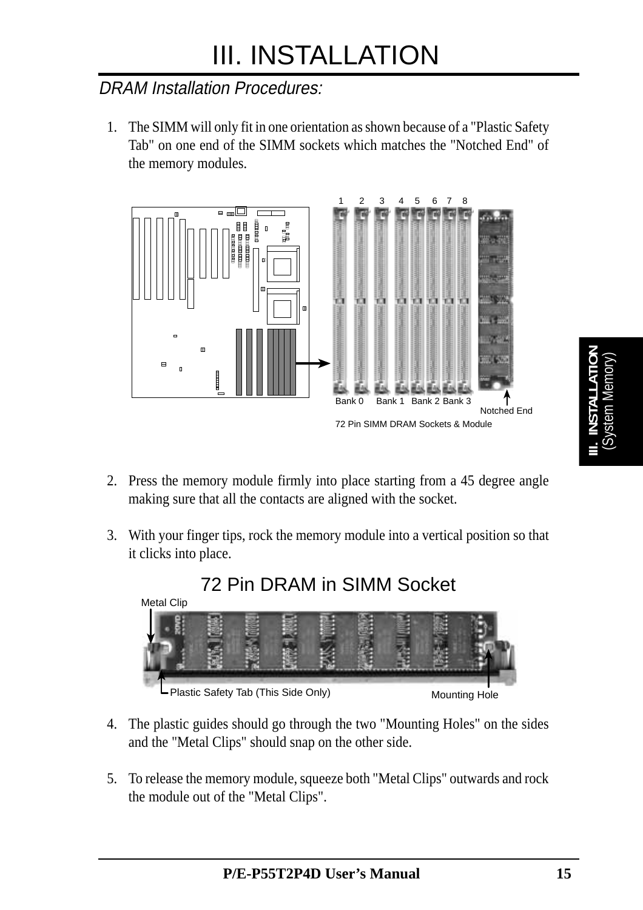# III. INSTALLATION

## *DRAM Installation Procedures:*

1. The SIMM will only fit in one orientation as shown because of a "Plastic Safety Tab" on one end of the SIMM sockets which matches the "Notched End" of the memory modules.

1 2 3 4 5 6 7 8

Bank 0 Bank 1 Bank 2 Bank 3

Notched End

72 Pin SIMM DRAM Sockets & Module

2. Press the memory module firmly into place starting from a 45 degree angle making sure that all the contacts are aligned with the socket.

3. With your finger tips, rock the memory module into a vertical position so that it clicks into place.

72 Pin DRAM in SIMM Socket

Metal Clip

Plastic Safety Tab (This Side Only)

Mounting Hole

4. The plastic guides should go through the two "Mounting Holes" on the sides and the "Metal Clips" should snap on the other side.

5. To release the memory module, squeeze both "Metal Clips" outwards and rock the module out of the "Metal Clips".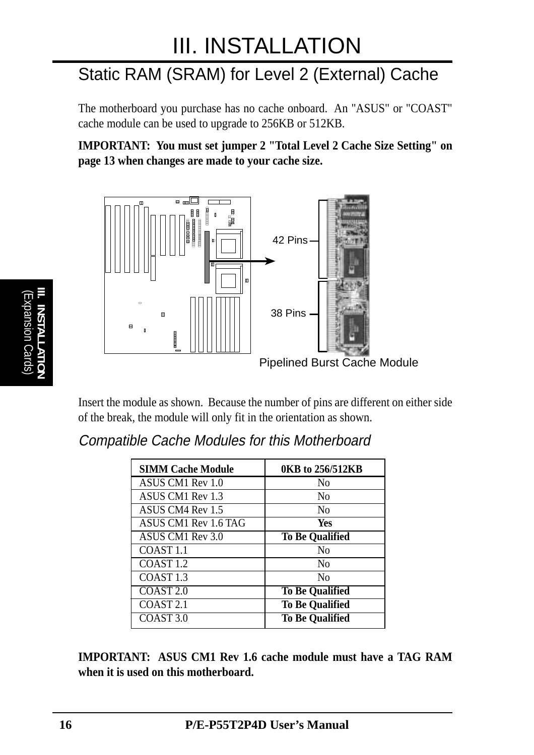# III. INSTALLATION

## Static RAM (SRAM) for Level 2 (External) Cache

The motherboard you purchase has no cache onboard. An "ASUS" or "COAST" cache module can be used to upgrade to 256KB or 512KB.

**IMPORTANT: You must set jumper 2 "Total Level 2 Cache Size Setting" on page 13 when changes are made to your cache size.**

42 Pins

38 Pins

Pipelined Burst Cache Module

Insert the module as shown. Because the number of pins are different on either side of the break, the module will only fit in the orientation as shown.

### *Compatible Cache Modules for this Motherboard*

| SIMM Cache Module | 0KB to 256/512KB |
|---|---|
| ASUS CM1 Rev 1.0 | No |
| ASUS CM1 Rev 1.3 | No |
| ASUS CM4 Rev 1.5 | No |
| ASUS CM1 Rev 1.6 TAG | **Yes** |
| ASUS CM1 Rev 3.0 | **To Be Qualified** |
| COAST 1.1 | No |
| COAST 1.2 | No |
| COAST 1.3 | No |
| COAST 2.0 | **To Be Qualified** |
| COAST 2.1 | **To Be Qualified** |
| COAST 3.0 | **To Be Qualified** |

**IMPORTANT: ASUS CM1 Rev 1.6 cache module must have a TAG RAM when it is used on this motherboard.**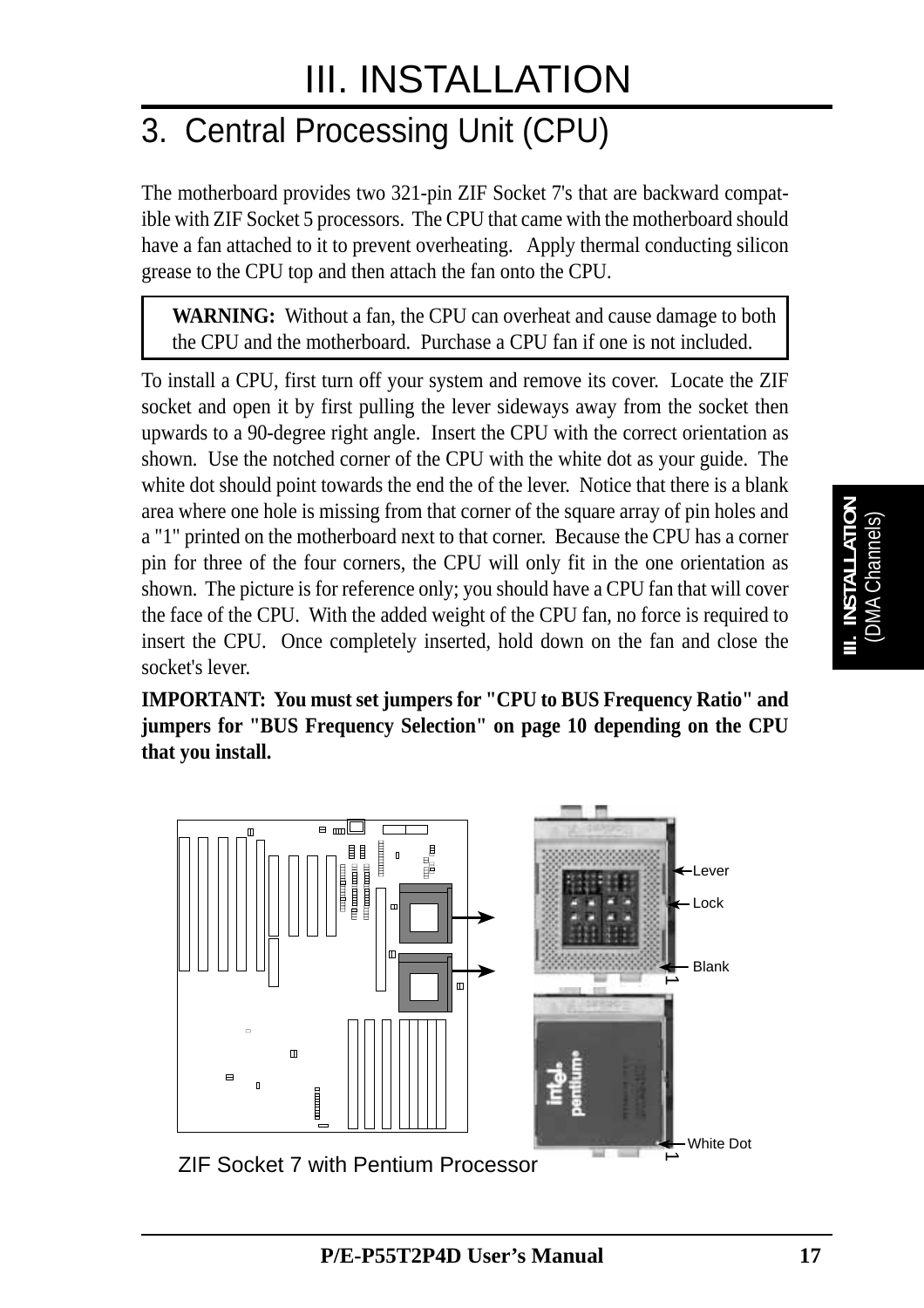# III. INSTALLATION

## 3. Central Processing Unit (CPU)

The motherboard provides two 321-pin ZIF Socket 7's that are backward compatible with ZIF Socket 5 processors. The CPU that came with the motherboard should have a fan attached to it to prevent overheating. Apply thermal conducting silicon grease to the CPU top and then attach the fan onto the CPU.

> **WARNING:** Without a fan, the CPU can overheat and cause damage to both the CPU and the motherboard. Purchase a CPU fan if one is not included.

To install a CPU, first turn off your system and remove its cover. Locate the ZIF socket and open it by first pulling the lever sideways away from the socket then upwards to a 90-degree right angle. Insert the CPU with the correct orientation as shown. Use the notched corner of the CPU with the white dot as your guide. The white dot should point towards the end the of the lever. Notice that there is a blank area where one hole is missing from that corner of the square array of pin holes and a "1" printed on the motherboard next to that corner. Because the CPU has a corner pin for three of the four corners, the CPU will only fit in the one orientation as shown. The picture is for reference only; you should have a CPU fan that will cover the face of the CPU. With the added weight of the CPU fan, no force is required to insert the CPU. Once completely inserted, hold down on the fan and close the socket's lever.

**IMPORTANT: You must set jumpers for "CPU to BUS Frequency Ratio" and jumpers for "BUS Frequency Selection" on page 10 depending on the CPU that you install.**

Lever

Lock

Blank

1

White Dot

1

ZIF Socket 7 with Pentium Processor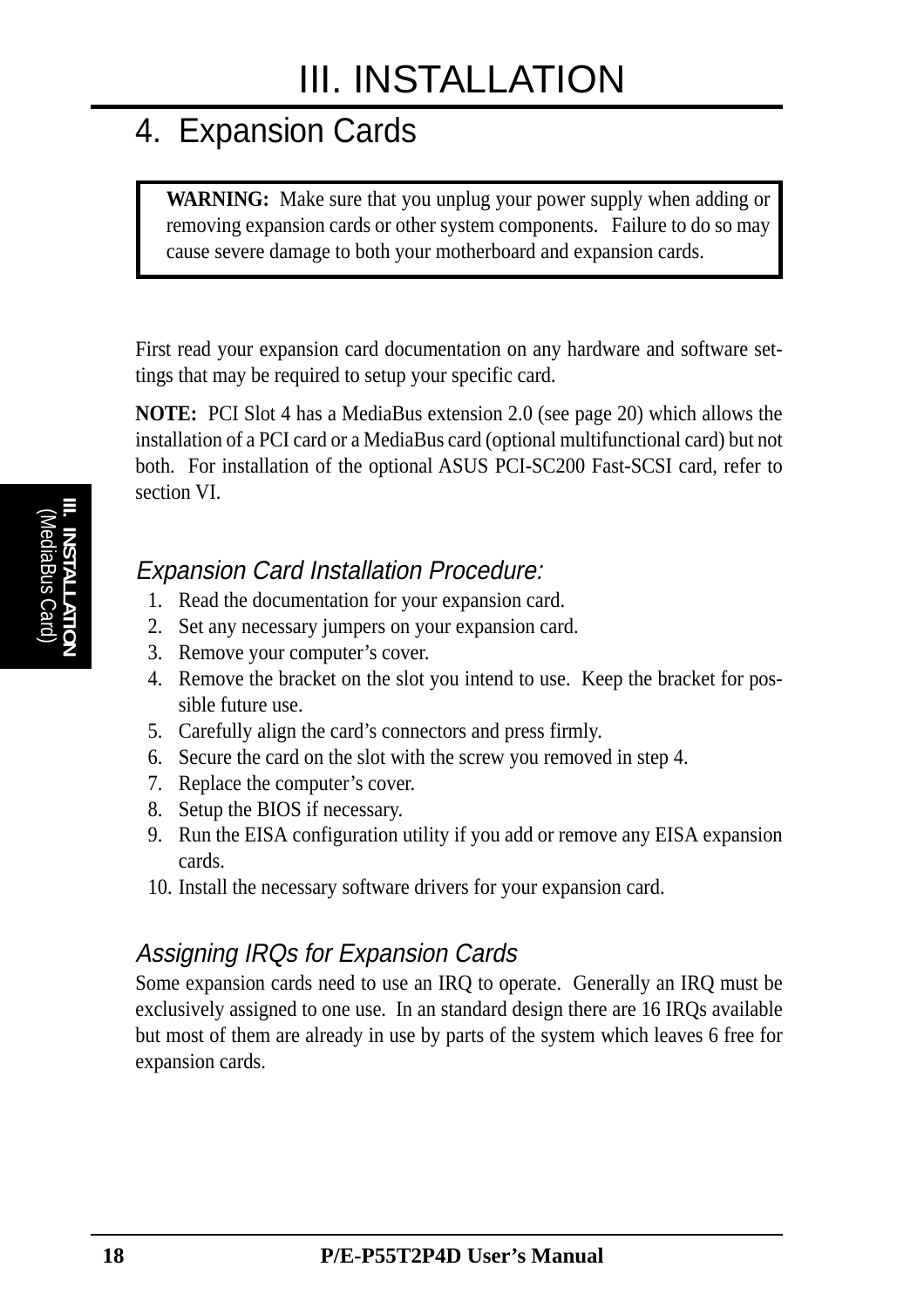# III. INSTALLATION

## 4. Expansion Cards

**WARNING:** Make sure that you unplug your power supply when adding or removing expansion cards or other system components. Failure to do so may cause severe damage to both your motherboard and expansion cards.

First read your expansion card documentation on any hardware and software settings that may be required to setup your specific card.

**NOTE:** PCI Slot 4 has a MediaBus extension 2.0 (see page 20) which allows the installation of a PCI card or a MediaBus card (optional multifunctional card) but not both. For installation of the optional ASUS PCI-SC200 Fast-SCSI card, refer to section VI.

### *Expansion Card Installation Procedure:*

1. Read the documentation for your expansion card.
2. Set any necessary jumpers on your expansion card.
3. Remove your computer's cover.
4. Remove the bracket on the slot you intend to use. Keep the bracket for possible future use.
5. Carefully align the card's connectors and press firmly.
6. Secure the card on the slot with the screw you removed in step 4.
7. Replace the computer's cover.
8. Setup the BIOS if necessary.
9. Run the EISA configuration utility if you add or remove any EISA expansion cards.
10. Install the necessary software drivers for your expansion card.

### *Assigning IRQs for Expansion Cards*

Some expansion cards need to use an IRQ to operate. Generally an IRQ must be exclusively assigned to one use. In an standard design there are 16 IRQs available but most of them are already in use by parts of the system which leaves 6 free for expansion cards.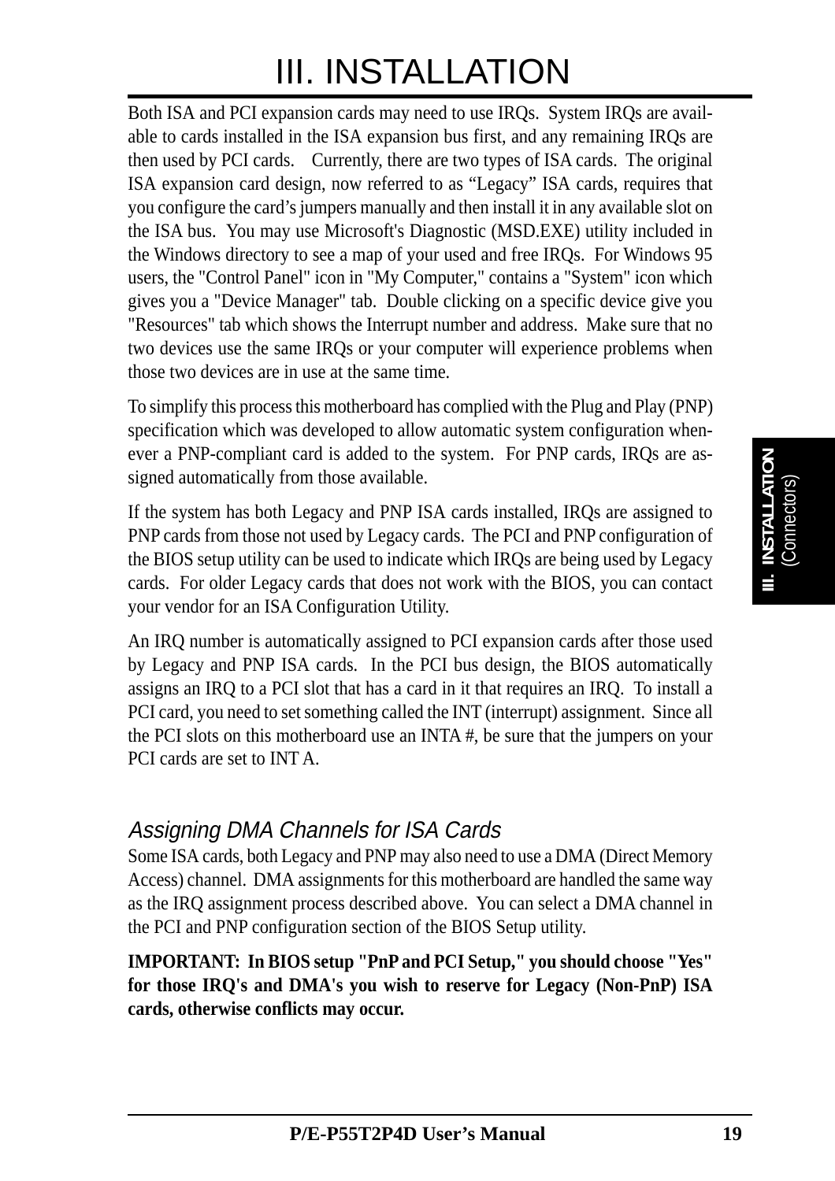Both ISA and PCI expansion cards may need to use IRQs. System IRQs are available to cards installed in the ISA expansion bus first, and any remaining IRQs are then used by PCI cards. Currently, there are two types of ISA cards. The original ISA expansion card design, now referred to as "Legacy" ISA cards, requires that you configure the card's jumpers manually and then install it in any available slot on the ISA bus. You may use Microsoft's Diagnostic (MSD.EXE) utility included in the Windows directory to see a map of your used and free IRQs. For Windows 95 users, the "Control Panel" icon in "My Computer," contains a "System" icon which gives you a "Device Manager" tab. Double clicking on a specific device give you "Resources" tab which shows the Interrupt number and address. Make sure that no two devices use the same IRQs or your computer will experience problems when those two devices are in use at the same time.

To simplify this process this motherboard has complied with the Plug and Play (PNP) specification which was developed to allow automatic system configuration whenever a PNP-compliant card is added to the system. For PNP cards, IRQs are assigned automatically from those available.

If the system has both Legacy and PNP ISA cards installed, IRQs are assigned to PNP cards from those not used by Legacy cards. The PCI and PNP configuration of the BIOS setup utility can be used to indicate which IRQs are being used by Legacy cards. For older Legacy cards that does not work with the BIOS, you can contact your vendor for an ISA Configuration Utility.

An IRQ number is automatically assigned to PCI expansion cards after those used by Legacy and PNP ISA cards. In the PCI bus design, the BIOS automatically assigns an IRQ to a PCI slot that has a card in it that requires an IRQ. To install a PCI card, you need to set something called the INT (interrupt) assignment. Since all the PCI slots on this motherboard use an INTA #, be sure that the jumpers on your PCI cards are set to INT A.

### *Assigning DMA Channels for ISA Cards*

Some ISA cards, both Legacy and PNP may also need to use a DMA (Direct Memory Access) channel. DMA assignments for this motherboard are handled the same way as the IRQ assignment process described above. You can select a DMA channel in the PCI and PNP configuration section of the BIOS Setup utility.

**IMPORTANT: In BIOS setup "PnP and PCI Setup," you should choose "Yes" for those IRQ's and DMA's you wish to reserve for Legacy (Non-PnP) ISA cards, otherwise conflicts may occur.**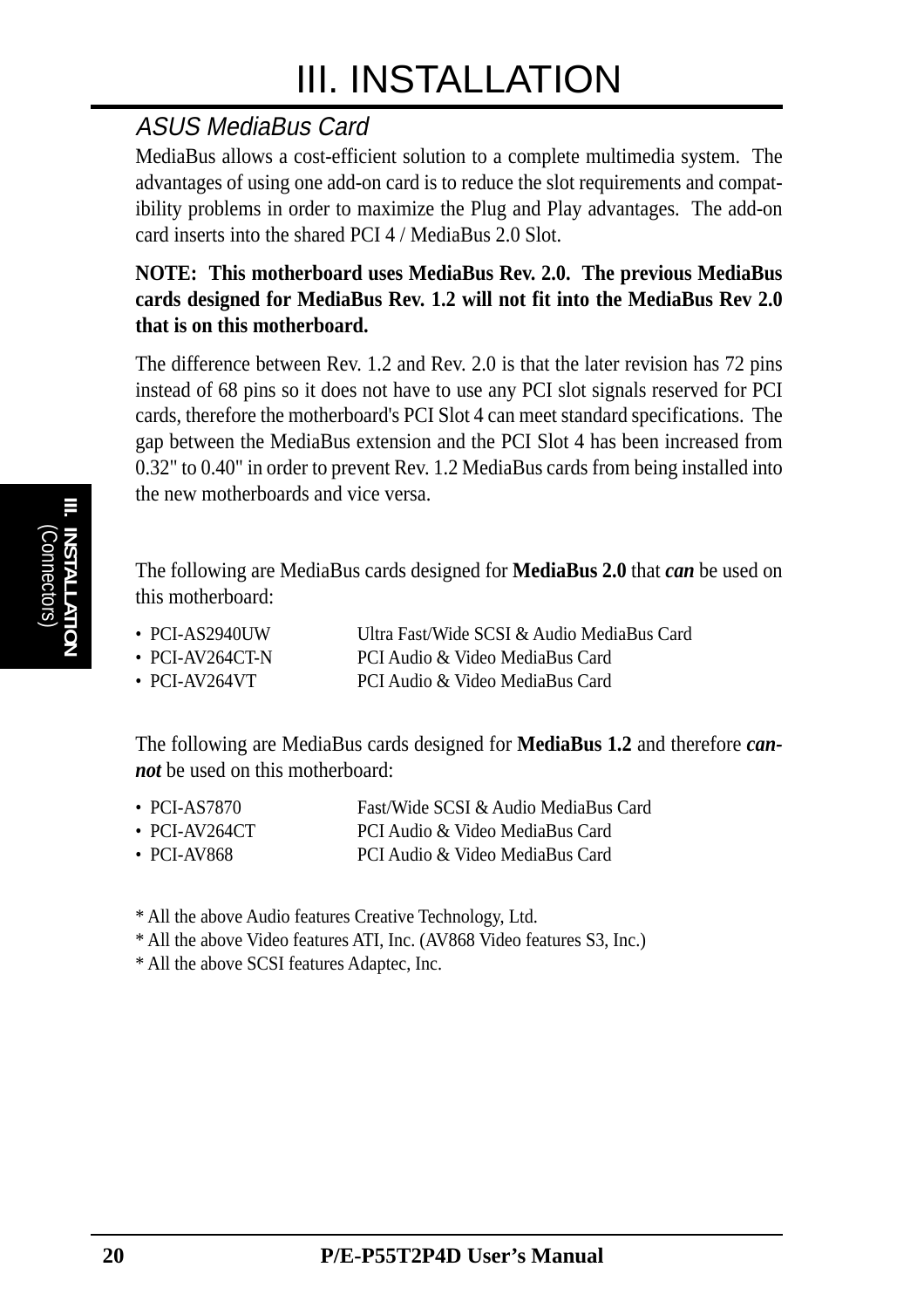## ASUS MediaBus Card

MediaBus allows a cost-efficient solution to a complete multimedia system. The advantages of using one add-on card is to reduce the slot requirements and compatibility problems in order to maximize the Plug and Play advantages. The add-on card inserts into the shared PCI 4 / MediaBus 2.0 Slot.

**NOTE: This motherboard uses MediaBus Rev. 2.0. The previous MediaBus cards designed for MediaBus Rev. 1.2 will not fit into the MediaBus Rev 2.0 that is on this motherboard.**

The difference between Rev. 1.2 and Rev. 2.0 is that the later revision has 72 pins instead of 68 pins so it does not have to use any PCI slot signals reserved for PCI cards, therefore the motherboard's PCI Slot 4 can meet standard specifications. The gap between the MediaBus extension and the PCI Slot 4 has been increased from 0.32" to 0.40" in order to prevent Rev. 1.2 MediaBus cards from being installed into the new motherboards and vice versa.

The following are MediaBus cards designed for **MediaBus 2.0** that ***can*** be used on this motherboard:

- PCI-AS2940UW — Ultra Fast/Wide SCSI & Audio MediaBus Card
- PCI-AV264CT-N — PCI Audio & Video MediaBus Card
- PCI-AV264VT — PCI Audio & Video MediaBus Card

The following are MediaBus cards designed for **MediaBus 1.2** and therefore ***cannot*** be used on this motherboard:

- PCI-AS7870 — Fast/Wide SCSI & Audio MediaBus Card
- PCI-AV264CT — PCI Audio & Video MediaBus Card
- PCI-AV868 — PCI Audio & Video MediaBus Card

\* All the above Audio features Creative Technology, Ltd.

\* All the above Video features ATI, Inc. (AV868 Video features S3, Inc.)

\* All the above SCSI features Adaptec, Inc.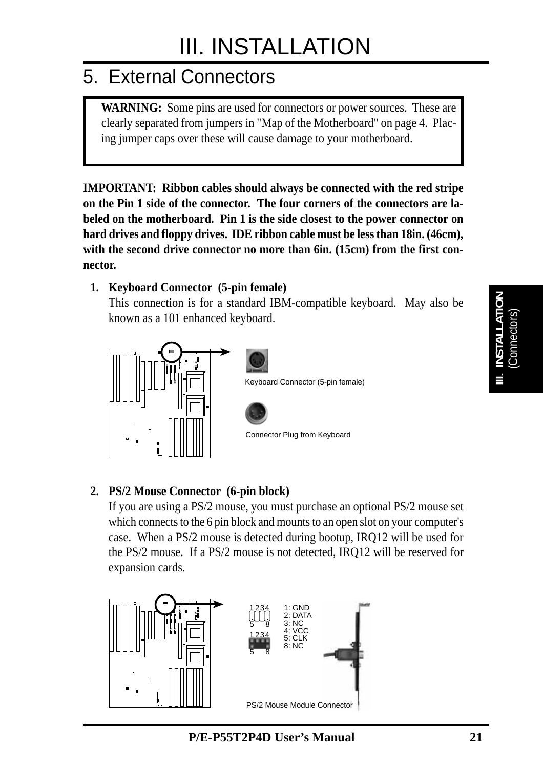# III. INSTALLATION

## 5. External Connectors

**WARNING:** Some pins are used for connectors or power sources. These are clearly separated from jumpers in "Map of the Motherboard" on page 4. Placing jumper caps over these will cause damage to your motherboard.

**IMPORTANT: Ribbon cables should always be connected with the red stripe on the Pin 1 side of the connector. The four corners of the connectors are labeled on the motherboard. Pin 1 is the side closest to the power connector on hard drives and floppy drives. IDE ribbon cable must be less than 18in. (46cm), with the second drive connector no more than 6in. (15cm) from the first connector.**

1. **Keyboard Connector (5-pin female)**
   This connection is for a standard IBM-compatible keyboard. May also be known as a 101 enhanced keyboard.

Keyboard Connector (5-pin female)

Connector Plug from Keyboard

2. **PS/2 Mouse Connector (6-pin block)**
   If you are using a PS/2 mouse, you must purchase an optional PS/2 mouse set which connects to the 6 pin block and mounts to an open slot on your computer's case. When a PS/2 mouse is detected during bootup, IRQ12 will be used for the PS/2 mouse. If a PS/2 mouse is not detected, IRQ12 will be reserved for expansion cards.

1: GND
2: DATA
3: NC
4: VCC
5: CLK
8: NC

PS/2 Mouse Module Connector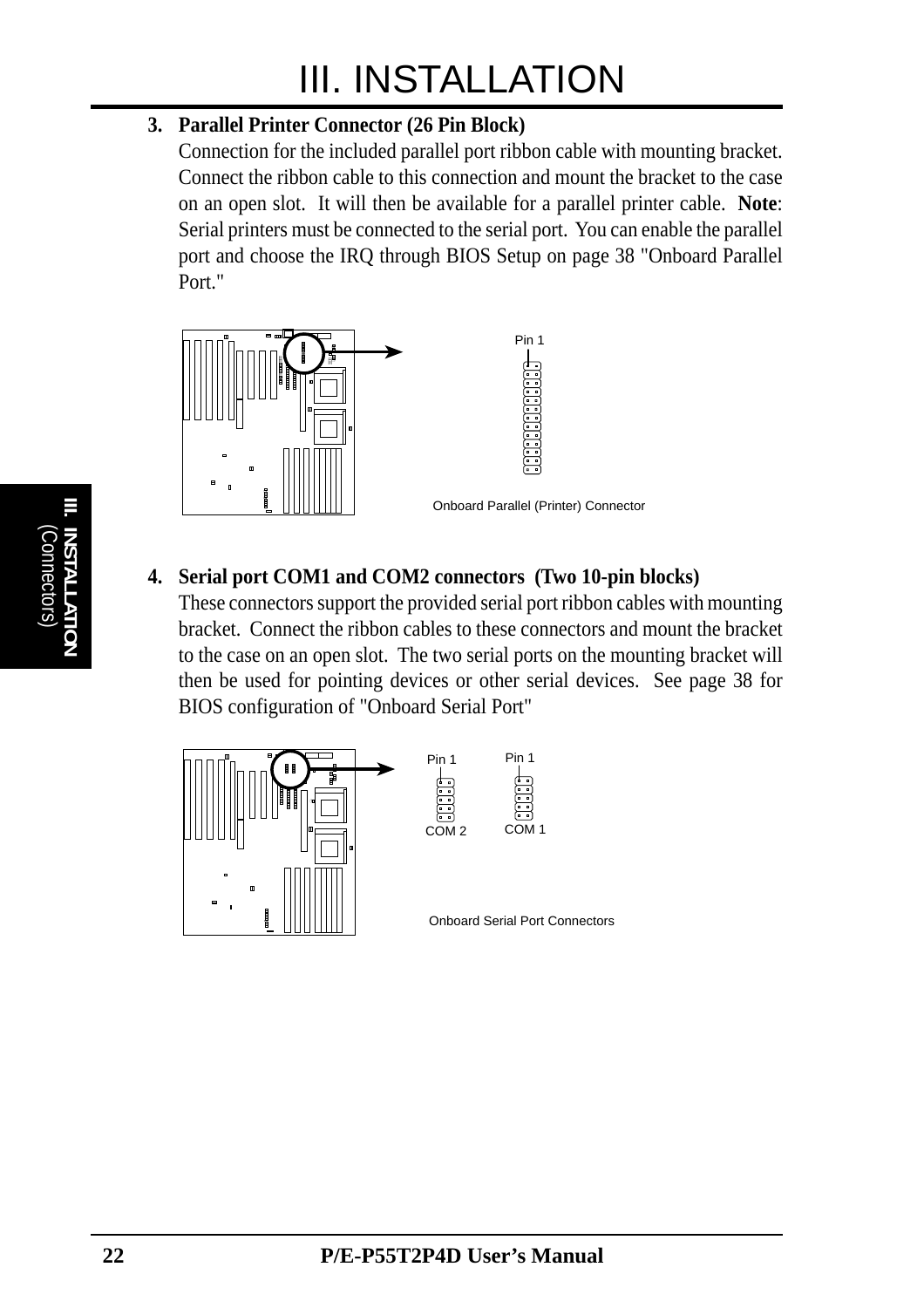# III. INSTALLATION

3. **Parallel Printer Connector (26 Pin Block)**
   Connection for the included parallel port ribbon cable with mounting bracket. Connect the ribbon cable to this connection and mount the bracket to the case on an open slot. It will then be available for a parallel printer cable. **Note**: Serial printers must be connected to the serial port. You can enable the parallel port and choose the IRQ through BIOS Setup on page 38 "Onboard Parallel Port."

Pin 1

Onboard Parallel (Printer) Connector

4. **Serial port COM1 and COM2 connectors (Two 10-pin blocks)**
   These connectors support the provided serial port ribbon cables with mounting bracket. Connect the ribbon cables to these connectors and mount the bracket to the case on an open slot. The two serial ports on the mounting bracket will then be used for pointing devices or other serial devices. See page 38 for BIOS configuration of "Onboard Serial Port"

Pin 1 Pin 1

COM 2 COM 1

Onboard Serial Port Connectors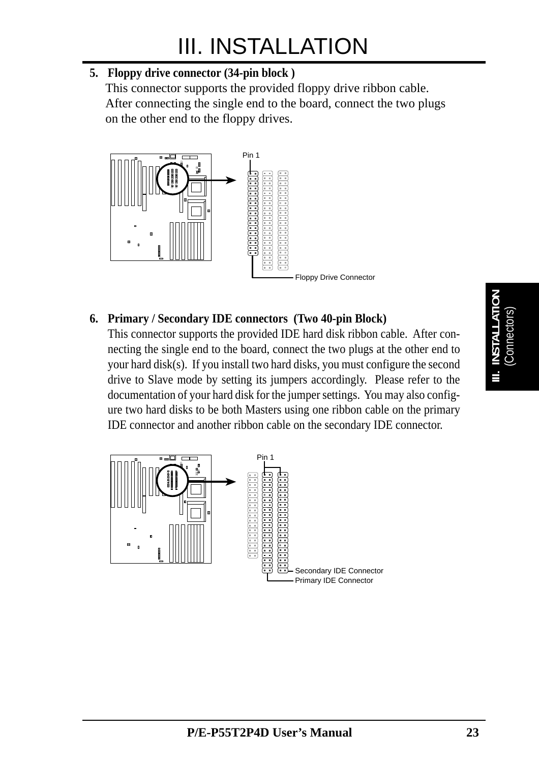5. **Floppy drive connector (34-pin block )**
   This connector supports the provided floppy drive ribbon cable. After connecting the single end to the board, connect the two plugs on the other end to the floppy drives.

Pin 1

Floppy Drive Connector

6. **Primary / Secondary IDE connectors (Two 40-pin Block)**
   This connector supports the provided IDE hard disk ribbon cable. After connecting the single end to the board, connect the two plugs at the other end to your hard disk(s). If you install two hard disks, you must configure the second drive to Slave mode by setting its jumpers accordingly. Please refer to the documentation of your hard disk for the jumper settings. You may also configure two hard disks to be both Masters using one ribbon cable on the primary IDE connector and another ribbon cable on the secondary IDE connector.

Pin 1

Secondary IDE Connector

Primary IDE Connector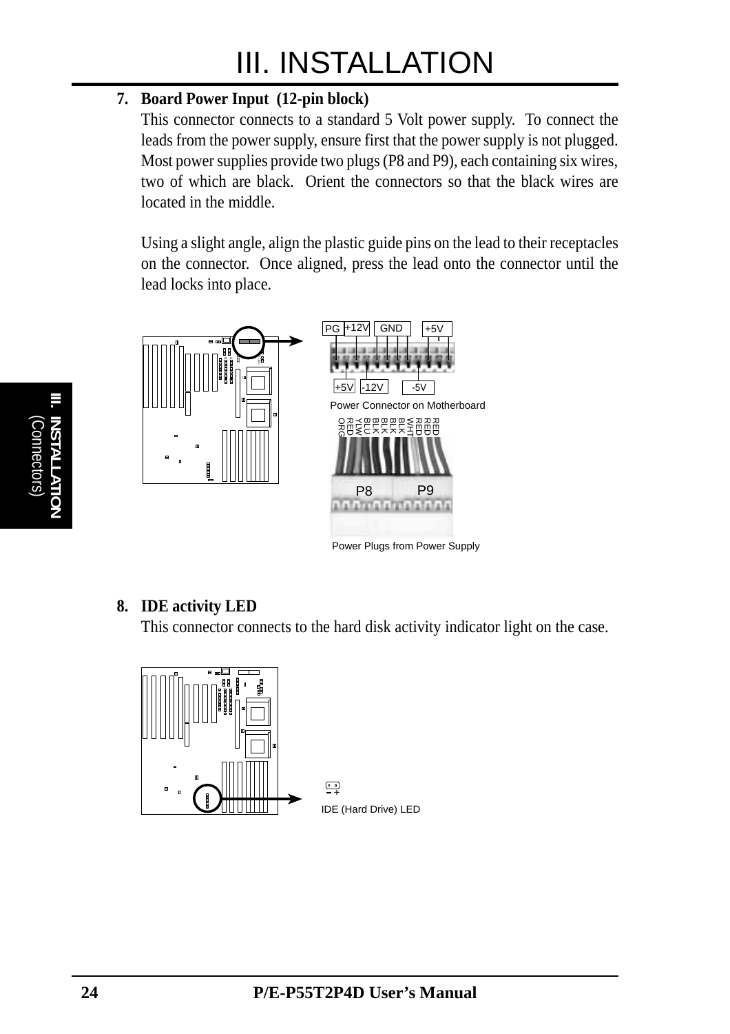# III. INSTALLATION

**7. Board Power Input (12-pin block)**

This connector connects to a standard 5 Volt power supply. To connect the leads from the power supply, ensure first that the power supply is not plugged. Most power supplies provide two plugs (P8 and P9), each containing six wires, two of which are black. Orient the connectors so that the black wires are located in the middle.

Using a slight angle, align the plastic guide pins on the lead to their receptacles on the connector. Once aligned, press the lead onto the connector until the lead locks into place.

PG +12V GND +5V

+5V -12V -5V

Power Connector on Motherboard

ORG RED YLW BLU BLK BLK BLK BLK WHT RED RED RED

P8 P9

Power Plugs from Power Supply

**8. IDE activity LED**

This connector connects to the hard disk activity indicator light on the case.

IDE (Hard Drive) LED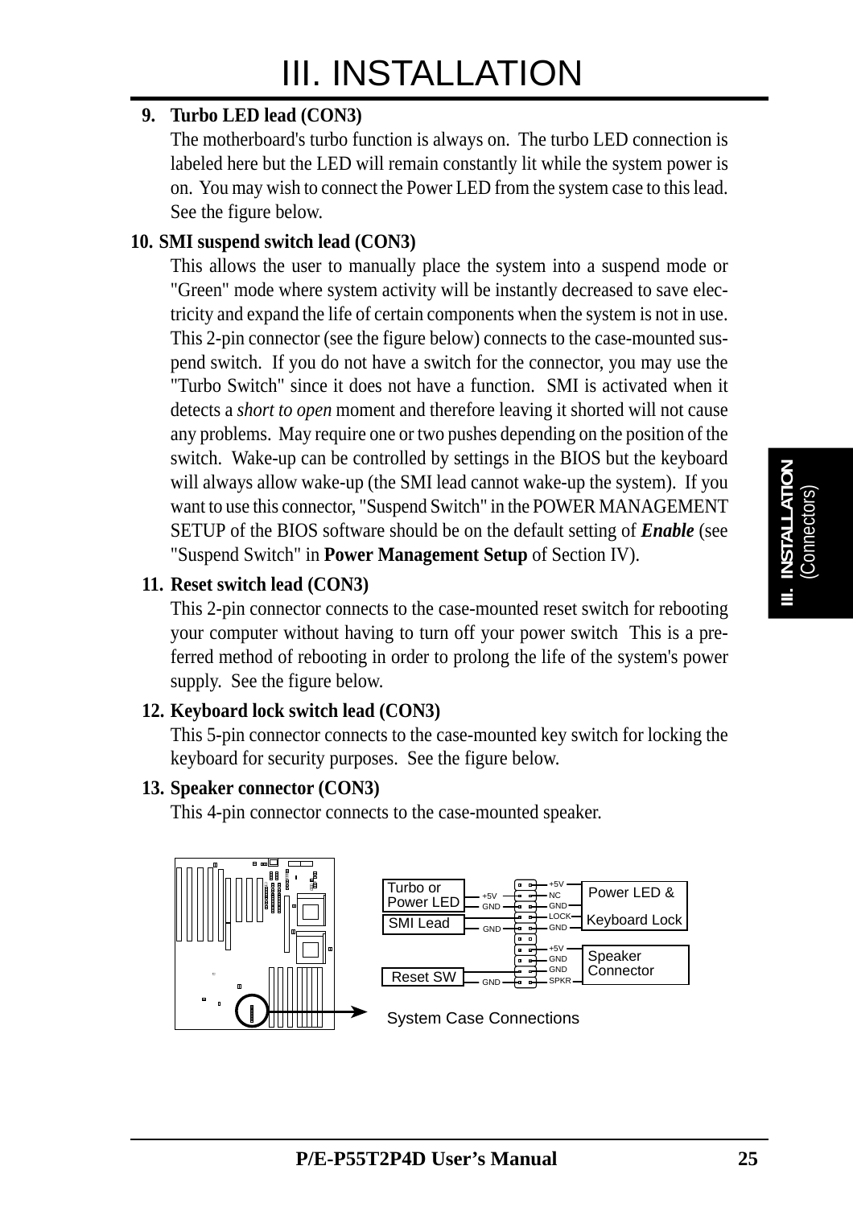# III. INSTALLATION

**9. Turbo LED lead (CON3)**

The motherboard's turbo function is always on. The turbo LED connection is labeled here but the LED will remain constantly lit while the system power is on. You may wish to connect the Power LED from the system case to this lead. See the figure below.

**10. SMI suspend switch lead (CON3)**

This allows the user to manually place the system into a suspend mode or "Green" mode where system activity will be instantly decreased to save electricity and expand the life of certain components when the system is not in use. This 2-pin connector (see the figure below) connects to the case-mounted suspend switch. If you do not have a switch for the connector, you may use the "Turbo Switch" since it does not have a function. SMI is activated when it detects a *short to open* moment and therefore leaving it shorted will not cause any problems. May require one or two pushes depending on the position of the switch. Wake-up can be controlled by settings in the BIOS but the keyboard will always allow wake-up (the SMI lead cannot wake-up the system). If you want to use this connector, "Suspend Switch" in the POWER MANAGEMENT SETUP of the BIOS software should be on the default setting of ***Enable*** (see "Suspend Switch" in **Power Management Setup** of Section IV).

**11. Reset switch lead (CON3)**

This 2-pin connector connects to the case-mounted reset switch for rebooting your computer without having to turn off your power switch This is a preferred method of rebooting in order to prolong the life of the system's power supply. See the figure below.

**12. Keyboard lock switch lead (CON3)**

This 5-pin connector connects to the case-mounted key switch for locking the keyboard for security purposes. See the figure below.

**13. Speaker connector (CON3)**

This 4-pin connector connects to the case-mounted speaker.

Turbo or Power LED: +5V, GND
SMI Lead: GND
Reset SW: GND
Power LED & Keyboard Lock: +5V, NC, GND, LOCK, GND
Speaker Connector: +5V, GND, GND, SPKR

System Case Connections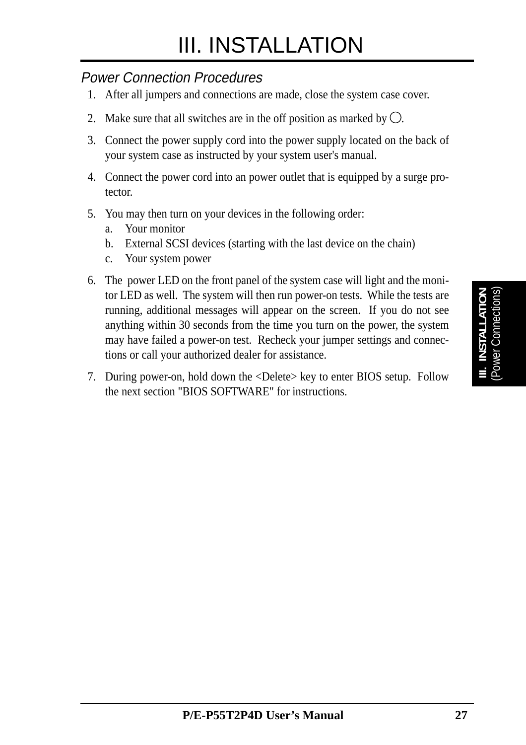# III. INSTALLATION

*Power Connection Procedures*

1. After all jumpers and connections are made, close the system case cover.
2. Make sure that all switches are in the off position as marked by ○.
3. Connect the power supply cord into the power supply located on the back of your system case as instructed by your system user's manual.
4. Connect the power cord into an power outlet that is equipped by a surge protector.
5. You may then turn on your devices in the following order:
   a. Your monitor
   b. External SCSI devices (starting with the last device on the chain)
   c. Your system power
6. The power LED on the front panel of the system case will light and the monitor LED as well. The system will then run power-on tests. While the tests are running, additional messages will appear on the screen. If you do not see anything within 30 seconds from the time you turn on the power, the system may have failed a power-on test. Recheck your jumper settings and connections or call your authorized dealer for assistance.
7. During power-on, hold down the <Delete> key to enter BIOS setup. Follow the next section "BIOS SOFTWARE" for instructions.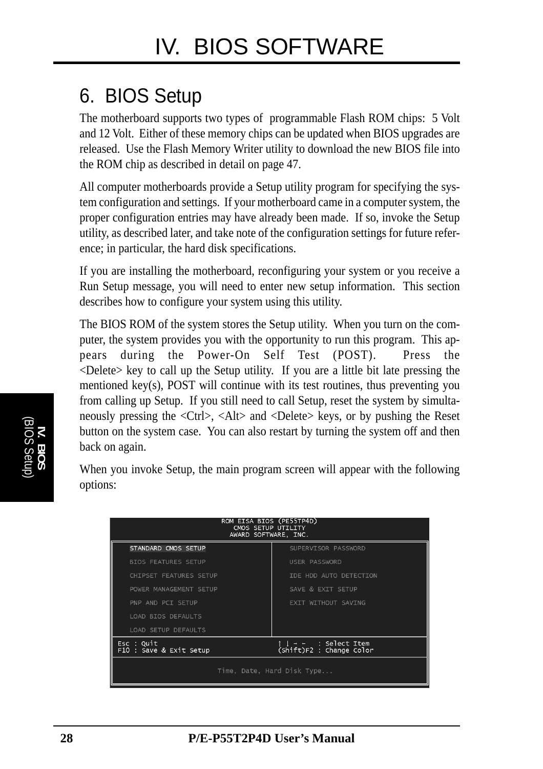# IV. BIOS SOFTWARE

## 6. BIOS Setup

The motherboard supports two types of programmable Flash ROM chips: 5 Volt and 12 Volt. Either of these memory chips can be updated when BIOS upgrades are released. Use the Flash Memory Writer utility to download the new BIOS file into the ROM chip as described in detail on page 47.

All computer motherboards provide a Setup utility program for specifying the system configuration and settings. If your motherboard came in a computer system, the proper configuration entries may have already been made. If so, invoke the Setup utility, as described later, and take note of the configuration settings for future reference; in particular, the hard disk specifications.

If you are installing the motherboard, reconfiguring your system or you receive a Run Setup message, you will need to enter new setup information. This section describes how to configure your system using this utility.

The BIOS ROM of the system stores the Setup utility. When you turn on the computer, the system provides you with the opportunity to run this program. This appears during the Power-On Self Test (POST). Press the <Delete> key to call up the Setup utility. If you are a little bit late pressing the mentioned key(s), POST will continue with its test routines, thus preventing you from calling up Setup. If you still need to call Setup, reset the system by simultaneously pressing the <Ctrl>, <Alt> and <Delete> keys, or by pushing the Reset button on the system case. You can also restart by turning the system off and then back on again.

When you invoke Setup, the main program screen will appear with the following options:

```
ROM EISA BIOS (PE55TP4D)
CMOS SETUP UTILITY
AWARD SOFTWARE, INC.

STANDARD CMOS SETUP            SUPERVISOR PASSWORD
BIOS FEATURES SETUP            USER PASSWORD
CHIPSET FEATURES SETUP         IDE HDD AUTO DETECTION
POWER MANAGEMENT SETUP         SAVE & EXIT SETUP
PNP AND PCI SETUP              EXIT WITHOUT SAVING
LOAD BIOS DEFAULTS
LOAD SETUP DEFAULTS

Esc : Quit                     ↑ ↓ → ←   : Select Item
F10 : Save & Exit Setup        (Shift)F2 : Change Color

Time, Date, Hard Disk Type...
```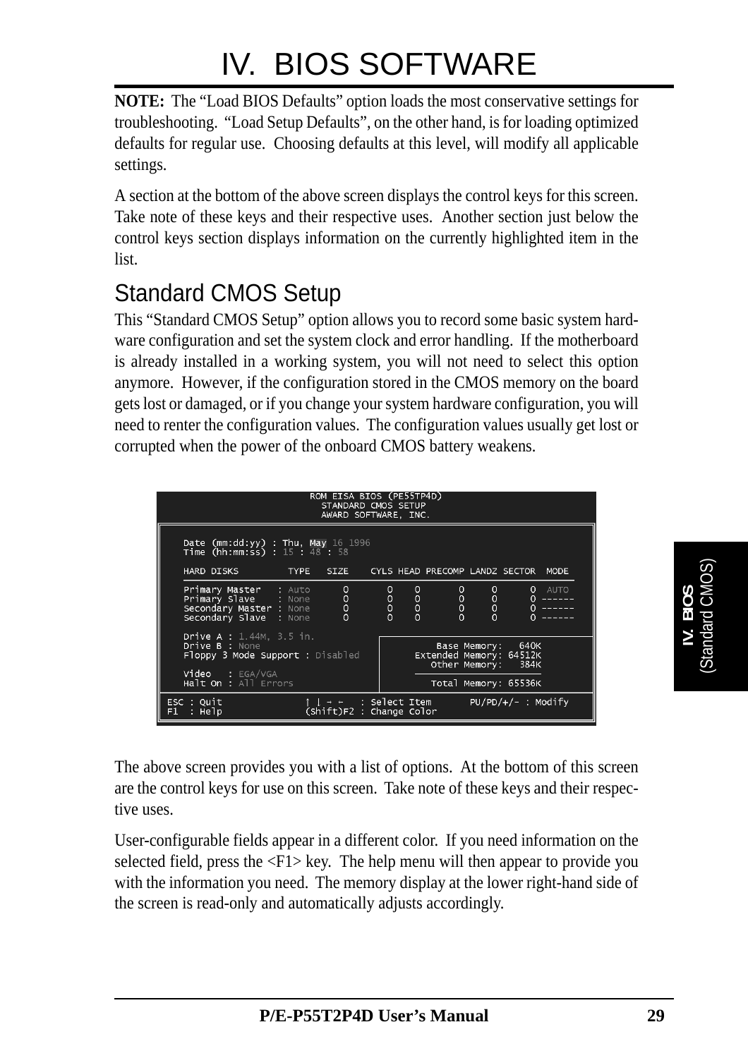**NOTE:** The "Load BIOS Defaults" option loads the most conservative settings for troubleshooting. "Load Setup Defaults", on the other hand, is for loading optimized defaults for regular use. Choosing defaults at this level, will modify all applicable settings.

A section at the bottom of the above screen displays the control keys for this screen. Take note of these keys and their respective uses. Another section just below the control keys section displays information on the currently highlighted item in the list.

## Standard CMOS Setup

This "Standard CMOS Setup" option allows you to record some basic system hardware configuration and set the system clock and error handling. If the motherboard is already installed in a working system, you will not need to select this option anymore. However, if the configuration stored in the CMOS memory on the board gets lost or damaged, or if you change your system hardware configuration, you will need to renter the configuration values. The configuration values usually get lost or corrupted when the power of the onboard CMOS battery weakens.

```
                     ROM EISA BIOS (PE55TP4D)
                       STANDARD CMOS SETUP
                      AWARD SOFTWARE, INC.

   Date (mm:dd:yy) : Thu, May 16 1996
   Time (hh:mm:ss) : 15 : 48 : 58

   HARD DISKS         TYPE   SIZE    CYLS HEAD PRECOMP LANDZ SECTOR  MODE

   Primary Master   : Auto      0      0    0      0      0      0  AUTO
   Primary Slave    : None      0      0    0      0      0      0 ------
   Secondary Master : None      0      0    0      0      0      0 ------
   Secondary Slave  : None      0      0    0      0      0      0 ------

   Drive A : 1.44M, 3.5 in.
   Drive B : None                          Base Memory:   640K
   Floppy 3 Mode Support : Disabled    Extended Memory: 64512K
                                          Other Memory:   384K
   Video   : EGA/VGA
   Halt On : All Errors                   Total Memory: 65536K

ESC : Quit          ↑ ↓ → ←   : Select Item       PU/PD/+/- : Modify
F1  : Help          (Shift)F2 : Change Color
```

The above screen provides you with a list of options. At the bottom of this screen are the control keys for use on this screen. Take note of these keys and their respective uses.

User-configurable fields appear in a different color. If you need information on the selected field, press the <F1> key. The help menu will then appear to provide you with the information you need. The memory display at the lower right-hand side of the screen is read-only and automatically adjusts accordingly.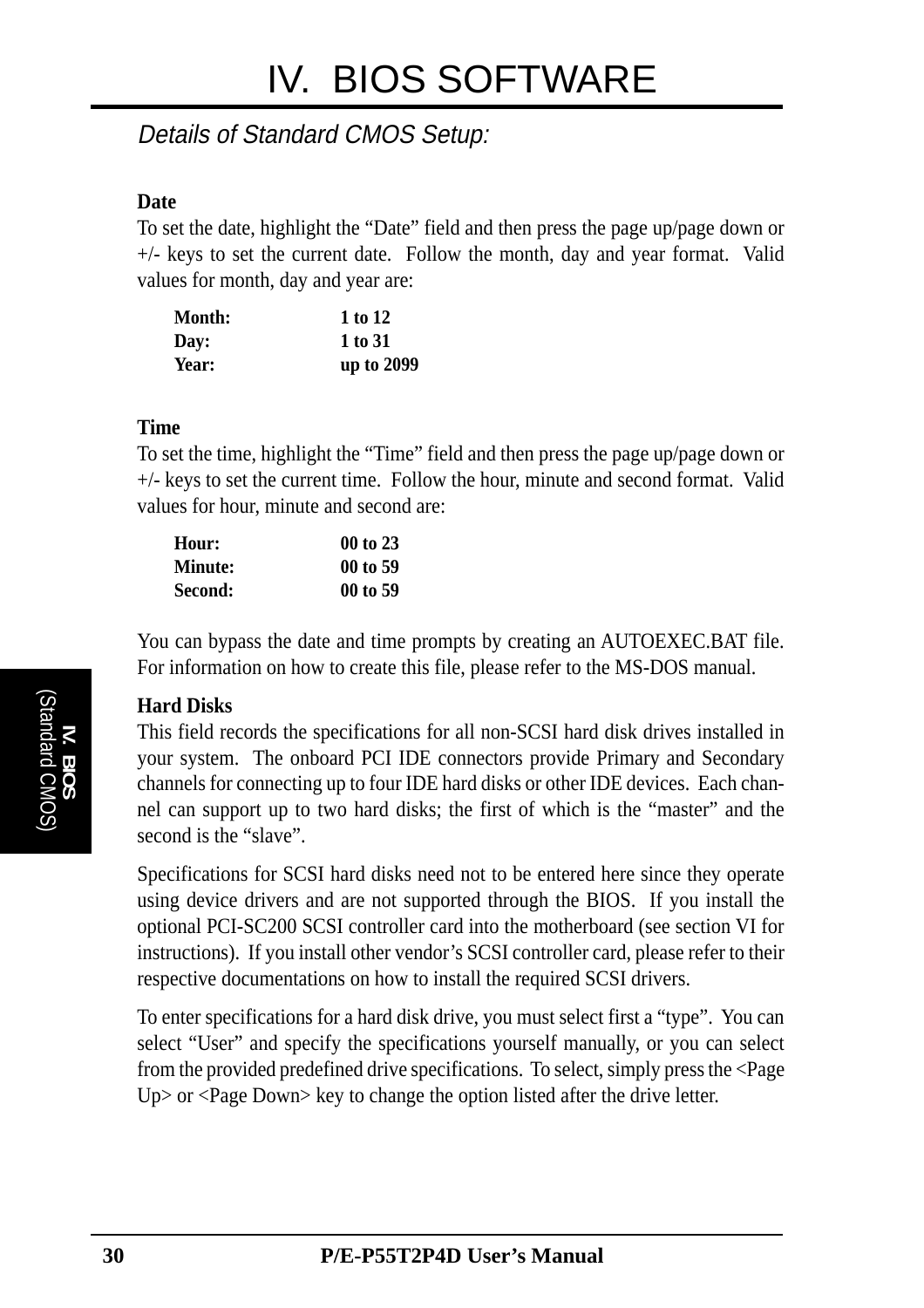# IV. BIOS SOFTWARE

*Details of Standard CMOS Setup:*

**Date**

To set the date, highlight the “Date” field and then press the page up/page down or +/- keys to set the current date. Follow the month, day and year format. Valid values for month, day and year are:

| | |
|---|---|
| **Month:** | **1 to 12** |
| **Day:** | **1 to 31** |
| **Year:** | **up to 2099** |

**Time**

To set the time, highlight the “Time” field and then press the page up/page down or +/- keys to set the current time. Follow the hour, minute and second format. Valid values for hour, minute and second are:

| | |
|---|---|
| **Hour:** | **00 to 23** |
| **Minute:** | **00 to 59** |
| **Second:** | **00 to 59** |

You can bypass the date and time prompts by creating an AUTOEXEC.BAT file. For information on how to create this file, please refer to the MS-DOS manual.

**Hard Disks**

This field records the specifications for all non-SCSI hard disk drives installed in your system. The onboard PCI IDE connectors provide Primary and Secondary channels for connecting up to four IDE hard disks or other IDE devices. Each channel can support up to two hard disks; the first of which is the “master” and the second is the “slave”.

Specifications for SCSI hard disks need not to be entered here since they operate using device drivers and are not supported through the BIOS. If you install the optional PCI-SC200 SCSI controller card into the motherboard (see section VI for instructions). If you install other vendor’s SCSI controller card, please refer to their respective documentations on how to install the required SCSI drivers.

To enter specifications for a hard disk drive, you must select first a “type”. You can select “User” and specify the specifications yourself manually, or you can select from the provided predefined drive specifications. To select, simply press the <Page Up> or <Page Down> key to change the option listed after the drive letter.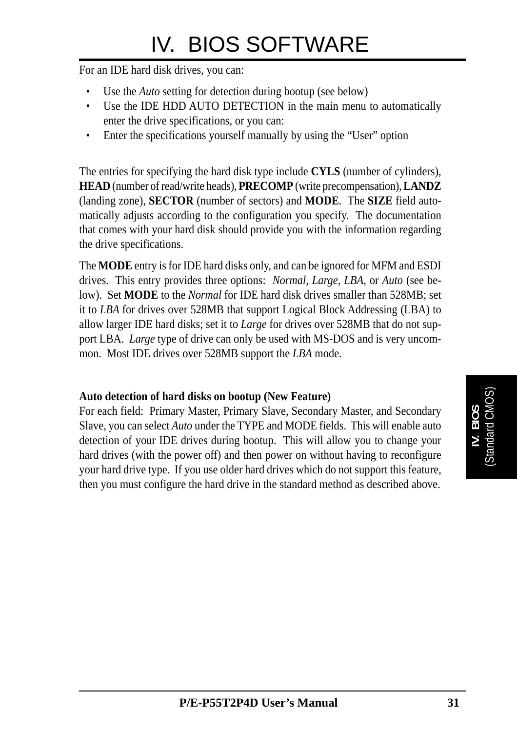For an IDE hard disk drives, you can:

- Use the *Auto* setting for detection during bootup (see below)
- Use the IDE HDD AUTO DETECTION in the main menu to automatically enter the drive specifications, or you can:
- Enter the specifications yourself manually by using the “User” option

The entries for specifying the hard disk type include **CYLS** (number of cylinders), **HEAD** (number of read/write heads), **PRECOMP** (write precompensation), **LANDZ** (landing zone), **SECTOR** (number of sectors) and **MODE**. The **SIZE** field automatically adjusts according to the configuration you specify. The documentation that comes with your hard disk should provide you with the information regarding the drive specifications.

The **MODE** entry is for IDE hard disks only, and can be ignored for MFM and ESDI drives. This entry provides three options: *Normal*, *Large*, *LBA*, or *Auto* (see below). Set **MODE** to the *Normal* for IDE hard disk drives smaller than 528MB; set it to *LBA* for drives over 528MB that support Logical Block Addressing (LBA) to allow larger IDE hard disks; set it to *Large* for drives over 528MB that do not support LBA. *Large* type of drive can only be used with MS-DOS and is very uncommon. Most IDE drives over 528MB support the *LBA* mode.

**Auto detection of hard disks on bootup (New Feature)**

For each field: Primary Master, Primary Slave, Secondary Master, and Secondary Slave, you can select *Auto* under the TYPE and MODE fields. This will enable auto detection of your IDE drives during bootup. This will allow you to change your hard drives (with the power off) and then power on without having to reconfigure your hard drive type. If you use older hard drives which do not support this feature, then you must configure the hard drive in the standard method as described above.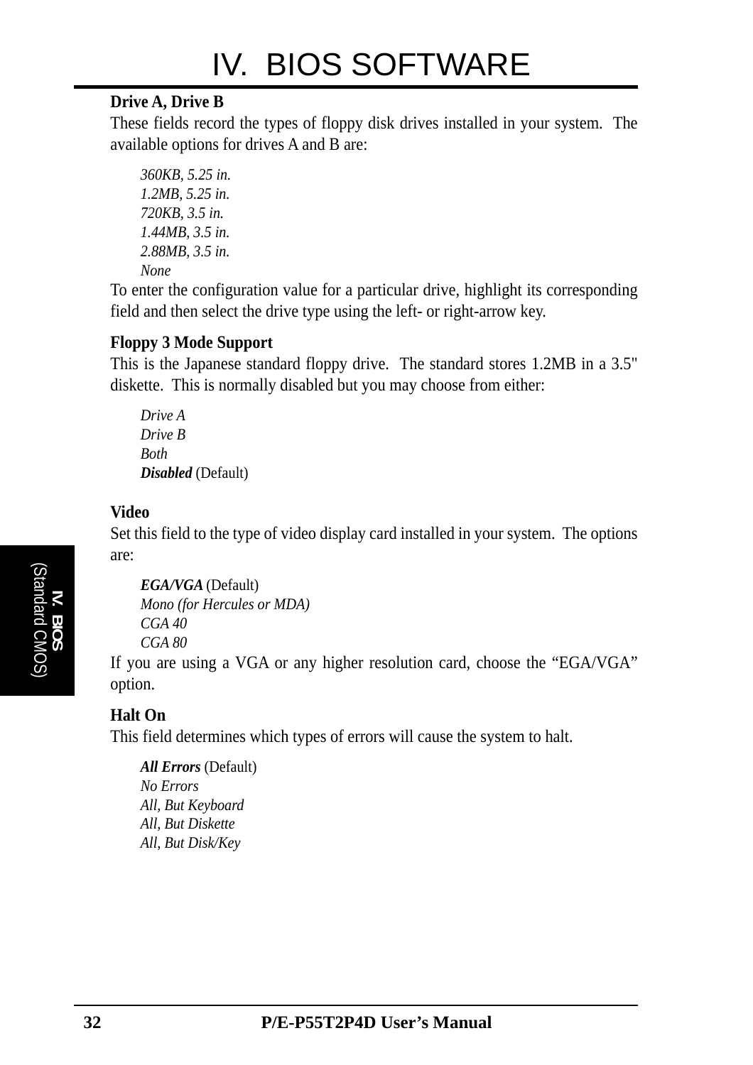# IV. BIOS SOFTWARE

**Drive A, Drive B**

These fields record the types of floppy disk drives installed in your system. The available options for drives A and B are:

*360KB, 5.25 in.*
*1.2MB, 5.25 in.*
*720KB, 3.5 in.*
*1.44MB, 3.5 in.*
*2.88MB, 3.5 in.*
*None*

To enter the configuration value for a particular drive, highlight its corresponding field and then select the drive type using the left- or right-arrow key.

**Floppy 3 Mode Support**

This is the Japanese standard floppy drive. The standard stores 1.2MB in a 3.5" diskette. This is normally disabled but you may choose from either:

*Drive A*
*Drive B*
*Both*
***Disabled*** (Default)

**Video**

Set this field to the type of video display card installed in your system. The options are:

***EGA/VGA*** (Default)
*Mono (for Hercules or MDA)*
*CGA 40*
*CGA 80*

If you are using a VGA or any higher resolution card, choose the "EGA/VGA" option.

**Halt On**

This field determines which types of errors will cause the system to halt.

***All Errors*** (Default)
*No Errors*
*All, But Keyboard*
*All, But Diskette*
*All, But Disk/Key*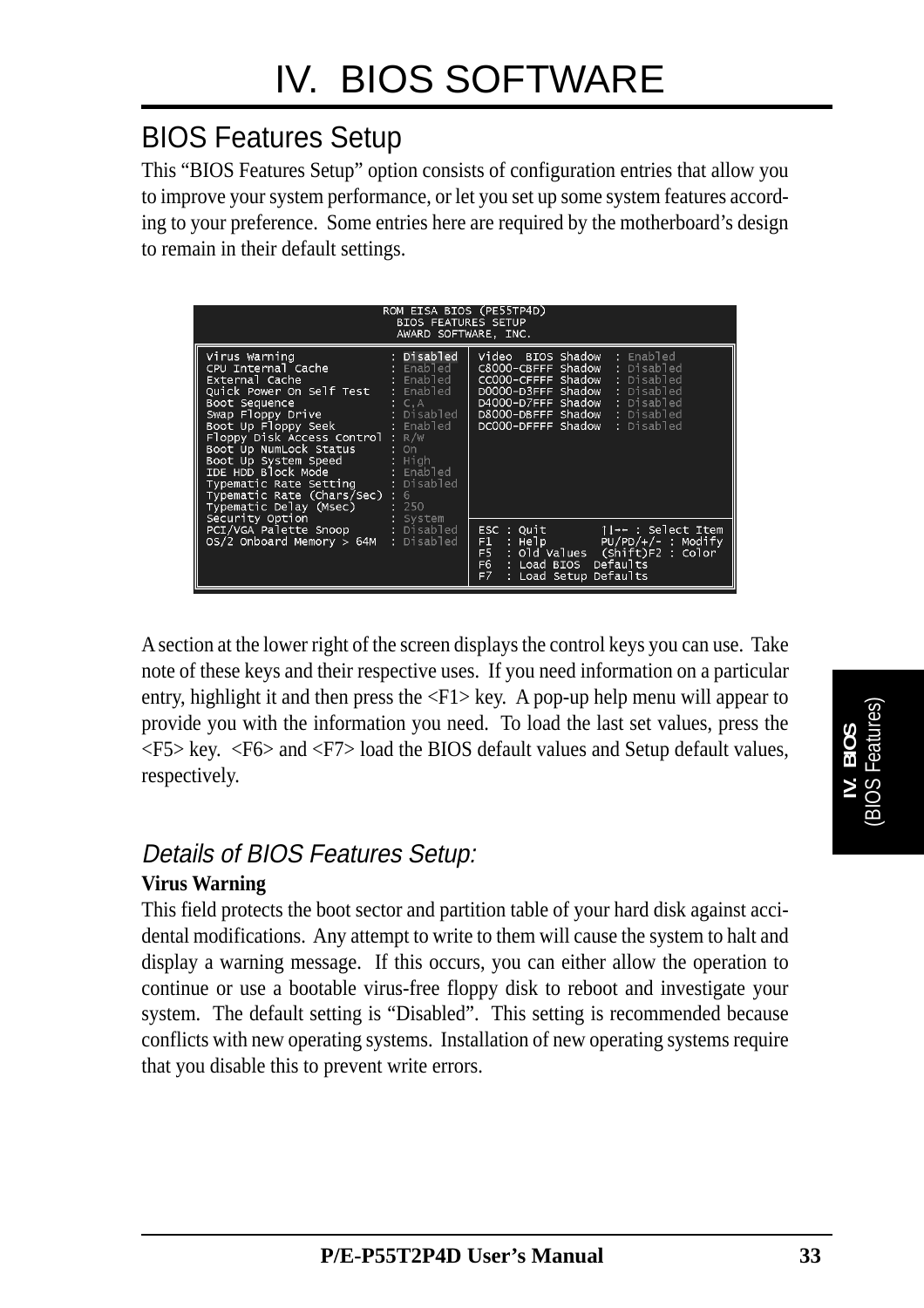# IV. BIOS SOFTWARE

## BIOS Features Setup

This “BIOS Features Setup” option consists of configuration entries that allow you to improve your system performance, or let you set up some system features according to your preference. Some entries here are required by the motherboard’s design to remain in their default settings.

```
                    ROM EISA BIOS (PE55TP4D)
                      BIOS FEATURES SETUP
                      AWARD SOFTWARE, INC.

Virus Warning              : Disabled | Video  BIOS Shadow  : Enabled
CPU Internal Cache         : Enabled  | C8000-CBFFF Shadow  : Disabled
External Cache             : Enabled  | CC000-CFFFF Shadow  : Disabled
Quick Power On Self Test   : Enabled  | D0000-D3FFF Shadow  : Disabled
Boot Sequence              : C,A      | D4000-D7FFF Shadow  : Disabled
Swap Floppy Drive          : Disabled | D8000-DBFFF Shadow  : Disabled
Boot Up Floppy Seek        : Enabled  | DC000-DFFFF Shadow  : Disabled
Floppy Disk Access Control : R/W      |
Boot Up NumLock Status     : On       |
Boot Up System Speed       : High     |
IDE HDD Block Mode         : Enabled  |
Typematic Rate Setting     : Disabled |
Typematic Rate (Chars/Sec) : 6        |
Typematic Delay (Msec)     : 250      |
Security Option            : System   |
PCI/VGA Palette Snoop      : Disabled | ESC : Quit       ↑↓→← : Select Item
OS/2 Onboard Memory > 64M  : Disabled | F1  : Help       PU/PD/+/- : Modify
                                      | F5  : Old Values  (Shift)F2 : Color
                                      | F6  : Load BIOS  Defaults
                                      | F7  : Load Setup Defaults
```

A section at the lower right of the screen displays the control keys you can use. Take note of these keys and their respective uses. If you need information on a particular entry, highlight it and then press the <F1> key. A pop-up help menu will appear to provide you with the information you need. To load the last set values, press the <F5> key. <F6> and <F7> load the BIOS default values and Setup default values, respectively.

### *Details of BIOS Features Setup:*

**Virus Warning**

This field protects the boot sector and partition table of your hard disk against accidental modifications. Any attempt to write to them will cause the system to halt and display a warning message. If this occurs, you can either allow the operation to continue or use a bootable virus-free floppy disk to reboot and investigate your system. The default setting is “Disabled”. This setting is recommended because conflicts with new operating systems. Installation of new operating systems require that you disable this to prevent write errors.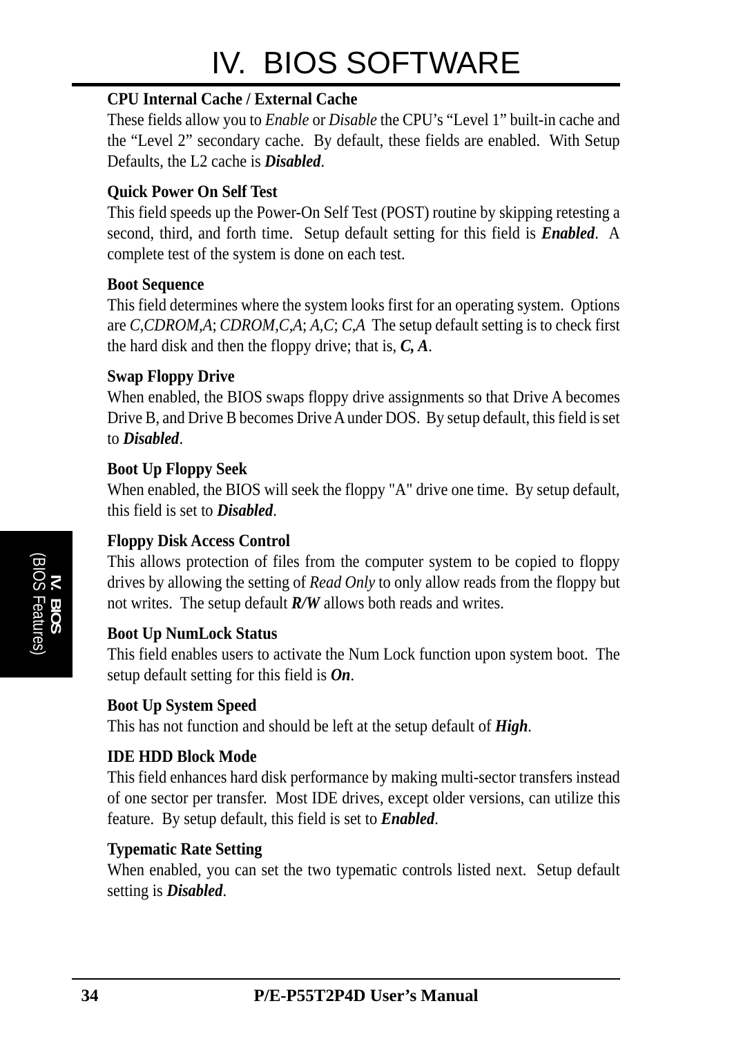**CPU Internal Cache / External Cache**
These fields allow you to *Enable* or *Disable* the CPU's "Level 1" built-in cache and the "Level 2" secondary cache. By default, these fields are enabled. With Setup Defaults, the L2 cache is ***Disabled***.

**Quick Power On Self Test**
This field speeds up the Power-On Self Test (POST) routine by skipping retesting a second, third, and forth time. Setup default setting for this field is ***Enabled***. A complete test of the system is done on each test.

**Boot Sequence**
This field determines where the system looks first for an operating system. Options are *C,CDROM,A*; *CDROM,C,A*; *A,C*; *C,A* The setup default setting is to check first the hard disk and then the floppy drive; that is, ***C, A***.

**Swap Floppy Drive**
When enabled, the BIOS swaps floppy drive assignments so that Drive A becomes Drive B, and Drive B becomes Drive A under DOS. By setup default, this field is set to ***Disabled***.

**Boot Up Floppy Seek**
When enabled, the BIOS will seek the floppy "A" drive one time. By setup default, this field is set to ***Disabled***.

**Floppy Disk Access Control**
This allows protection of files from the computer system to be copied to floppy drives by allowing the setting of *Read Only* to only allow reads from the floppy but not writes. The setup default ***R/W*** allows both reads and writes.

**Boot Up NumLock Status**
This field enables users to activate the Num Lock function upon system boot. The setup default setting for this field is ***On***.

**Boot Up System Speed**
This has not function and should be left at the setup default of ***High***.

**IDE HDD Block Mode**
This field enhances hard disk performance by making multi-sector transfers instead of one sector per transfer. Most IDE drives, except older versions, can utilize this feature. By setup default, this field is set to ***Enabled***.

**Typematic Rate Setting**
When enabled, you can set the two typematic controls listed next. Setup default setting is ***Disabled***.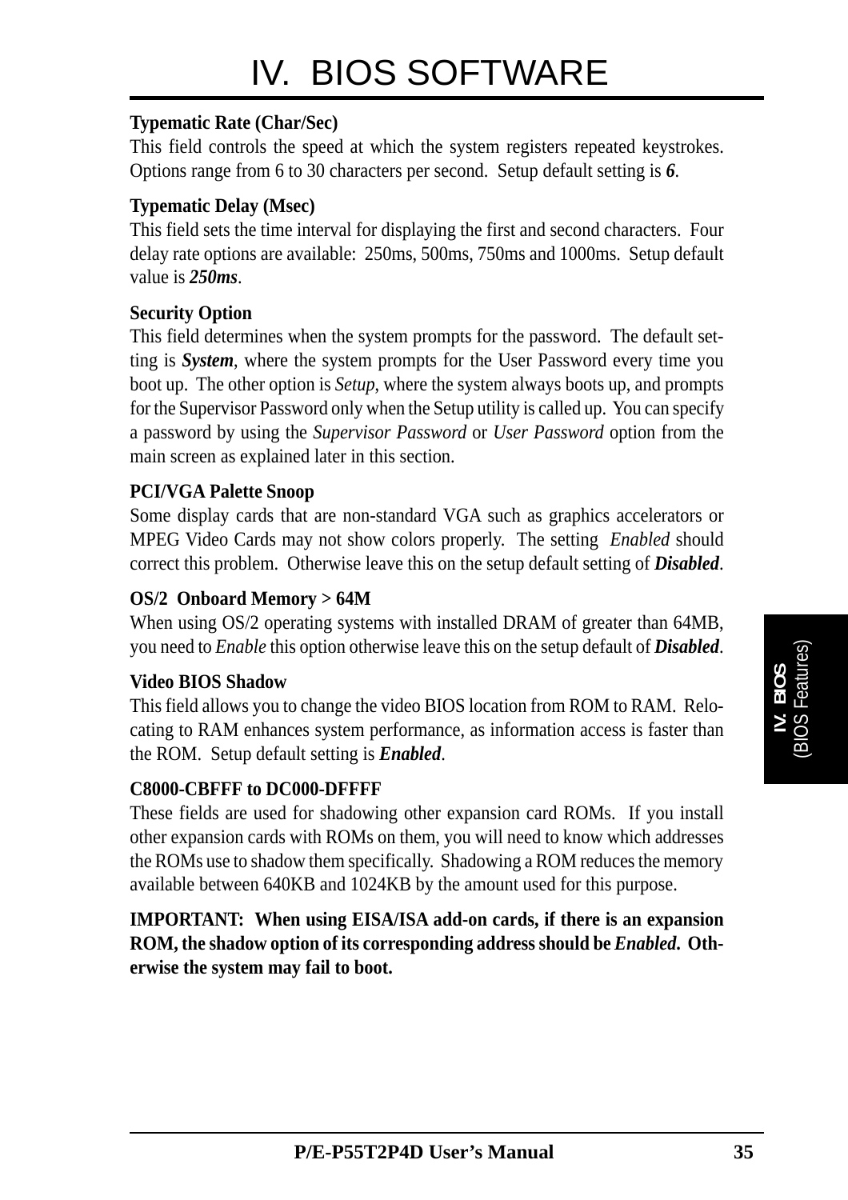**Typematic Rate (Char/Sec)**
This field controls the speed at which the system registers repeated keystrokes. Options range from 6 to 30 characters per second. Setup default setting is ***6***.

**Typematic Delay (Msec)**
This field sets the time interval for displaying the first and second characters. Four delay rate options are available: 250ms, 500ms, 750ms and 1000ms. Setup default value is ***250ms***.

**Security Option**
This field determines when the system prompts for the password. The default setting is ***System***, where the system prompts for the User Password every time you boot up. The other option is *Setup*, where the system always boots up, and prompts for the Supervisor Password only when the Setup utility is called up. You can specify a password by using the *Supervisor Password* or *User Password* option from the main screen as explained later in this section.

**PCI/VGA Palette Snoop**
Some display cards that are non-standard VGA such as graphics accelerators or MPEG Video Cards may not show colors properly. The setting *Enabled* should correct this problem. Otherwise leave this on the setup default setting of ***Disabled***.

**OS/2 Onboard Memory > 64M**
When using OS/2 operating systems with installed DRAM of greater than 64MB, you need to *Enable* this option otherwise leave this on the setup default of ***Disabled***.

**Video BIOS Shadow**
This field allows you to change the video BIOS location from ROM to RAM. Relocating to RAM enhances system performance, as information access is faster than the ROM. Setup default setting is ***Enabled***.

**C8000-CBFFF to DC000-DFFFF**
These fields are used for shadowing other expansion card ROMs. If you install other expansion cards with ROMs on them, you will need to know which addresses the ROMs use to shadow them specifically. Shadowing a ROM reduces the memory available between 640KB and 1024KB by the amount used for this purpose.

**IMPORTANT: When using EISA/ISA add-on cards, if there is an expansion ROM, the shadow option of its corresponding address should be *Enabled*. Otherwise the system may fail to boot.**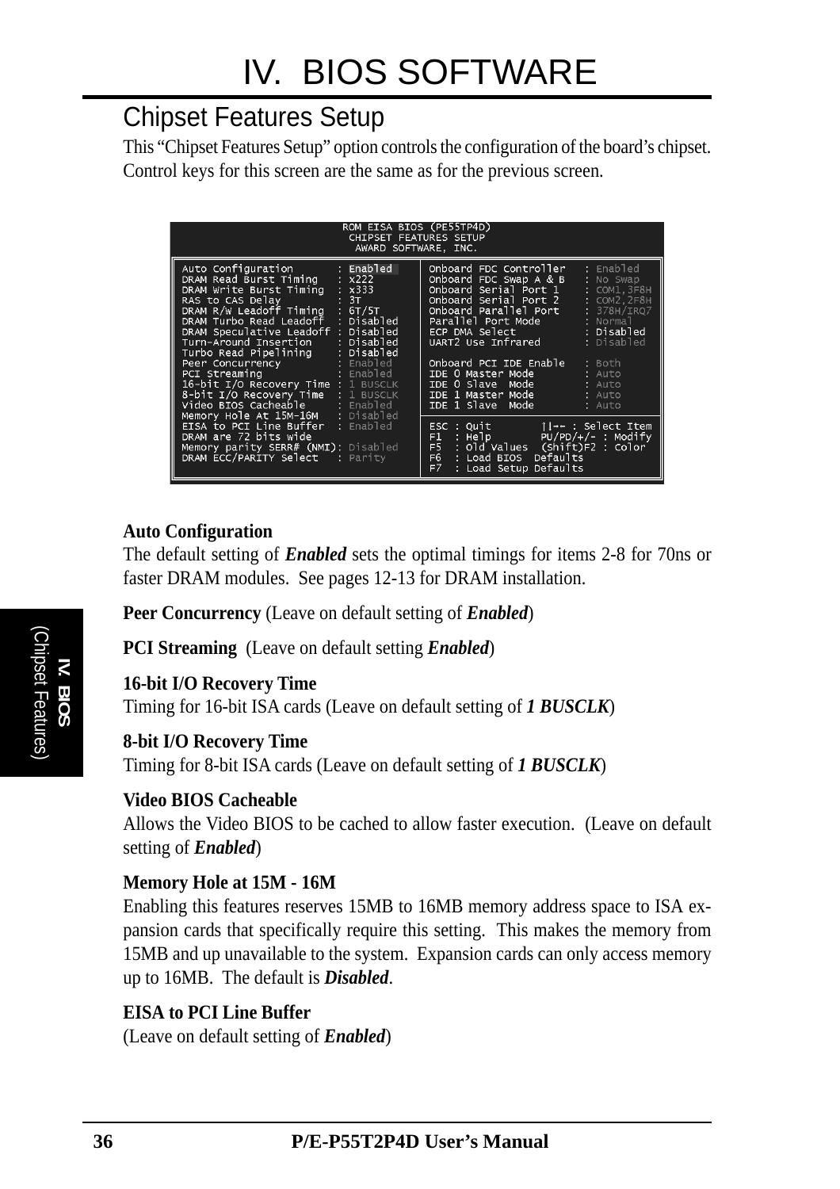# IV. BIOS SOFTWARE

## Chipset Features Setup

This "Chipset Features Setup" option controls the configuration of the board's chipset. Control keys for this screen are the same as for the previous screen.

```
                         ROM EISA BIOS (PE55TP4D)
                          CHIPSET FEATURES SETUP
                           AWARD SOFTWARE, INC.

Auto Configuration          : Enabled   | Onboard FDC Controller   : Enabled
DRAM Read Burst Timing      : x222      | Onboard FDC Swap A & B   : No Swap
DRAM Write Burst Timing     : x333      | Onboard Serial Port 1    : COM1,3F8H
RAS to CAS Delay            : 3T        | Onboard Serial Port 2    : COM2,2F8H
DRAM R/W Leadoff Timing     : 6T/5T     | Onboard Parallel Port    : 378H/IRQ7
DRAM Turbo Read Leadoff     : Disabled  | Parallel Port Mode       : Normal
DRAM Speculative Leadoff    : Disabled  | ECP DMA Select           : Disabled
Turn-Around Insertion       : Disabled  | UART2 Use Infrared       : Disabled
Turbo Read Pipelining       : Disabled  |
Peer Concurrency            : Enabled   | Onboard PCI IDE Enable   : Both
PCI Streaming               : Enabled   | IDE 0 Master Mode        : Auto
16-bit I/O Recovery Time    : 1 BUSCLK  | IDE 0 Slave  Mode        : Auto
8-bit I/O Recovery Time     : 1 BUSCLK  | IDE 1 Master Mode        : Auto
Video BIOS Cacheable        : Enabled   | IDE 1 Slave  Mode        : Auto
Memory Hole At 15M-16M      : Disabled  |
EISA to PCI Line Buffer     : Enabled   | ESC : Quit        ↑↓→← : Select Item
DRAM are 72 bits wide                   | F1  : Help        PU/PD/+/- : Modify
Memory parity SERR# (NMI): Disabled     | F5  : Old Values  (Shift)F2 : Color
DRAM ECC/PARITY Select      : Parity    | F6  : Load BIOS  Defaults
                                        | F7  : Load Setup Defaults
```

**Auto Configuration**
The default setting of ***Enabled*** sets the optimal timings for items 2-8 for 70ns or faster DRAM modules. See pages 12-13 for DRAM installation.

**Peer Concurrency** (Leave on default setting of ***Enabled***)

**PCI Streaming** (Leave on default setting ***Enabled***)

**16-bit I/O Recovery Time**
Timing for 16-bit ISA cards (Leave on default setting of ***1 BUSCLK***)

**8-bit I/O Recovery Time**
Timing for 8-bit ISA cards (Leave on default setting of ***1 BUSCLK***)

**Video BIOS Cacheable**
Allows the Video BIOS to be cached to allow faster execution. (Leave on default setting of ***Enabled***)

**Memory Hole at 15M - 16M**
Enabling this features reserves 15MB to 16MB memory address space to ISA expansion cards that specifically require this setting. This makes the memory from 15MB and up unavailable to the system. Expansion cards can only access memory up to 16MB. The default is ***Disabled***.

**EISA to PCI Line Buffer**
(Leave on default setting of ***Enabled***)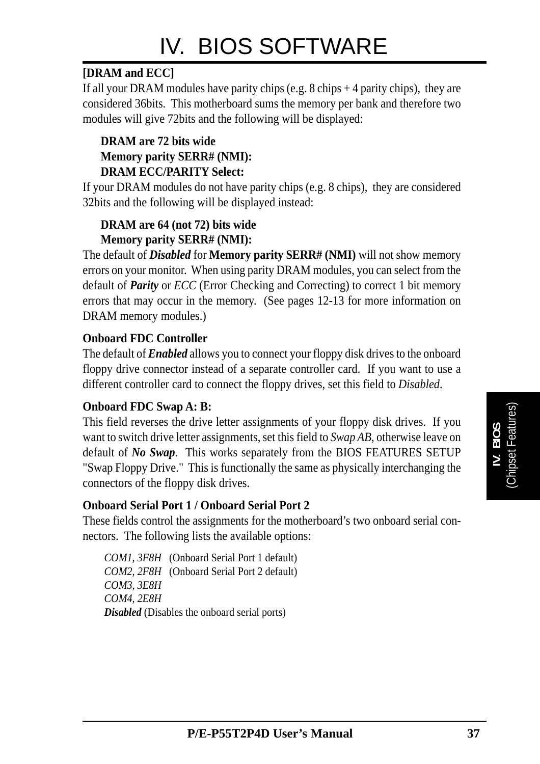# IV. BIOS SOFTWARE

**[DRAM and ECC]**

If all your DRAM modules have parity chips (e.g. 8 chips + 4 parity chips), they are considered 36bits. This motherboard sums the memory per bank and therefore two modules will give 72bits and the following will be displayed:

**DRAM are 72 bits wide**
**Memory parity SERR# (NMI):**
**DRAM ECC/PARITY Select:**

If your DRAM modules do not have parity chips (e.g. 8 chips), they are considered 32bits and the following will be displayed instead:

**DRAM are 64 (not 72) bits wide**
**Memory parity SERR# (NMI):**

The default of ***Disabled*** for **Memory parity SERR# (NMI)** will not show memory errors on your monitor. When using parity DRAM modules, you can select from the default of ***Parity*** or *ECC* (Error Checking and Correcting) to correct 1 bit memory errors that may occur in the memory. (See pages 12-13 for more information on DRAM memory modules.)

**Onboard FDC Controller**

The default of ***Enabled*** allows you to connect your floppy disk drives to the onboard floppy drive connector instead of a separate controller card. If you want to use a different controller card to connect the floppy drives, set this field to *Disabled*.

**Onboard FDC Swap A: B:**

This field reverses the drive letter assignments of your floppy disk drives. If you want to switch drive letter assignments, set this field to *Swap AB*, otherwise leave on default of ***No Swap***. This works separately from the BIOS FEATURES SETUP "Swap Floppy Drive." This is functionally the same as physically interchanging the connectors of the floppy disk drives.

**Onboard Serial Port 1 / Onboard Serial Port 2**

These fields control the assignments for the motherboard's two onboard serial connectors. The following lists the available options:

*COM1, 3F8H* (Onboard Serial Port 1 default)
*COM2, 2F8H* (Onboard Serial Port 2 default)
*COM3, 3E8H*
*COM4, 2E8H*
***Disabled*** (Disables the onboard serial ports)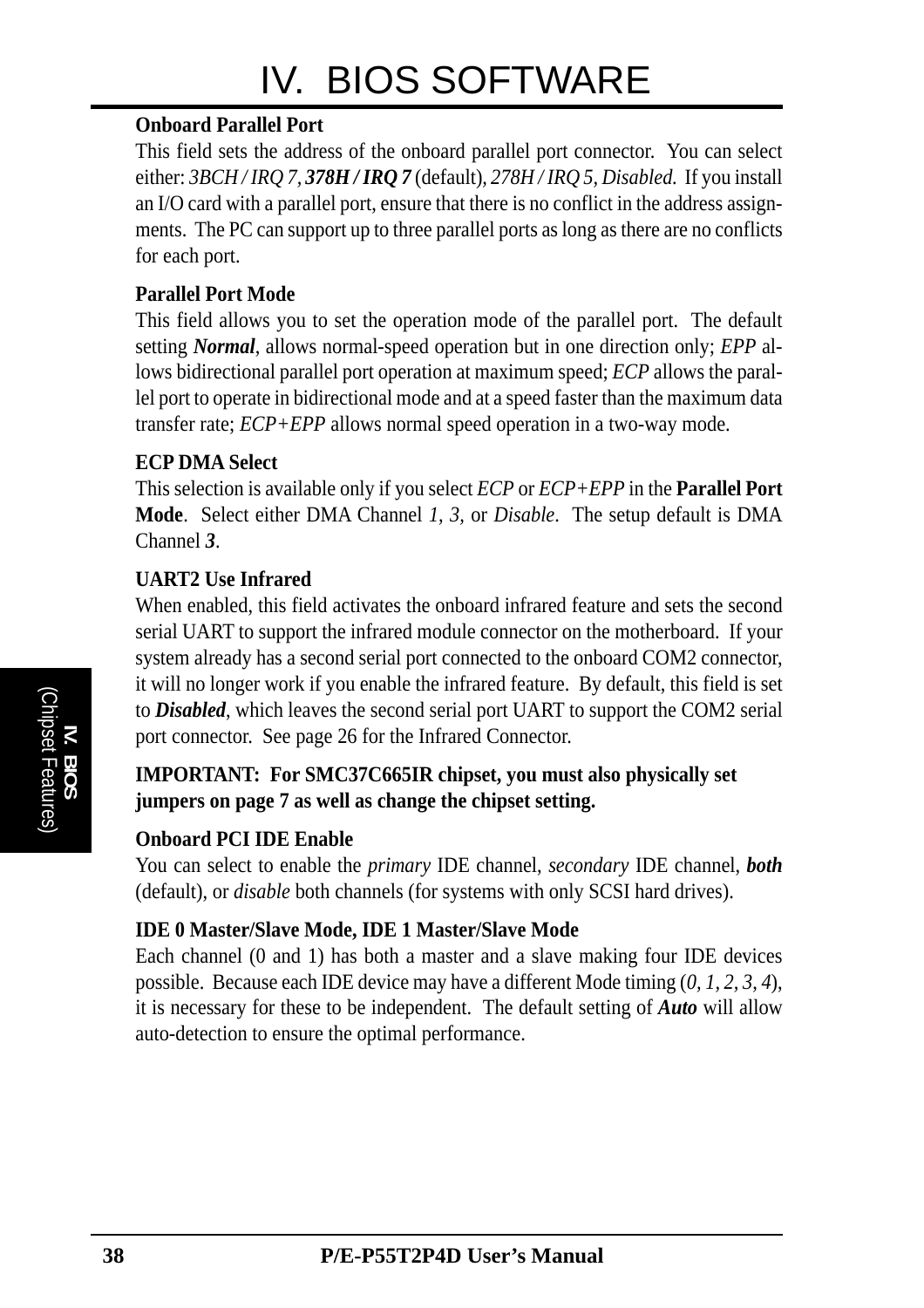**Onboard Parallel Port**

This field sets the address of the onboard parallel port connector. You can select either: *3BCH / IRQ 7*, ***378H / IRQ 7*** (default), *278H / IRQ 5*, *Disabled.* If you install an I/O card with a parallel port, ensure that there is no conflict in the address assignments. The PC can support up to three parallel ports as long as there are no conflicts for each port.

**Parallel Port Mode**

This field allows you to set the operation mode of the parallel port. The default setting ***Normal***, allows normal-speed operation but in one direction only; *EPP* allows bidirectional parallel port operation at maximum speed; *ECP* allows the parallel port to operate in bidirectional mode and at a speed faster than the maximum data transfer rate; *ECP+EPP* allows normal speed operation in a two-way mode.

**ECP DMA Select**

This selection is available only if you select *ECP* or *ECP+EPP* in the **Parallel Port Mode**. Select either DMA Channel *1*, *3*, or *Disable*. The setup default is DMA Channel ***3***.

**UART2 Use Infrared**

When enabled, this field activates the onboard infrared feature and sets the second serial UART to support the infrared module connector on the motherboard. If your system already has a second serial port connected to the onboard COM2 connector, it will no longer work if you enable the infrared feature. By default, this field is set to ***Disabled***, which leaves the second serial port UART to support the COM2 serial port connector. See page 26 for the Infrared Connector.

**IMPORTANT: For SMC37C665IR chipset, you must also physically set jumpers on page 7 as well as change the chipset setting.**

**Onboard PCI IDE Enable**

You can select to enable the *primary* IDE channel, *secondary* IDE channel, ***both*** (default), or *disable* both channels (for systems with only SCSI hard drives).

**IDE 0 Master/Slave Mode, IDE 1 Master/Slave Mode**

Each channel (0 and 1) has both a master and a slave making four IDE devices possible. Because each IDE device may have a different Mode timing (*0, 1, 2, 3, 4*), it is necessary for these to be independent. The default setting of ***Auto*** will allow auto-detection to ensure the optimal performance.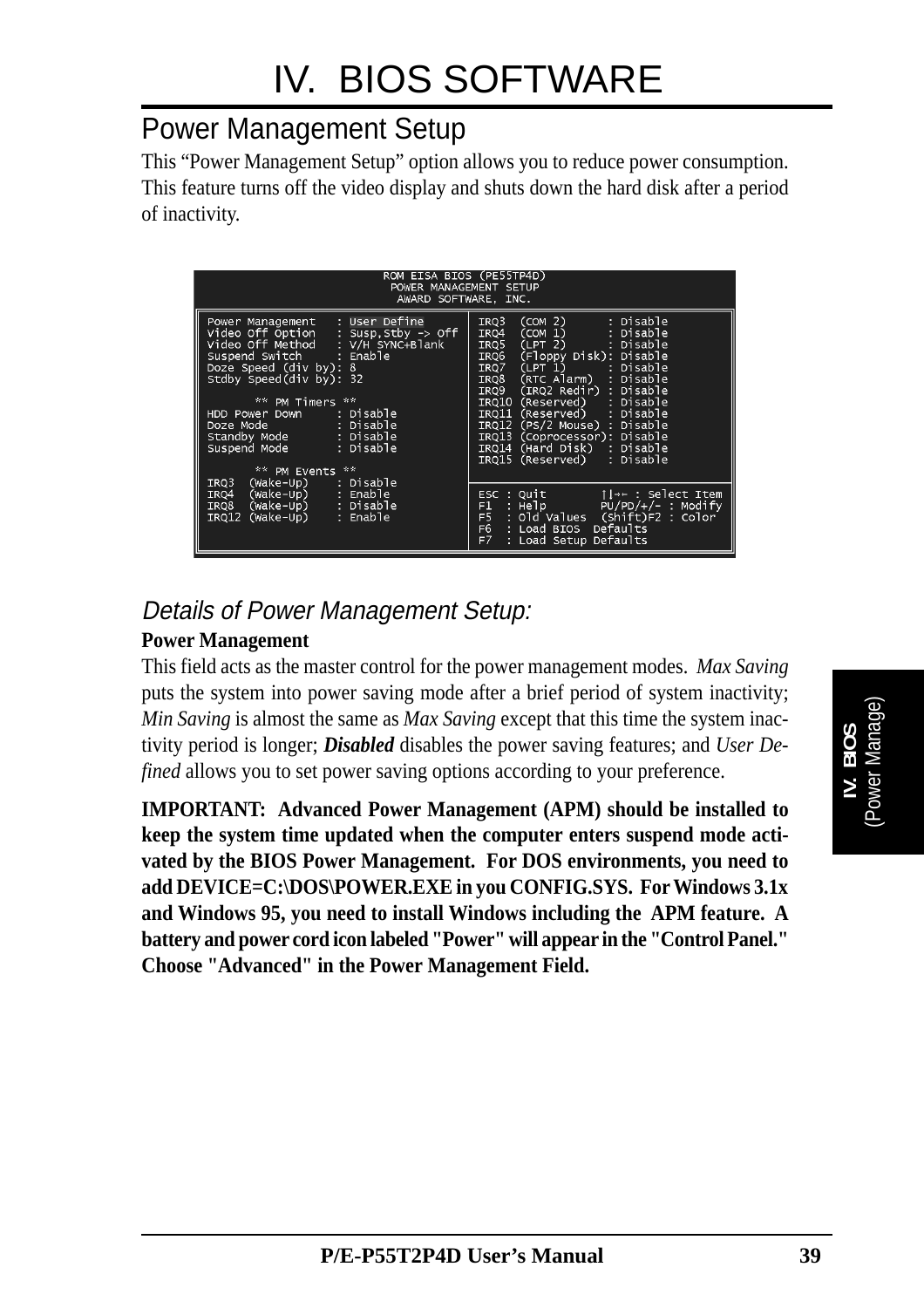# IV. BIOS SOFTWARE

## Power Management Setup

This "Power Management Setup" option allows you to reduce power consumption. This feature turns off the video display and shuts down the hard disk after a period of inactivity.

```
                    ROM EISA BIOS (PE55TP4D)
                    POWER MANAGEMENT SETUP
                     AWARD SOFTWARE, INC.

Power Management   : User Define      IRQ3  (COM 2)      : Disable
Video Off Option   : Susp,Stby -> Off IRQ4  (COM 1)      : Disable
Video Off Method   : V/H SYNC+Blank   IRQ5  (LPT 2)      : Disable
Suspend Switch     : Enable           IRQ6  (Floppy Disk): Disable
Doze Speed (div by): 8                IRQ7  (LPT 1)      : Disable
Stdby Speed(div by): 32               IRQ8  (RTC Alarm)  : Disable
                                      IRQ9  (IRQ2 Redir) : Disable
      ** PM Timers **                 IRQ10 (Reserved)   : Disable
HDD Power Down     : Disable          IRQ11 (Reserved)   : Disable
Doze Mode          : Disable          IRQ12 (PS/2 Mouse) : Disable
Standby Mode       : Disable          IRQ13 (Coprocessor): Disable
Suspend Mode       : Disable          IRQ14 (Hard Disk)  : Disable
                                      IRQ15 (Reserved)   : Disable
      ** PM Events **
IRQ3  (Wake-Up)    : Disable          ESC : Quit        ↑↓→← : Select Item
IRQ4  (Wake-Up)    : Enable           F1  : Help        PU/PD/+/- : Modify
IRQ8  (Wake-Up)    : Disable          F5  : Old Values  (Shift)F2 : Color
IRQ12 (Wake-Up)    : Enable           F6  : Load BIOS  Defaults
                                      F7  : Load Setup Defaults
```

### *Details of Power Management Setup:*

**Power Management**

This field acts as the master control for the power management modes. *Max Saving* puts the system into power saving mode after a brief period of system inactivity; *Min Saving* is almost the same as *Max Saving* except that this time the system inactivity period is longer; ***Disabled*** disables the power saving features; and *User Defined* allows you to set power saving options according to your preference.

**IMPORTANT: Advanced Power Management (APM) should be installed to keep the system time updated when the computer enters suspend mode activated by the BIOS Power Management. For DOS environments, you need to add DEVICE=C:\DOS\POWER.EXE in you CONFIG.SYS. For Windows 3.1x and Windows 95, you need to install Windows including the APM feature. A battery and power cord icon labeled "Power" will appear in the "Control Panel." Choose "Advanced" in the Power Management Field.**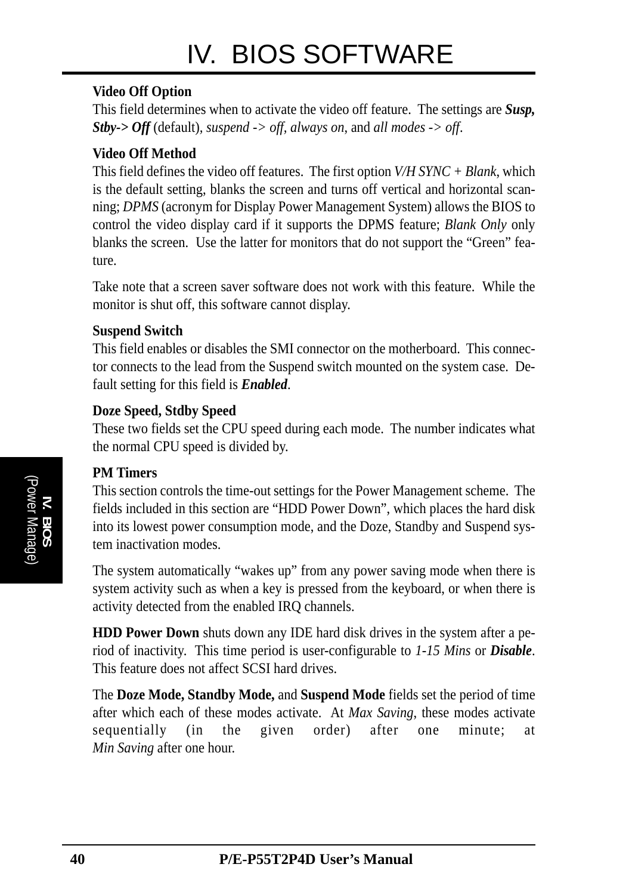**Video Off Option**

This field determines when to activate the video off feature. The settings are ***Susp, Stby-> Off*** (default), *suspend -> off*, *always on*, and *all modes -> off*.

**Video Off Method**

This field defines the video off features. The first option *V/H SYNC + Blank*, which is the default setting, blanks the screen and turns off vertical and horizontal scanning; *DPMS* (acronym for Display Power Management System) allows the BIOS to control the video display card if it supports the DPMS feature; *Blank Only* only blanks the screen. Use the latter for monitors that do not support the "Green" feature.

Take note that a screen saver software does not work with this feature. While the monitor is shut off, this software cannot display.

**Suspend Switch**

This field enables or disables the SMI connector on the motherboard. This connector connects to the lead from the Suspend switch mounted on the system case. Default setting for this field is ***Enabled***.

**Doze Speed, Stdby Speed**

These two fields set the CPU speed during each mode. The number indicates what the normal CPU speed is divided by.

**PM Timers**

This section controls the time-out settings for the Power Management scheme. The fields included in this section are "HDD Power Down", which places the hard disk into its lowest power consumption mode, and the Doze, Standby and Suspend system inactivation modes.

The system automatically "wakes up" from any power saving mode when there is system activity such as when a key is pressed from the keyboard, or when there is activity detected from the enabled IRQ channels.

**HDD Power Down** shuts down any IDE hard disk drives in the system after a period of inactivity. This time period is user-configurable to *1-15 Mins* or ***Disable***. This feature does not affect SCSI hard drives.

The **Doze Mode, Standby Mode,** and **Suspend Mode** fields set the period of time after which each of these modes activate. At *Max Saving*, these modes activate sequentially (in the given order) after one minute; at *Min Saving* after one hour.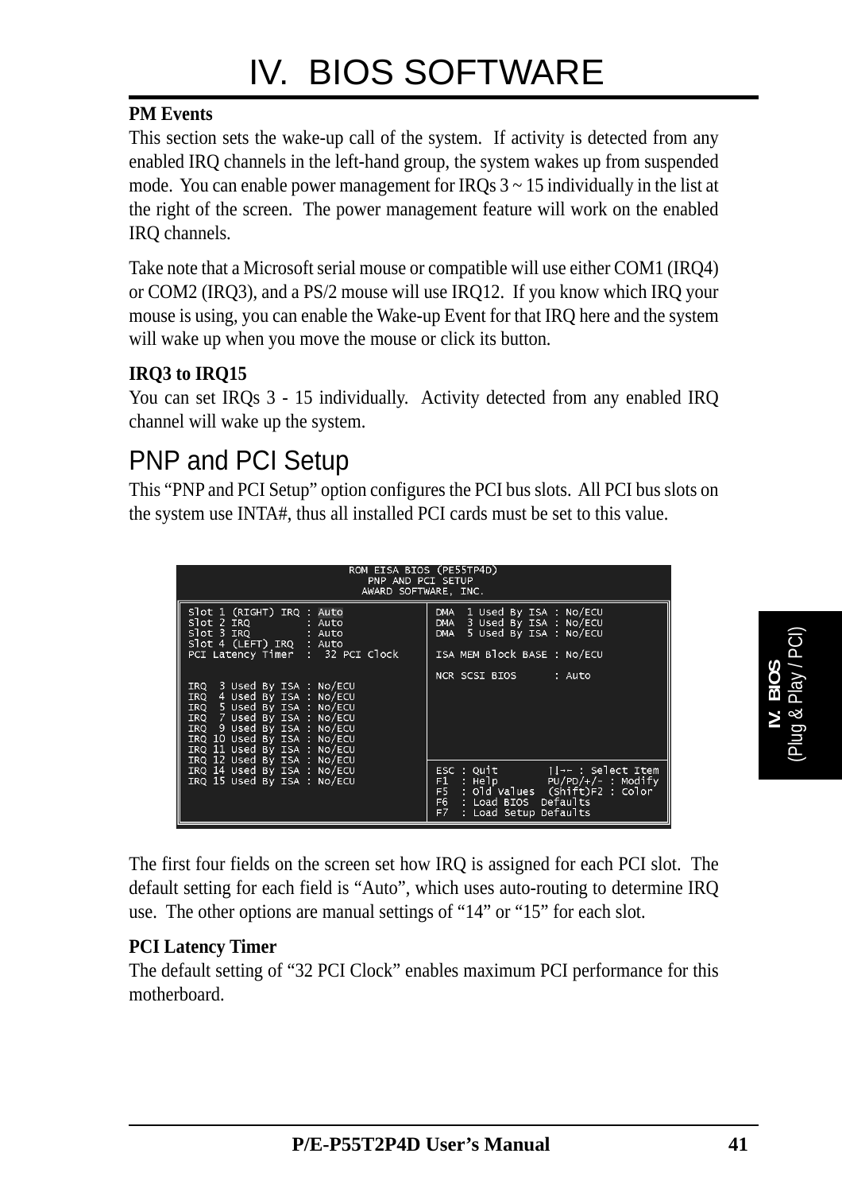# IV. BIOS SOFTWARE

**PM Events**

This section sets the wake-up call of the system. If activity is detected from any enabled IRQ channels in the left-hand group, the system wakes up from suspended mode. You can enable power management for IRQs 3 ~ 15 individually in the list at the right of the screen. The power management feature will work on the enabled IRQ channels.

Take note that a Microsoft serial mouse or compatible will use either COM1 (IRQ4) or COM2 (IRQ3), and a PS/2 mouse will use IRQ12. If you know which IRQ your mouse is using, you can enable the Wake-up Event for that IRQ here and the system will wake up when you move the mouse or click its button.

**IRQ3 to IRQ15**

You can set IRQs 3 - 15 individually. Activity detected from any enabled IRQ channel will wake up the system.

## PNP and PCI Setup

This "PNP and PCI Setup" option configures the PCI bus slots. All PCI bus slots on the system use INTA#, thus all installed PCI cards must be set to this value.

```
                    ROM EISA BIOS (PE55TP4D)
                       PNP AND PCI SETUP
                      AWARD SOFTWARE, INC.

Slot 1 (RIGHT) IRQ : Auto          DMA  1 Used By ISA : No/ECU
Slot 2 IRQ         : Auto          DMA  3 Used By ISA : No/ECU
Slot 3 IRQ         : Auto          DMA  5 Used By ISA : No/ECU
Slot 4 (LEFT) IRQ  : Auto
PCI Latency Timer  :  32 PCI Clock ISA MEM Block BASE : No/ECU

                                   NCR SCSI BIOS      : Auto
IRQ  3 Used By ISA : No/ECU
IRQ  4 Used By ISA : No/ECU
IRQ  5 Used By ISA : No/ECU
IRQ  7 Used By ISA : No/ECU
IRQ  9 Used By ISA : No/ECU
IRQ 10 Used By ISA : No/ECU
IRQ 11 Used By ISA : No/ECU
IRQ 12 Used By ISA : No/ECU
IRQ 14 Used By ISA : No/ECU        ESC : Quit        ↑↓→← : Select Item
IRQ 15 Used By ISA : No/ECU        F1  : Help        PU/PD/+/- : Modify
                                   F5  : Old Values  (Shift)F2 : Color
                                   F6  : Load BIOS  Defaults
                                   F7  : Load Setup Defaults
```

The first four fields on the screen set how IRQ is assigned for each PCI slot. The default setting for each field is "Auto", which uses auto-routing to determine IRQ use. The other options are manual settings of "14" or "15" for each slot.

**PCI Latency Timer**

The default setting of "32 PCI Clock" enables maximum PCI performance for this motherboard.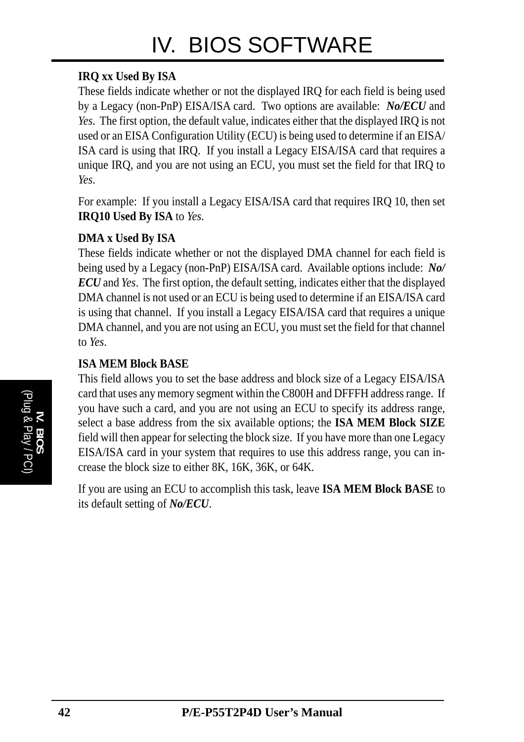**IRQ xx Used By ISA**

These fields indicate whether or not the displayed IRQ for each field is being used by a Legacy (non-PnP) EISA/ISA card. Two options are available: ***No/ECU*** and *Yes*. The first option, the default value, indicates either that the displayed IRQ is not used or an EISA Configuration Utility (ECU) is being used to determine if an EISA/ISA card is using that IRQ. If you install a Legacy EISA/ISA card that requires a unique IRQ, and you are not using an ECU, you must set the field for that IRQ to *Yes*.

For example: If you install a Legacy EISA/ISA card that requires IRQ 10, then set **IRQ10 Used By ISA** to *Yes*.

**DMA x Used By ISA**

These fields indicate whether or not the displayed DMA channel for each field is being used by a Legacy (non-PnP) EISA/ISA card. Available options include: ***No/ECU*** and *Yes*. The first option, the default setting, indicates either that the displayed DMA channel is not used or an ECU is being used to determine if an EISA/ISA card is using that channel. If you install a Legacy EISA/ISA card that requires a unique DMA channel, and you are not using an ECU, you must set the field for that channel to *Yes*.

**ISA MEM Block BASE**

This field allows you to set the base address and block size of a Legacy EISA/ISA card that uses any memory segment within the C800H and DFFFH address range. If you have such a card, and you are not using an ECU to specify its address range, select a base address from the six available options; the **ISA MEM Block SIZE** field will then appear for selecting the block size. If you have more than one Legacy EISA/ISA card in your system that requires to use this address range, you can increase the block size to either 8K, 16K, 36K, or 64K.

If you are using an ECU to accomplish this task, leave **ISA MEM Block BASE** to its default setting of ***No/ECU***.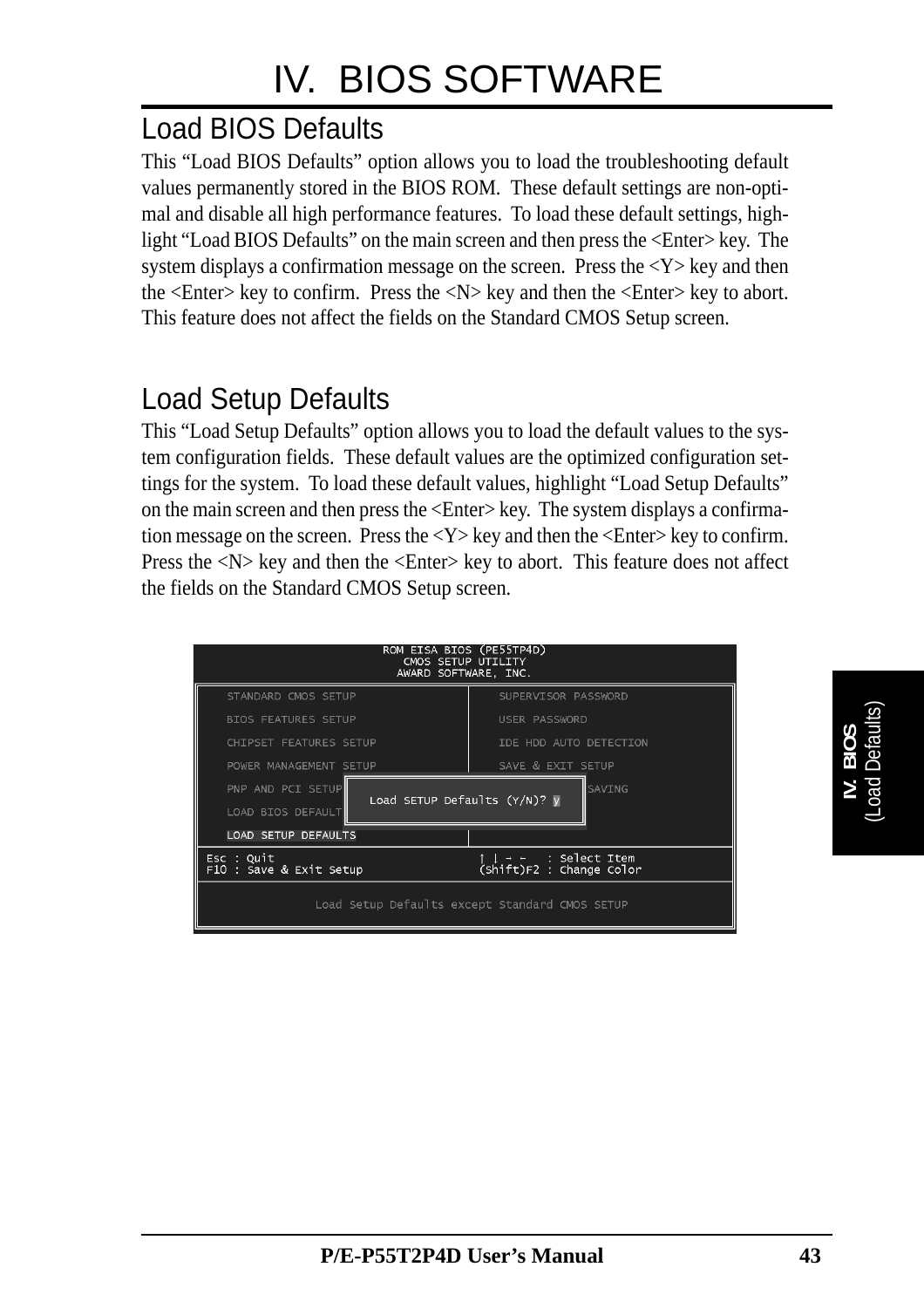## Load BIOS Defaults

This "Load BIOS Defaults" option allows you to load the troubleshooting default values permanently stored in the BIOS ROM. These default settings are non-optimal and disable all high performance features. To load these default settings, highlight "Load BIOS Defaults" on the main screen and then press the <Enter> key. The system displays a confirmation message on the screen. Press the <Y> key and then the <Enter> key to confirm. Press the <N> key and then the <Enter> key to abort. This feature does not affect the fields on the Standard CMOS Setup screen.

## Load Setup Defaults

This "Load Setup Defaults" option allows you to load the default values to the system configuration fields. These default values are the optimized configuration settings for the system. To load these default values, highlight "Load Setup Defaults" on the main screen and then press the <Enter> key. The system displays a confirmation message on the screen. Press the <Y> key and then the <Enter> key to confirm. Press the <N> key and then the <Enter> key to abort. This feature does not affect the fields on the Standard CMOS Setup screen.

```
                    ROM EISA BIOS (PE55TP4D)
                      CMOS SETUP UTILITY
                     AWARD SOFTWARE, INC.

   STANDARD CMOS SETUP                SUPERVISOR PASSWORD
   BIOS FEATURES SETUP                USER PASSWORD
   CHIPSET FEATURES SETUP             IDE HDD AUTO DETECTION
   POWER MANAGEMENT SETUP             SAVE & EXIT SETUP
   PNP AND PCI SETUP                               SAVING
   LOAD BIOS DEFAULT    Load SETUP Defaults (Y/N)? y
   LOAD SETUP DEFAULTS

 Esc : Quit                           ↑ ↓ → ←   : Select Item
 F10 : Save & Exit Setup              (Shift)F2 : Change Color

           Load Setup Defaults except Standard CMOS SETUP
```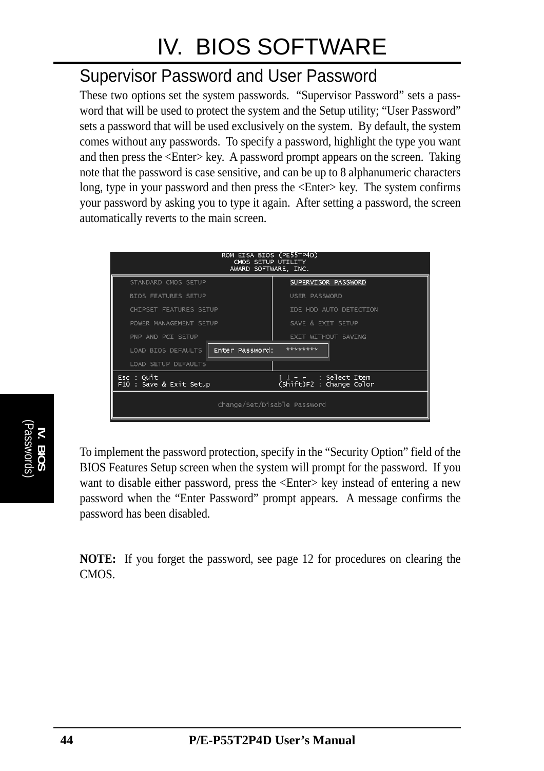## Supervisor Password and User Password

These two options set the system passwords. “Supervisor Password” sets a password that will be used to protect the system and the Setup utility; “User Password” sets a password that will be used exclusively on the system. By default, the system comes without any passwords. To specify a password, highlight the type you want and then press the <Enter> key. A password prompt appears on the screen. Taking note that the password is case sensitive, and can be up to 8 alphanumeric characters long, type in your password and then press the <Enter> key. The system confirms your password by asking you to type it again. After setting a password, the screen automatically reverts to the main screen.

```
                    ROM EISA BIOS (PE55TP4D)
                       CMOS SETUP UTILITY
                     AWARD SOFTWARE, INC.

   STANDARD CMOS SETUP              SUPERVISOR PASSWORD
   BIOS FEATURES SETUP              USER PASSWORD
   CHIPSET FEATURES SETUP           IDE HDD AUTO DETECTION
   POWER MANAGEMENT SETUP           SAVE & EXIT SETUP
   PNP AND PCI SETUP                EXIT WITHOUT SAVING
   LOAD BIOS DEFAULTS   Enter Password:   ********
   LOAD SETUP DEFAULTS

Esc : Quit                          ↑ ↓ → ←   : Select Item
F10 : Save & Exit Setup             (Shift)F2 : Change Color

                    Change/Set/Disable Password
```

To implement the password protection, specify in the “Security Option” field of the BIOS Features Setup screen when the system will prompt for the password. If you want to disable either password, press the <Enter> key instead of entering a new password when the “Enter Password” prompt appears. A message confirms the password has been disabled.

**NOTE:** If you forget the password, see page 12 for procedures on clearing the CMOS.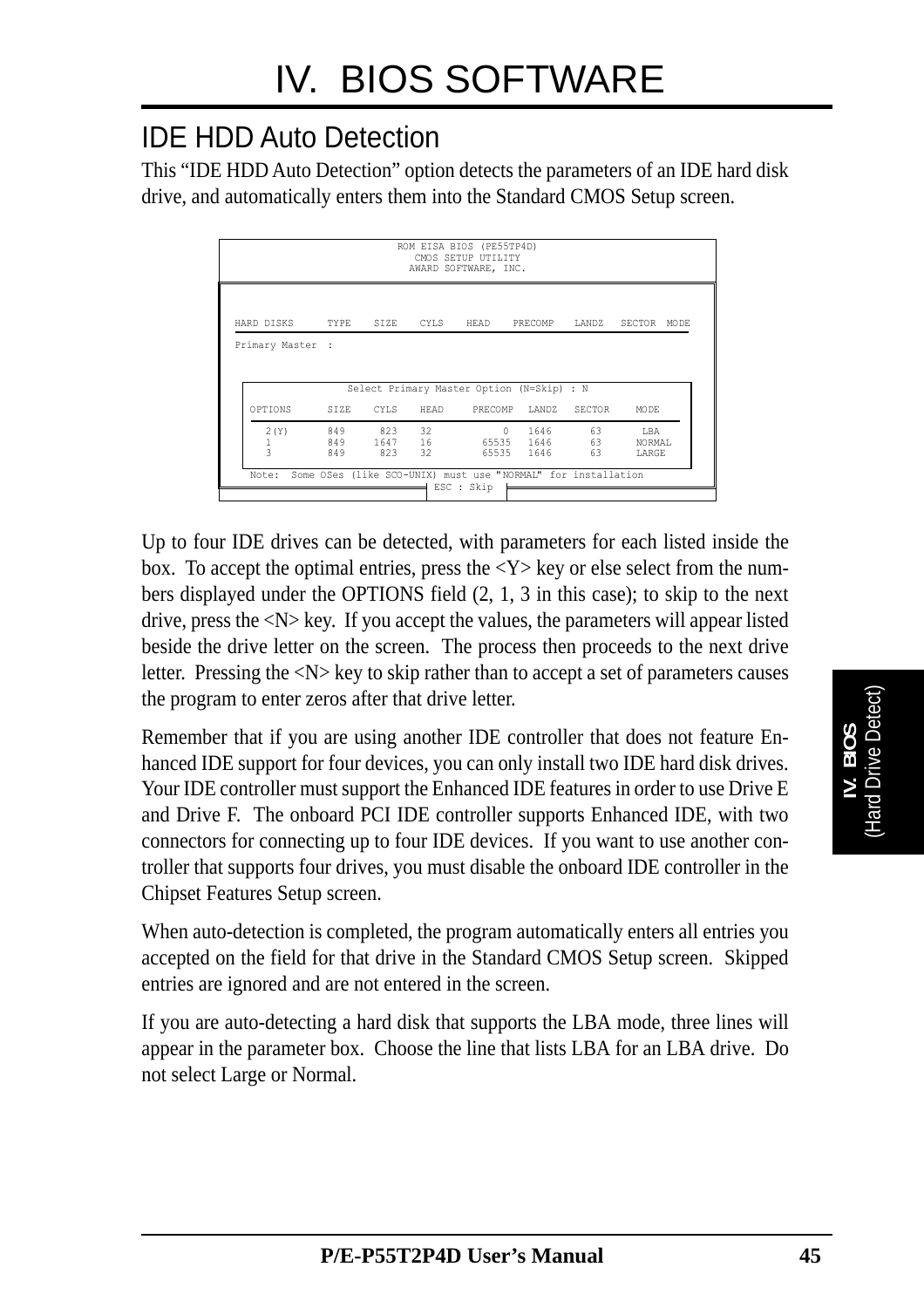# IV. BIOS SOFTWARE

## IDE HDD Auto Detection

This “IDE HDD Auto Detection” option detects the parameters of an IDE hard disk drive, and automatically enters them into the Standard CMOS Setup screen.

```
                         ROM EISA BIOS (PE55TP4D)
                           CMOS SETUP UTILITY
                          AWARD SOFTWARE, INC.

HARD DISKS      TYPE    SIZE    CYLS    HEAD    PRECOMP    LANDZ    SECTOR  MODE

Primary Master  :

                 Select Primary Master Option (N=Skip) : N

  OPTIONS      SIZE    CYLS    HEAD     PRECOMP   LANDZ   SECTOR     MODE

    2(Y)        849     823    32            0    1646       63       LBA
    1           849    1647    16        65535    1646       63      NORMAL
    3           849     823    32        65535    1646       63      LARGE

  Note:  Some OSes (like SCO-UNIX) must use "NORMAL" for installation
                                ESC : Skip
```

Up to four IDE drives can be detected, with parameters for each listed inside the box. To accept the optimal entries, press the <Y> key or else select from the numbers displayed under the OPTIONS field (2, 1, 3 in this case); to skip to the next drive, press the <N> key. If you accept the values, the parameters will appear listed beside the drive letter on the screen. The process then proceeds to the next drive letter. Pressing the <N> key to skip rather than to accept a set of parameters causes the program to enter zeros after that drive letter.

Remember that if you are using another IDE controller that does not feature Enhanced IDE support for four devices, you can only install two IDE hard disk drives. Your IDE controller must support the Enhanced IDE features in order to use Drive E and Drive F. The onboard PCI IDE controller supports Enhanced IDE, with two connectors for connecting up to four IDE devices. If you want to use another controller that supports four drives, you must disable the onboard IDE controller in the Chipset Features Setup screen.

When auto-detection is completed, the program automatically enters all entries you accepted on the field for that drive in the Standard CMOS Setup screen. Skipped entries are ignored and are not entered in the screen.

If you are auto-detecting a hard disk that supports the LBA mode, three lines will appear in the parameter box. Choose the line that lists LBA for an LBA drive. Do not select Large or Normal.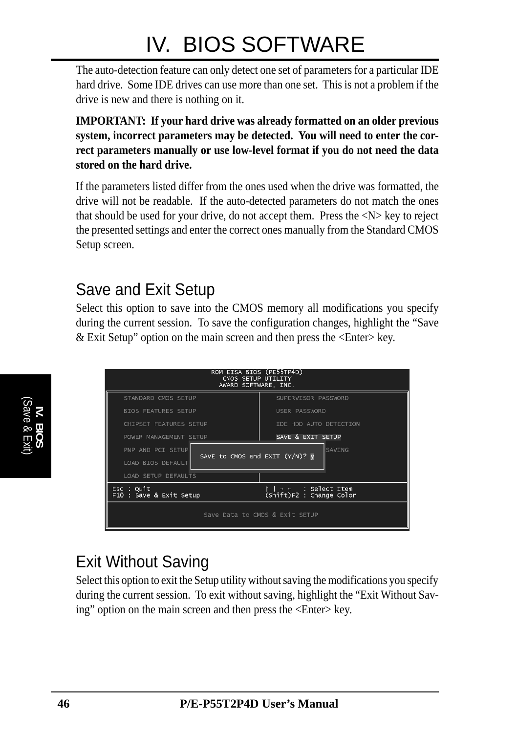The auto-detection feature can only detect one set of parameters for a particular IDE hard drive. Some IDE drives can use more than one set. This is not a problem if the drive is new and there is nothing on it.

**IMPORTANT: If your hard drive was already formatted on an older previous system, incorrect parameters may be detected. You will need to enter the correct parameters manually or use low-level format if you do not need the data stored on the hard drive.**

If the parameters listed differ from the ones used when the drive was formatted, the drive will not be readable. If the auto-detected parameters do not match the ones that should be used for your drive, do not accept them. Press the <N> key to reject the presented settings and enter the correct ones manually from the Standard CMOS Setup screen.

## Save and Exit Setup

Select this option to save into the CMOS memory all modifications you specify during the current session. To save the configuration changes, highlight the “Save & Exit Setup” option on the main screen and then press the <Enter> key.

```
ROM EISA BIOS (PE55TP4D)
CMOS SETUP UTILITY
AWARD SOFTWARE, INC.

STANDARD CMOS SETUP          SUPERVISOR PASSWORD
BIOS FEATURES SETUP          USER PASSWORD
CHIPSET FEATURES SETUP       IDE HDD AUTO DETECTION
POWER MANAGEMENT SETUP       SAVE & EXIT SETUP
PNP AND PCI SETUP            SAVE to CMOS and EXIT (Y/N)? Y     SAVING
LOAD BIOS DEFAULT
LOAD SETUP DEFAULTS

Esc : Quit                   ↑ ↓ → ←   : Select Item
F10 : Save & Exit Setup      (Shift)F2 : Change Color

Save Data to CMOS & Exit SETUP
```

## Exit Without Saving

Select this option to exit the Setup utility without saving the modifications you specify during the current session. To exit without saving, highlight the “Exit Without Saving” option on the main screen and then press the <Enter> key.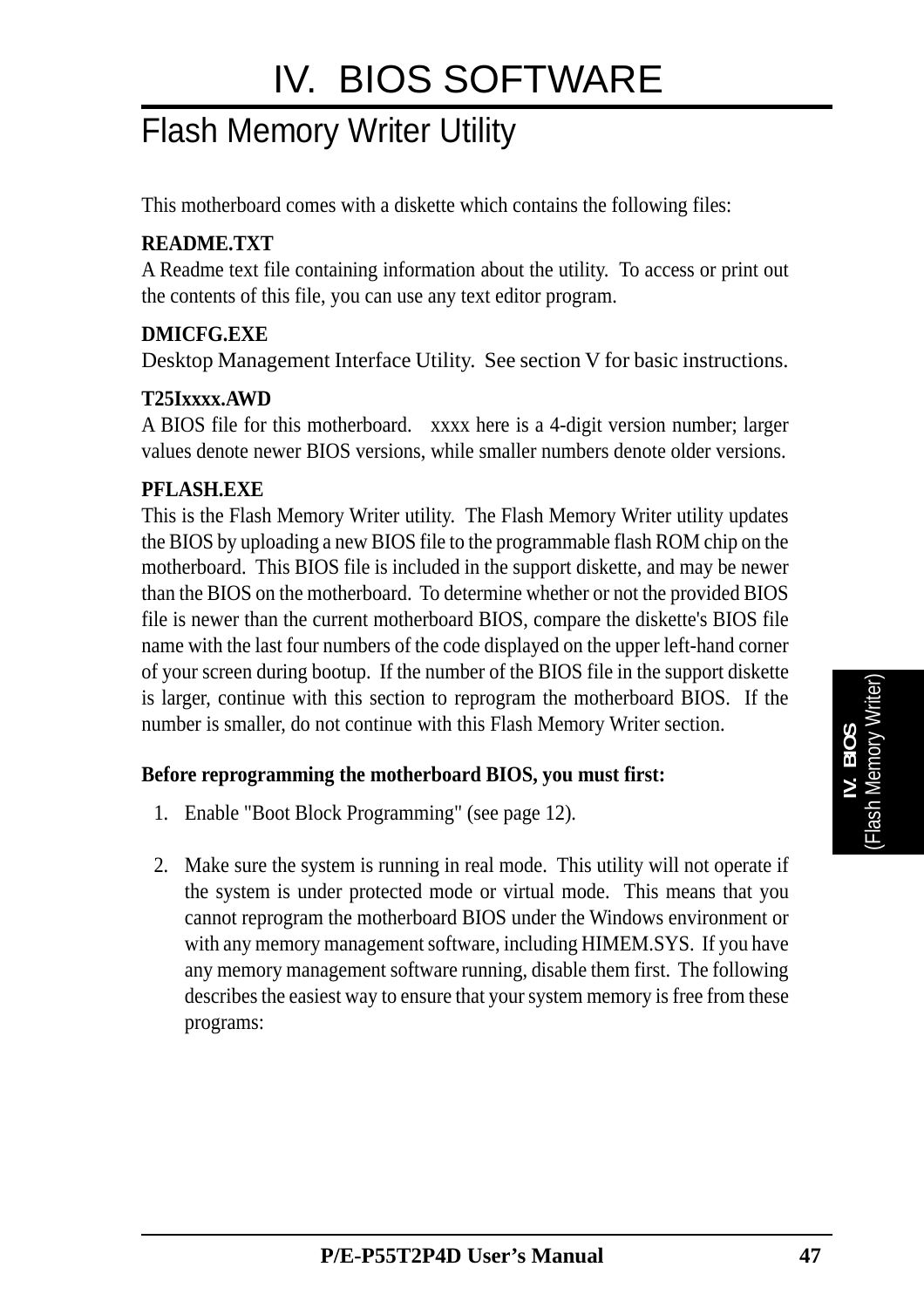# IV. BIOS SOFTWARE

## Flash Memory Writer Utility

This motherboard comes with a diskette which contains the following files:

**README.TXT**
A Readme text file containing information about the utility. To access or print out the contents of this file, you can use any text editor program.

**DMICFG.EXE**
Desktop Management Interface Utility. See section V for basic instructions.

**T25Ixxxx.AWD**
A BIOS file for this motherboard. xxxx here is a 4-digit version number; larger values denote newer BIOS versions, while smaller numbers denote older versions.

**PFLASH.EXE**
This is the Flash Memory Writer utility. The Flash Memory Writer utility updates the BIOS by uploading a new BIOS file to the programmable flash ROM chip on the motherboard. This BIOS file is included in the support diskette, and may be newer than the BIOS on the motherboard. To determine whether or not the provided BIOS file is newer than the current motherboard BIOS, compare the diskette's BIOS file name with the last four numbers of the code displayed on the upper left-hand corner of your screen during bootup. If the number of the BIOS file in the support diskette is larger, continue with this section to reprogram the motherboard BIOS. If the number is smaller, do not continue with this Flash Memory Writer section.

**Before reprogramming the motherboard BIOS, you must first:**

1. Enable "Boot Block Programming" (see page 12).

2. Make sure the system is running in real mode. This utility will not operate if the system is under protected mode or virtual mode. This means that you cannot reprogram the motherboard BIOS under the Windows environment or with any memory management software, including HIMEM.SYS. If you have any memory management software running, disable them first. The following describes the easiest way to ensure that your system memory is free from these programs: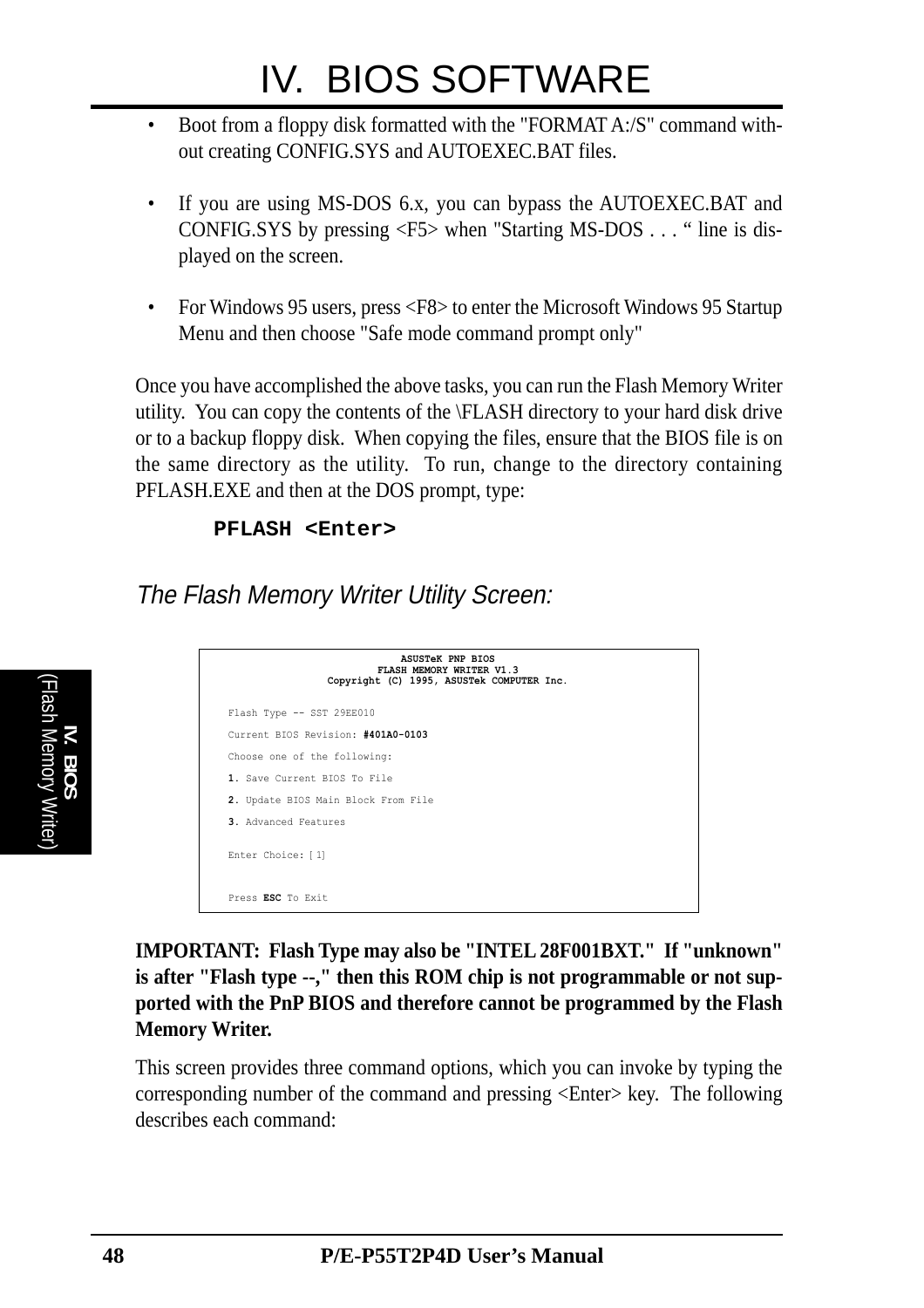- Boot from a floppy disk formatted with the "FORMAT A:/S" command without creating CONFIG.SYS and AUTOEXEC.BAT files.
- If you are using MS-DOS 6.x, you can bypass the AUTOEXEC.BAT and CONFIG.SYS by pressing <F5> when "Starting MS-DOS . . . " line is displayed on the screen.
- For Windows 95 users, press <F8> to enter the Microsoft Windows 95 Startup Menu and then choose "Safe mode command prompt only"

Once you have accomplished the above tasks, you can run the Flash Memory Writer utility. You can copy the contents of the \FLASH directory to your hard disk drive or to a backup floppy disk. When copying the files, ensure that the BIOS file is on the same directory as the utility. To run, change to the directory containing PFLASH.EXE and then at the DOS prompt, type:

```
PFLASH <Enter>
```

### *The Flash Memory Writer Utility Screen:*

```
                    ASUSTeK PNP BIOS
                 FLASH MEMORY WRITER V1.3
          Copyright (C) 1995, ASUSTek COMPUTER Inc.

Flash Type -- SST 29EE010

Current BIOS Revision: #401A0-0103

Choose one of the following:

1. Save Current BIOS To File

2. Update BIOS Main Block From File

3. Advanced Features

Enter Choice: [ 1]


Press ESC To Exit
```

**IMPORTANT: Flash Type may also be "INTEL 28F001BXT." If "unknown" is after "Flash type --," then this ROM chip is not programmable or not supported with the PnP BIOS and therefore cannot be programmed by the Flash Memory Writer.**

This screen provides three command options, which you can invoke by typing the corresponding number of the command and pressing <Enter> key. The following describes each command: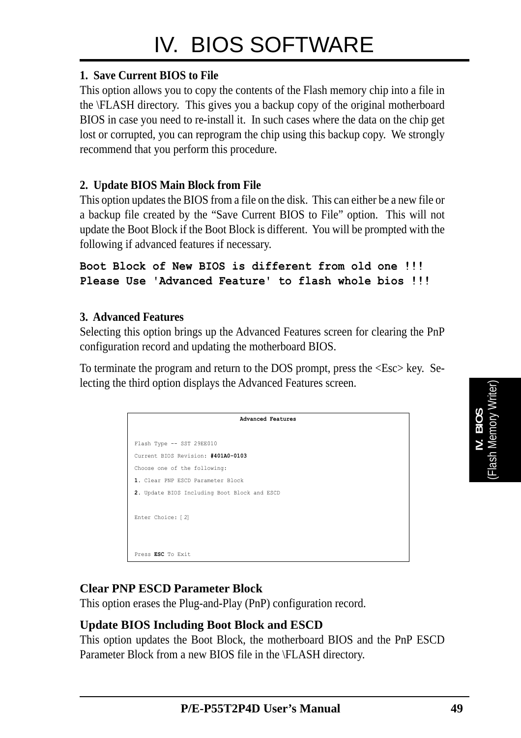# IV. BIOS SOFTWARE

**1. Save Current BIOS to File**

This option allows you to copy the contents of the Flash memory chip into a file in the \FLASH directory. This gives you a backup copy of the original motherboard BIOS in case you need to re-install it. In such cases where the data on the chip get lost or corrupted, you can reprogram the chip using this backup copy. We strongly recommend that you perform this procedure.

**2. Update BIOS Main Block from File**

This option updates the BIOS from a file on the disk. This can either be a new file or a backup file created by the "Save Current BIOS to File" option. This will not update the Boot Block if the Boot Block is different. You will be prompted with the following if advanced features if necessary.

```
Boot Block of New BIOS is different from old one !!!
Please Use 'Advanced Feature' to flash whole bios !!!
```

**3. Advanced Features**

Selecting this option brings up the Advanced Features screen for clearing the PnP configuration record and updating the motherboard BIOS.

To terminate the program and return to the DOS prompt, press the <Esc> key. Selecting the third option displays the Advanced Features screen.

```
                    Advanced Features

Flash Type -- SST 29EE010
Current BIOS Revision: #401A0-0103
Choose one of the following:
1. Clear PNP ESCD Parameter Block
2. Update BIOS Including Boot Block and ESCD

Enter Choice: [ 2]

Press ESC To Exit
```

**Clear PNP ESCD Parameter Block**

This option erases the Plug-and-Play (PnP) configuration record.

**Update BIOS Including Boot Block and ESCD**

This option updates the Boot Block, the motherboard BIOS and the PnP ESCD Parameter Block from a new BIOS file in the \FLASH directory.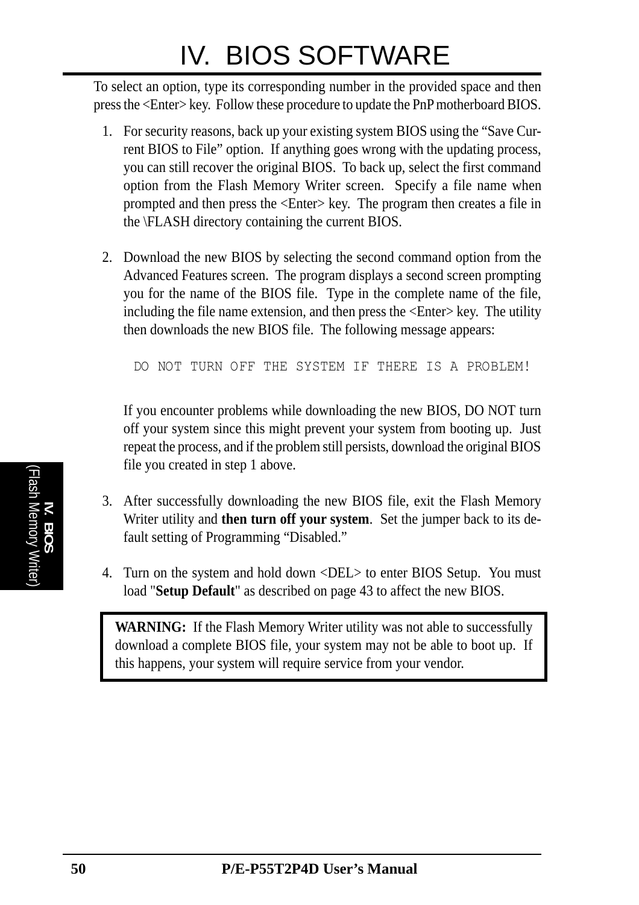To select an option, type its corresponding number in the provided space and then press the <Enter> key. Follow these procedure to update the PnP motherboard BIOS.

1. For security reasons, back up your existing system BIOS using the “Save Current BIOS to File” option. If anything goes wrong with the updating process, you can still recover the original BIOS. To back up, select the first command option from the Flash Memory Writer screen. Specify a file name when prompted and then press the <Enter> key. The program then creates a file in the \FLASH directory containing the current BIOS.

2. Download the new BIOS by selecting the second command option from the Advanced Features screen. The program displays a second screen prompting you for the name of the BIOS file. Type in the complete name of the file, including the file name extension, and then press the <Enter> key. The utility then downloads the new BIOS file. The following message appears:

   ```
   DO NOT TURN OFF THE SYSTEM IF THERE IS A PROBLEM!
   ```

   If you encounter problems while downloading the new BIOS, DO NOT turn off your system since this might prevent your system from booting up. Just repeat the process, and if the problem still persists, download the original BIOS file you created in step 1 above.

3. After successfully downloading the new BIOS file, exit the Flash Memory Writer utility and **then turn off your system**. Set the jumper back to its default setting of Programming “Disabled.”

4. Turn on the system and hold down <DEL> to enter BIOS Setup. You must load "**Setup Default**" as described on page 43 to affect the new BIOS.

> **WARNING:** If the Flash Memory Writer utility was not able to successfully download a complete BIOS file, your system may not be able to boot up. If this happens, your system will require service from your vendor.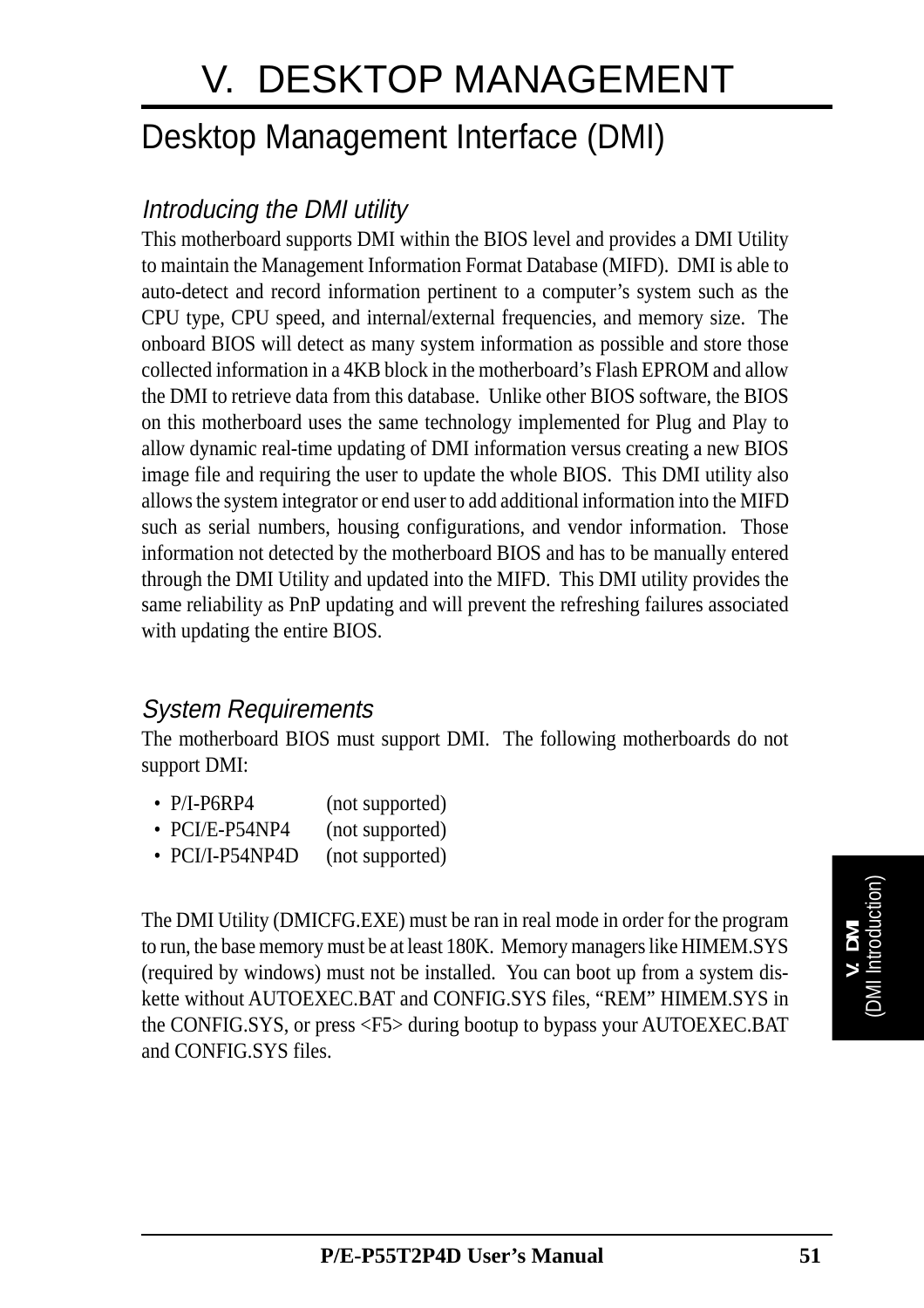# V. DESKTOP MANAGEMENT

## Desktop Management Interface (DMI)

### *Introducing the DMI utility*

This motherboard supports DMI within the BIOS level and provides a DMI Utility to maintain the Management Information Format Database (MIFD). DMI is able to auto-detect and record information pertinent to a computer's system such as the CPU type, CPU speed, and internal/external frequencies, and memory size. The onboard BIOS will detect as many system information as possible and store those collected information in a 4KB block in the motherboard's Flash EPROM and allow the DMI to retrieve data from this database. Unlike other BIOS software, the BIOS on this motherboard uses the same technology implemented for Plug and Play to allow dynamic real-time updating of DMI information versus creating a new BIOS image file and requiring the user to update the whole BIOS. This DMI utility also allows the system integrator or end user to add additional information into the MIFD such as serial numbers, housing configurations, and vendor information. Those information not detected by the motherboard BIOS and has to be manually entered through the DMI Utility and updated into the MIFD. This DMI utility provides the same reliability as PnP updating and will prevent the refreshing failures associated with updating the entire BIOS.

### *System Requirements*

The motherboard BIOS must support DMI. The following motherboards do not support DMI:

- P/I-P6RP4 (not supported)
- PCI/E-P54NP4 (not supported)
- PCI/I-P54NP4D (not supported)

The DMI Utility (DMICFG.EXE) must be ran in real mode in order for the program to run, the base memory must be at least 180K. Memory managers like HIMEM.SYS (required by windows) must not be installed. You can boot up from a system diskette without AUTOEXEC.BAT and CONFIG.SYS files, "REM" HIMEM.SYS in the CONFIG.SYS, or press <F5> during bootup to bypass your AUTOEXEC.BAT and CONFIG.SYS files.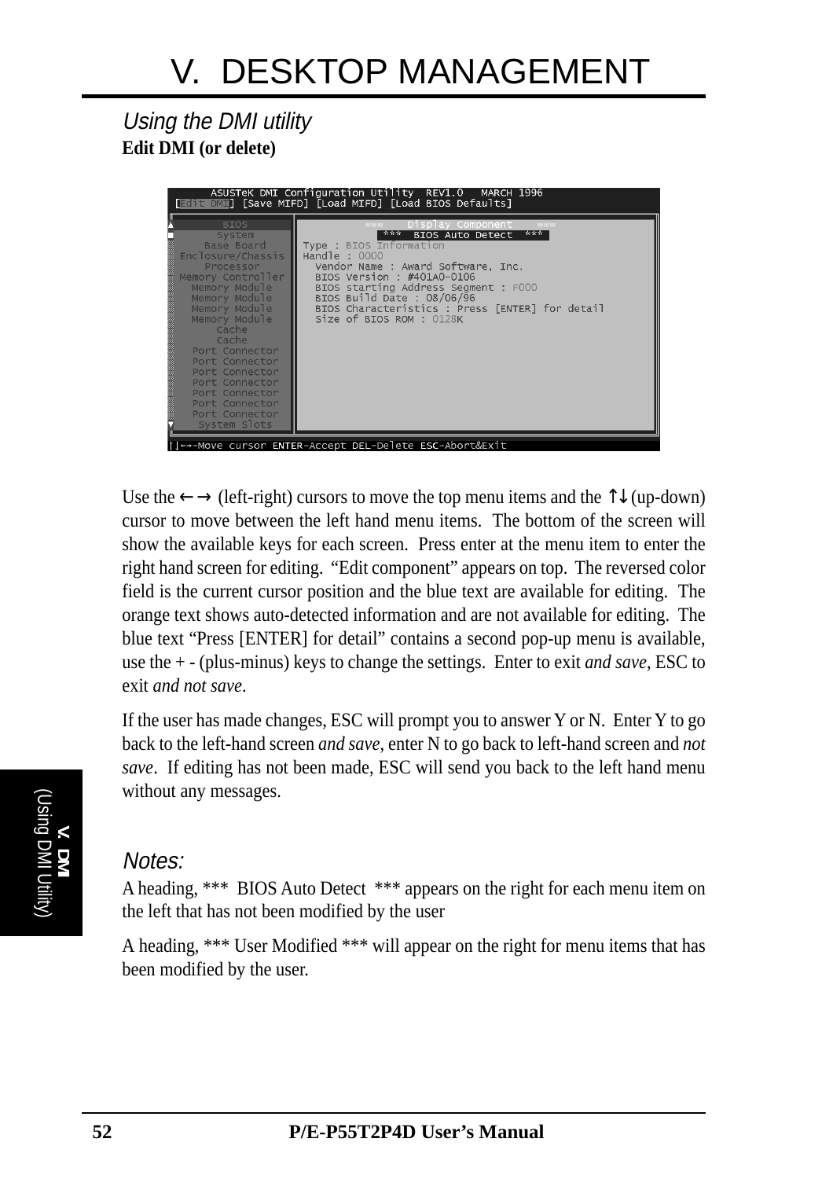# V. DESKTOP MANAGEMENT

## *Using the DMI utility*

**Edit DMI (or delete)**

```
    ASUSTeK DMI Configuration Utility  REV1.0   MARCH 1996
[Edit DMI] [Save MIFD] [Load MIFD] [Load BIOS Defaults]

        BIOS              ===   Display Component   ===
       System                  ***  BIOS Auto Detect  ***
     Base Board         Type : BIOS Information
 Enclosure/Chassis      Handle : 0000
     Processor            Vendor Name : Award Software, Inc.
 Memory Controller        BIOS Version : #401A0-0106
   Memory Module          BIOS starting Address Segment : F000
   Memory Module          BIOS Build Date : 08/06/96
   Memory Module          BIOS Characteristics : Press [ENTER] for detail
   Memory Module          Size of BIOS ROM : 0128K
       Cache
       Cache
   Port Connector
   Port Connector
   Port Connector
   Port Connector
   Port Connector
   Port Connector
   Port Connector
    System Slots
↑↓←→-Move cursor ENTER-Accept DEL-Delete ESC-Abort&Exit
```

Use the ←→ (left-right) cursors to move the top menu items and the ↑↓ (up-down) cursor to move between the left hand menu items. The bottom of the screen will show the available keys for each screen. Press enter at the menu item to enter the right hand screen for editing. "Edit component" appears on top. The reversed color field is the current cursor position and the blue text are available for editing. The orange text shows auto-detected information and are not available for editing. The blue text "Press [ENTER] for detail" contains a second pop-up menu is available, use the + - (plus-minus) keys to change the settings. Enter to exit *and save*, ESC to exit *and not save*.

If the user has made changes, ESC will prompt you to answer Y or N. Enter Y to go back to the left-hand screen *and save*, enter N to go back to left-hand screen and *not save*. If editing has not been made, ESC will send you back to the left hand menu without any messages.

### *Notes:*

A heading, *** BIOS Auto Detect *** appears on the right for each menu item on the left that has not been modified by the user

A heading, *** User Modified *** will appear on the right for menu items that has been modified by the user.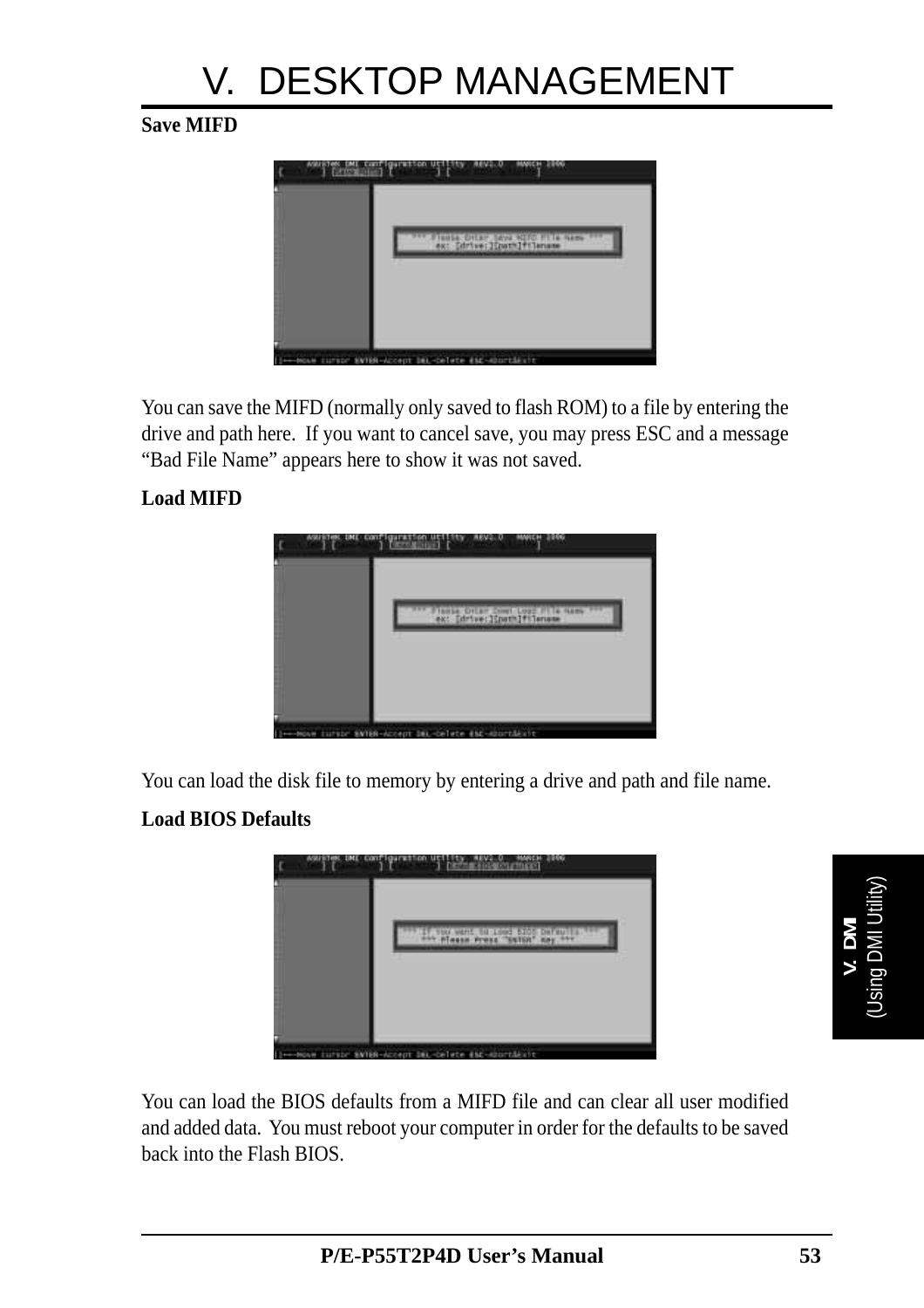**Save MIFD**

You can save the MIFD (normally only saved to flash ROM) to a file by entering the drive and path here. If you want to cancel save, you may press ESC and a message "Bad File Name" appears here to show it was not saved.

**Load MIFD**

You can load the disk file to memory by entering a drive and path and file name.

**Load BIOS Defaults**

You can load the BIOS defaults from a MIFD file and can clear all user modified and added data. You must reboot your computer in order for the defaults to be saved back into the Flash BIOS.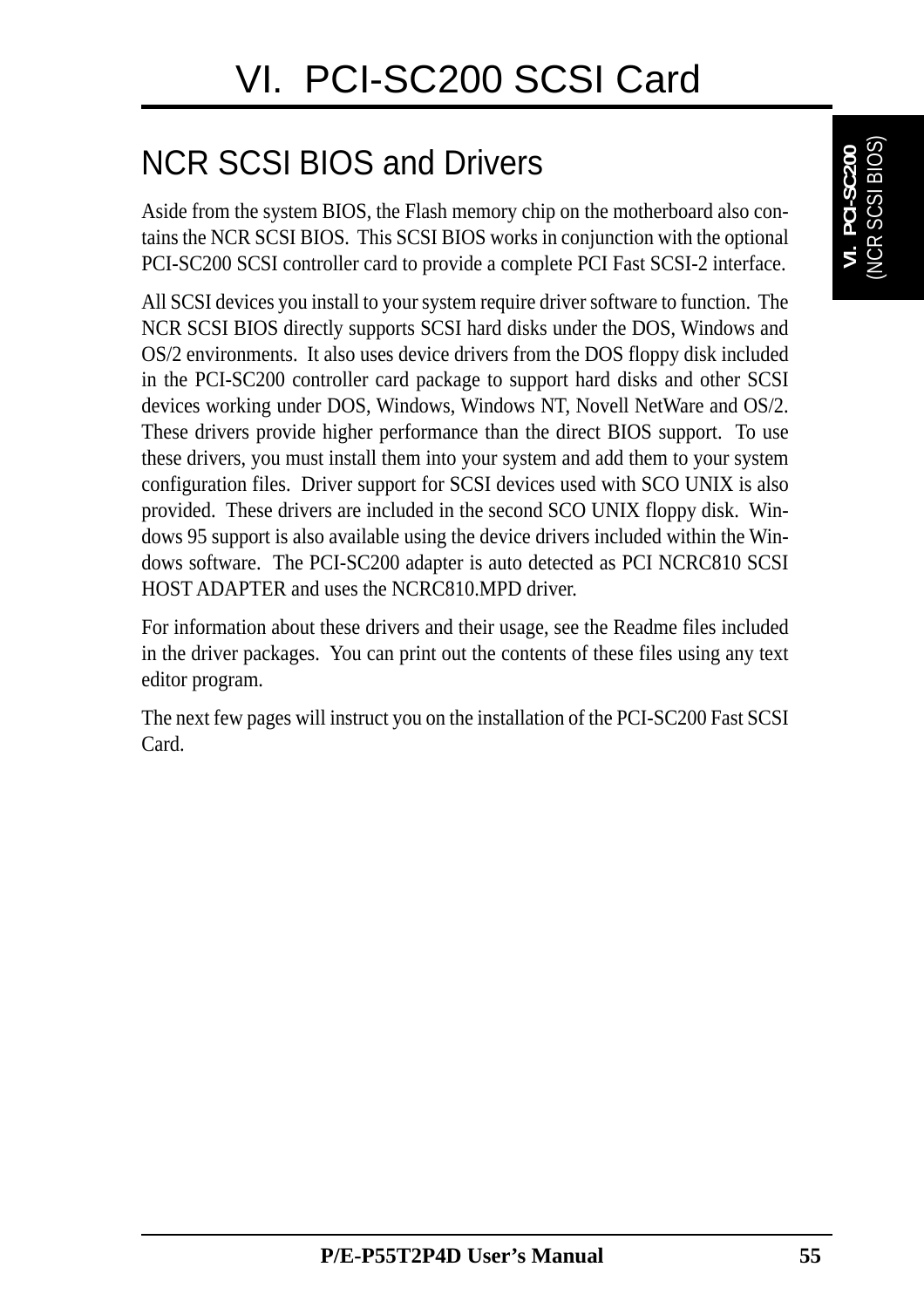# VI. PCI-SC200 SCSI Card

## NCR SCSI BIOS and Drivers

Aside from the system BIOS, the Flash memory chip on the motherboard also contains the NCR SCSI BIOS. This SCSI BIOS works in conjunction with the optional PCI-SC200 SCSI controller card to provide a complete PCI Fast SCSI-2 interface.

All SCSI devices you install to your system require driver software to function. The NCR SCSI BIOS directly supports SCSI hard disks under the DOS, Windows and OS/2 environments. It also uses device drivers from the DOS floppy disk included in the PCI-SC200 controller card package to support hard disks and other SCSI devices working under DOS, Windows, Windows NT, Novell NetWare and OS/2. These drivers provide higher performance than the direct BIOS support. To use these drivers, you must install them into your system and add them to your system configuration files. Driver support for SCSI devices used with SCO UNIX is also provided. These drivers are included in the second SCO UNIX floppy disk. Windows 95 support is also available using the device drivers included within the Windows software. The PCI-SC200 adapter is auto detected as PCI NCRC810 SCSI HOST ADAPTER and uses the NCRC810.MPD driver.

For information about these drivers and their usage, see the Readme files included in the driver packages. You can print out the contents of these files using any text editor program.

The next few pages will instruct you on the installation of the PCI-SC200 Fast SCSI Card.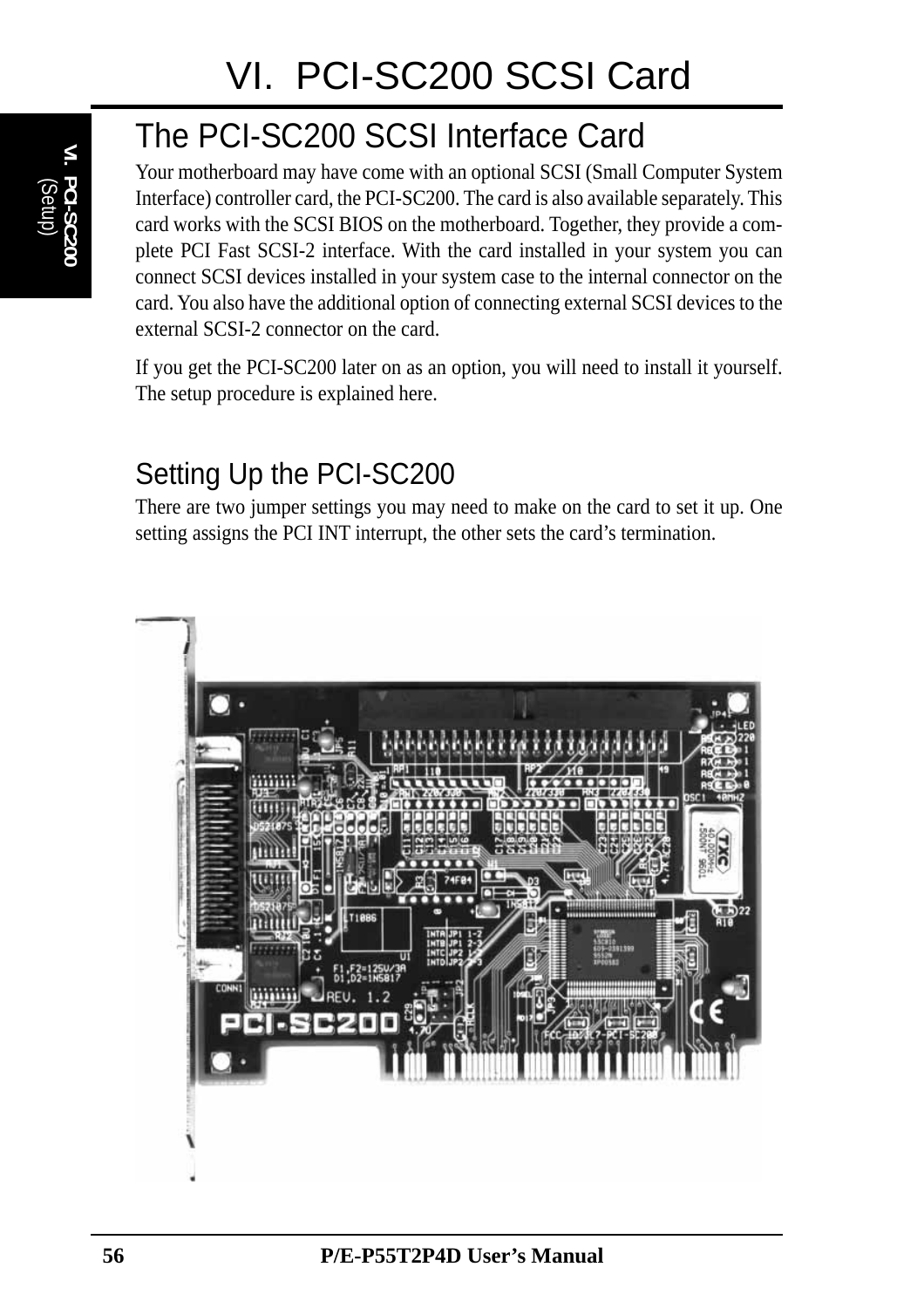# VI. PCI-SC200 SCSI Card

## The PCI-SC200 SCSI Interface Card

Your motherboard may have come with an optional SCSI (Small Computer System Interface) controller card, the PCI-SC200. The card is also available separately. This card works with the SCSI BIOS on the motherboard. Together, they provide a complete PCI Fast SCSI-2 interface. With the card installed in your system you can connect SCSI devices installed in your system case to the internal connector on the card. You also have the additional option of connecting external SCSI devices to the external SCSI-2 connector on the card.

If you get the PCI-SC200 later on as an option, you will need to install it yourself. The setup procedure is explained here.

### Setting Up the PCI-SC200

There are two jumper settings you may need to make on the card to set it up. One setting assigns the PCI INT interrupt, the other sets the card's termination.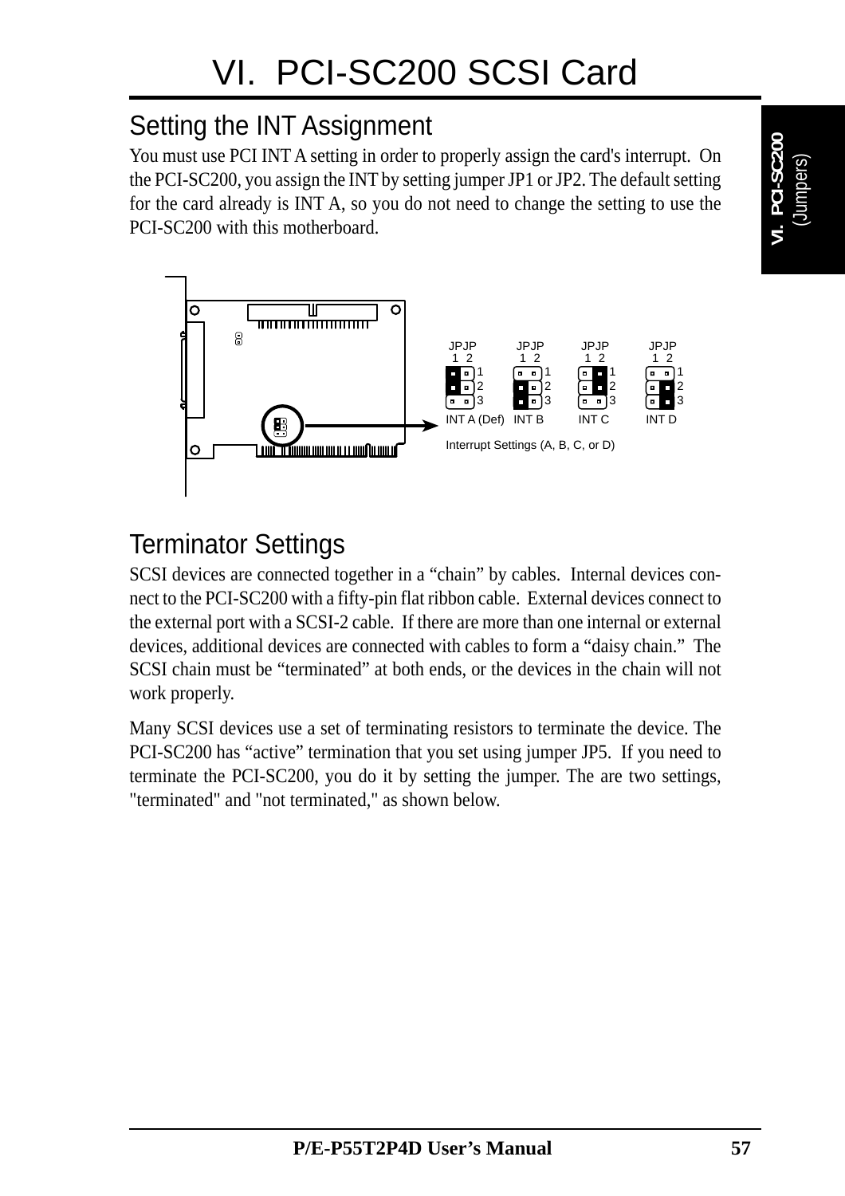# VI. PCI-SC200 SCSI Card

## Setting the INT Assignment

You must use PCI INT A setting in order to properly assign the card's interrupt. On the PCI-SC200, you assign the INT by setting jumper JP1 or JP2. The default setting for the card already is INT A, so you do not need to change the setting to use the PCI-SC200 with this motherboard.

JPJP 1 2 — INT A (Def) — INT B — INT C — INT D

Interrupt Settings (A, B, C, or D)

## Terminator Settings

SCSI devices are connected together in a "chain" by cables. Internal devices connect to the PCI-SC200 with a fifty-pin flat ribbon cable. External devices connect to the external port with a SCSI-2 cable. If there are more than one internal or external devices, additional devices are connected with cables to form a "daisy chain." The SCSI chain must be "terminated" at both ends, or the devices in the chain will not work properly.

Many SCSI devices use a set of terminating resistors to terminate the device. The PCI-SC200 has "active" termination that you set using jumper JP5. If you need to terminate the PCI-SC200, you do it by setting the jumper. The are two settings, "terminated" and "not terminated," as shown below.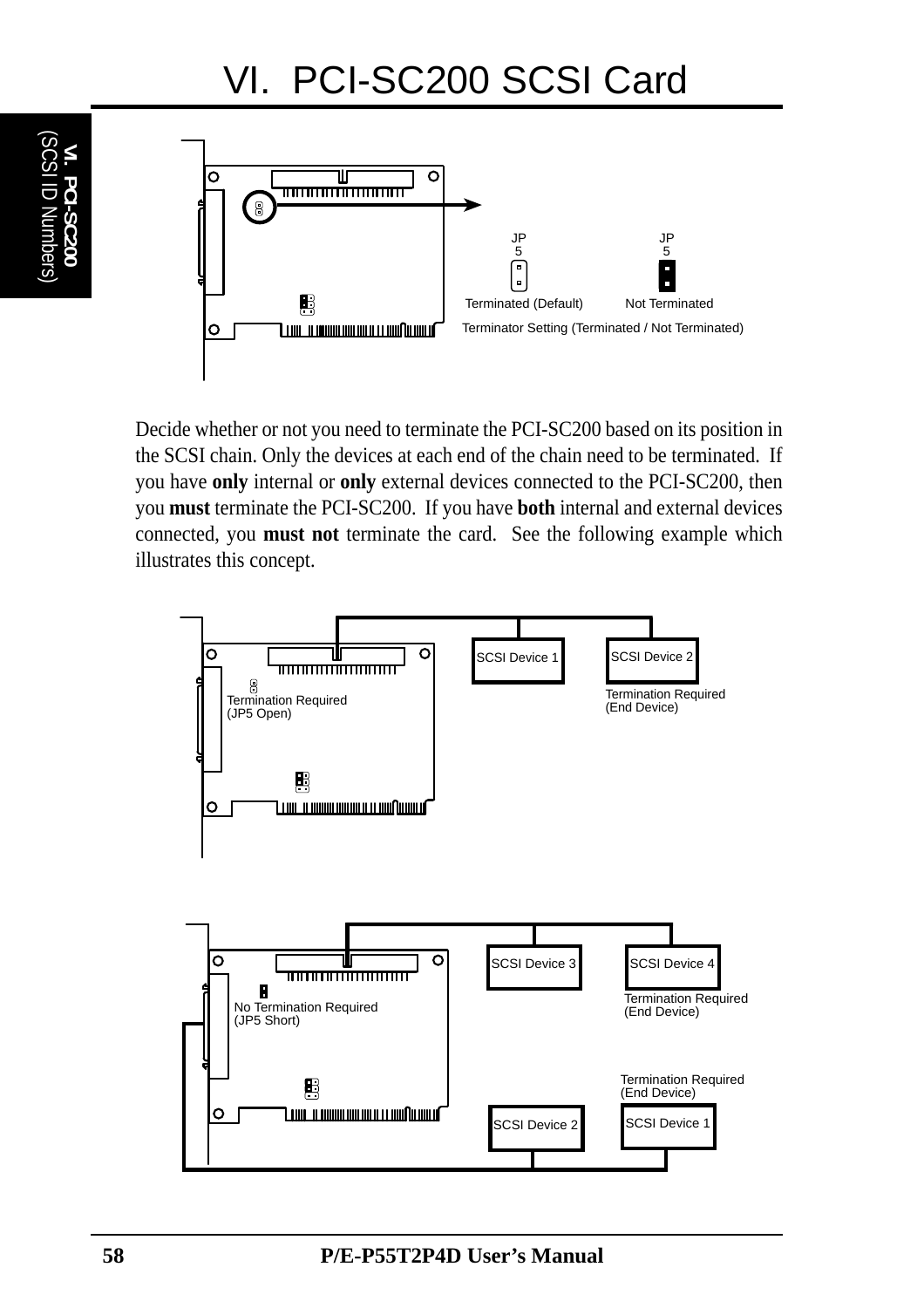# VI. PCI-SC200 SCSI Card

JP 5

Terminated (Default)

JP 5

Not Terminated

Terminator Setting (Terminated / Not Terminated)

Decide whether or not you need to terminate the PCI-SC200 based on its position in the SCSI chain. Only the devices at each end of the chain need to be terminated. If you have **only** internal or **only** external devices connected to the PCI-SC200, then you **must** terminate the PCI-SC200. If you have **both** internal and external devices connected, you **must not** terminate the card. See the following example which illustrates this concept.

Termination Required
(JP5 Open)

SCSI Device 1

SCSI Device 2

Termination Required
(End Device)

No Termination Required
(JP5 Short)

SCSI Device 3

SCSI Device 4

Termination Required
(End Device)

Termination Required
(End Device)

SCSI Device 2

SCSI Device 1